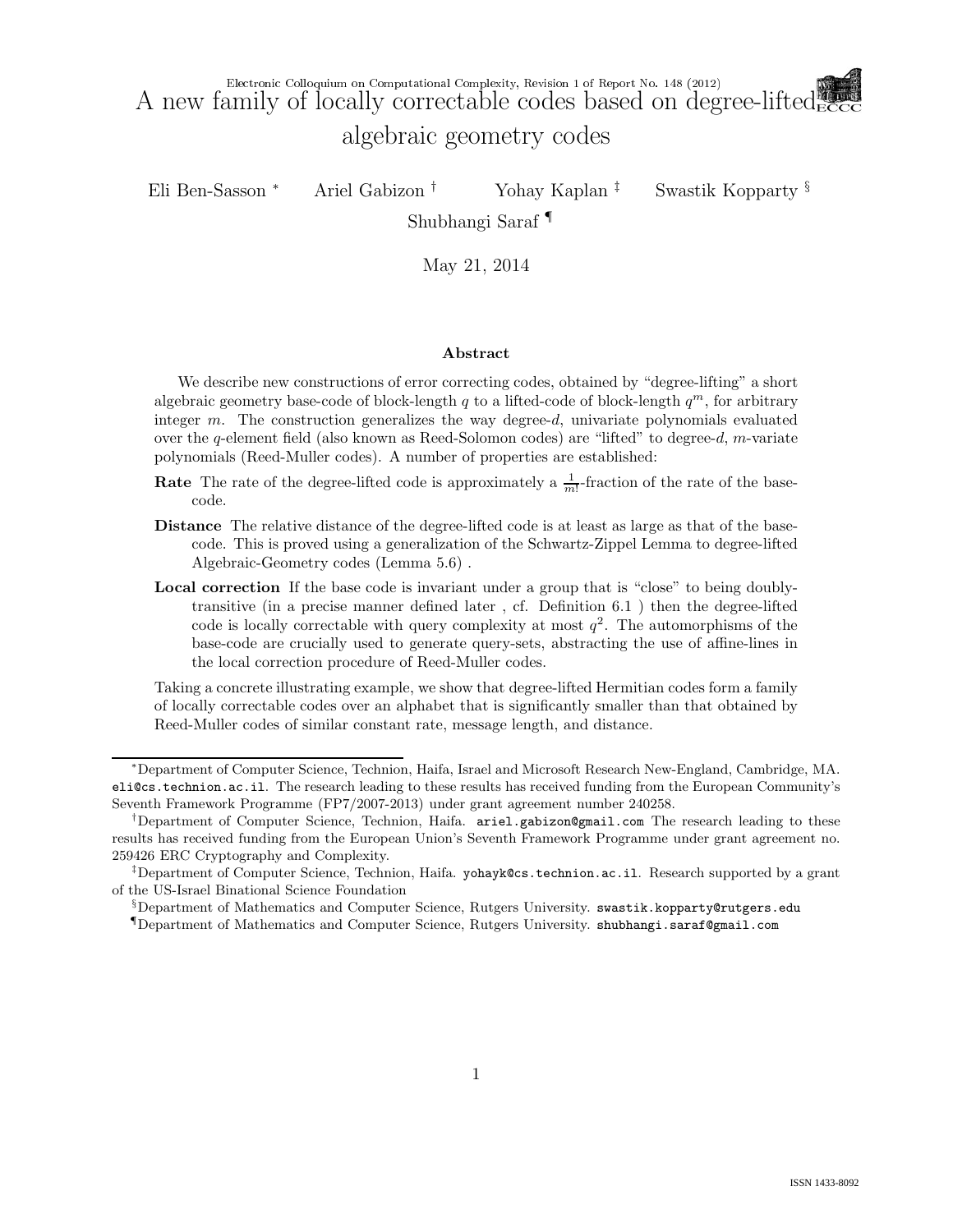# A new family of locally correctable codes based on degree-lifted algebraic geometry codes

Eli Ben-Sasson [*] Ariel Gabizon [†] Yohay Kaplan [‡] Swastik Kopparty [§]
Shubhangi Saraf [¶]

May 21, 2014

## Abstract

We describe new constructions of error correcting codes, obtained by "degree-lifting" a short algebraic geometry base-code of block-length $q$ to a lifted-code of block-length $q^m$, for arbitrary integer $m$. The construction generalizes the way degree-$d$, univariate polynomials evaluated over the $q$-element field (also known as Reed-Solomon codes) are "lifted" to degree-$d$, $m$-variate polynomials (Reed-Muller codes). A number of properties are established:

**Rate** The rate of the degree-lifted code is approximately a $\frac{1}{m!}$-fraction of the rate of the base-code.

**Distance** The relative distance of the degree-lifted code is at least as large as that of the base-code. This is proved using a generalization of the Schwartz-Zippel Lemma to degree-lifted Algebraic-Geometry codes (Lemma 5.6) .

**Local correction** If the base code is invariant under a group that is "close" to being doubly-transitive (in a precise manner defined later , cf. Definition 6.1 ) then the degree-lifted code is locally correctable with query complexity at most $q^2$. The automorphisms of the base-code are crucially used to generate query-sets, abstracting the use of affine-lines in the local correction procedure of Reed-Muller codes.

Taking a concrete illustrating example, we show that degree-lifted Hermitian codes form a family of locally correctable codes over an alphabet that is significantly smaller than that obtained by Reed-Muller codes of similar constant rate, message length, and distance.

---

[*] Department of Computer Science, Technion, Haifa, Israel and Microsoft Research New-England, Cambridge, MA. eli@cs.technion.ac.il. The research leading to these results has received funding from the European Community's Seventh Framework Programme (FP7/2007-2013) under grant agreement number 240258.

[†] Department of Computer Science, Technion, Haifa. ariel.gabizon@gmail.com The research leading to these results has received funding from the European Union's Seventh Framework Programme under grant agreement no. 259426 ERC Cryptography and Complexity.

[‡] Department of Computer Science, Technion, Haifa. yohayk@cs.technion.ac.il. Research supported by a grant of the US-Israel Binational Science Foundation

[§] Department of Mathematics and Computer Science, Rutgers University. swastik.kopparty@rutgers.edu

[¶] Department of Mathematics and Computer Science, Rutgers University. shubhangi.saraf@gmail.com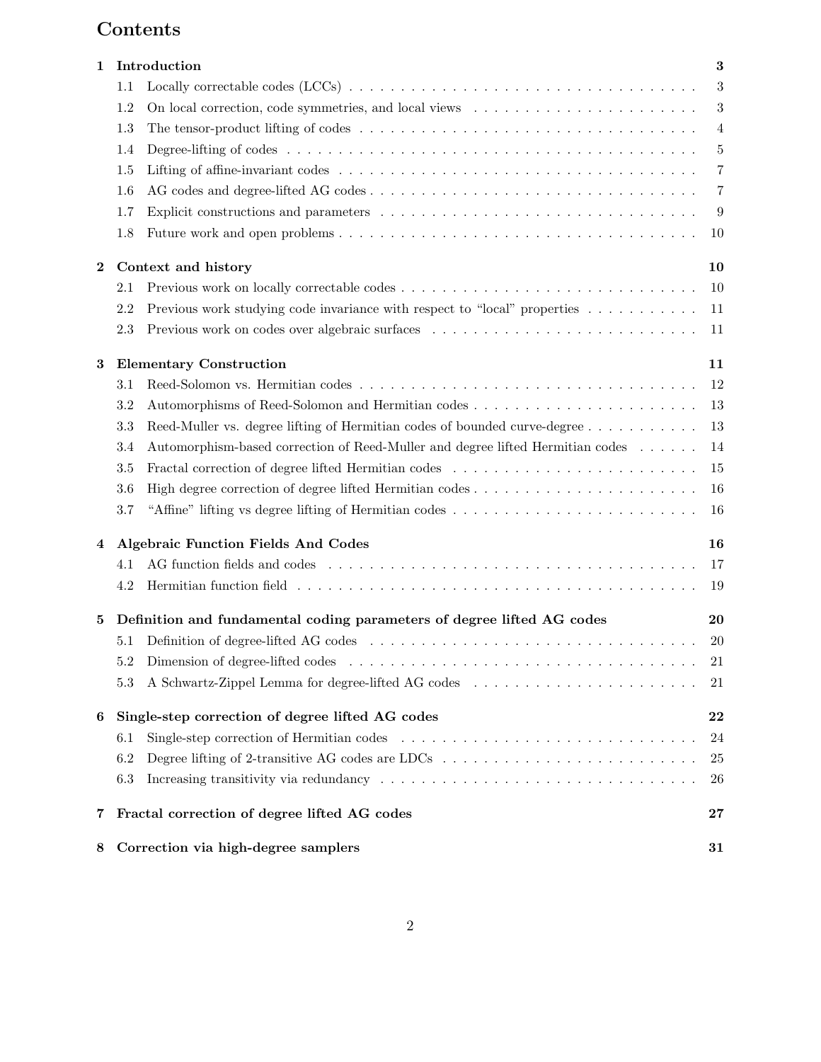# Contents

**1 Introduction** **3**

- 1.1 Locally correctable codes (LCCs) . . . 3
- 1.2 On local correction, code symmetries, and local views . . . 3
- 1.3 The tensor-product lifting of codes . . . 4
- 1.4 Degree-lifting of codes . . . 5
- 1.5 Lifting of affine-invariant codes . . . 7
- 1.6 AG codes and degree-lifted AG codes . . . 7
- 1.7 Explicit constructions and parameters . . . 9
- 1.8 Future work and open problems . . . 10

**2 Context and history** **10**

- 2.1 Previous work on locally correctable codes . . . 10
- 2.2 Previous work studying code invariance with respect to "local" properties . . . 11
- 2.3 Previous work on codes over algebraic surfaces . . . 11

**3 Elementary Construction** **11**

- 3.1 Reed-Solomon vs. Hermitian codes . . . 12
- 3.2 Automorphisms of Reed-Solomon and Hermitian codes . . . 13
- 3.3 Reed-Muller vs. degree lifting of Hermitian codes of bounded curve-degree . . . 13
- 3.4 Automorphism-based correction of Reed-Muller and degree lifted Hermitian codes . . . 14
- 3.5 Fractal correction of degree lifted Hermitian codes . . . 15
- 3.6 High degree correction of degree lifted Hermitian codes . . . 16
- 3.7 "Affine" lifting vs degree lifting of Hermitian codes . . . 16

**4 Algebraic Function Fields And Codes** **16**

- 4.1 AG function fields and codes . . . 17
- 4.2 Hermitian function field . . . 19

**5 Definition and fundamental coding parameters of degree lifted AG codes** **20**

- 5.1 Definition of degree-lifted AG codes . . . 20
- 5.2 Dimension of degree-lifted codes . . . 21
- 5.3 A Schwartz-Zippel Lemma for degree-lifted AG codes . . . 21

**6 Single-step correction of degree lifted AG codes** **22**

- 6.1 Single-step correction of Hermitian codes . . . 24
- 6.2 Degree lifting of 2-transitive AG codes are LDCs . . . 25
- 6.3 Increasing transitivity via redundancy . . . 26

**7 Fractal correction of degree lifted AG codes** **27**

**8 Correction via high-degree samplers** **31**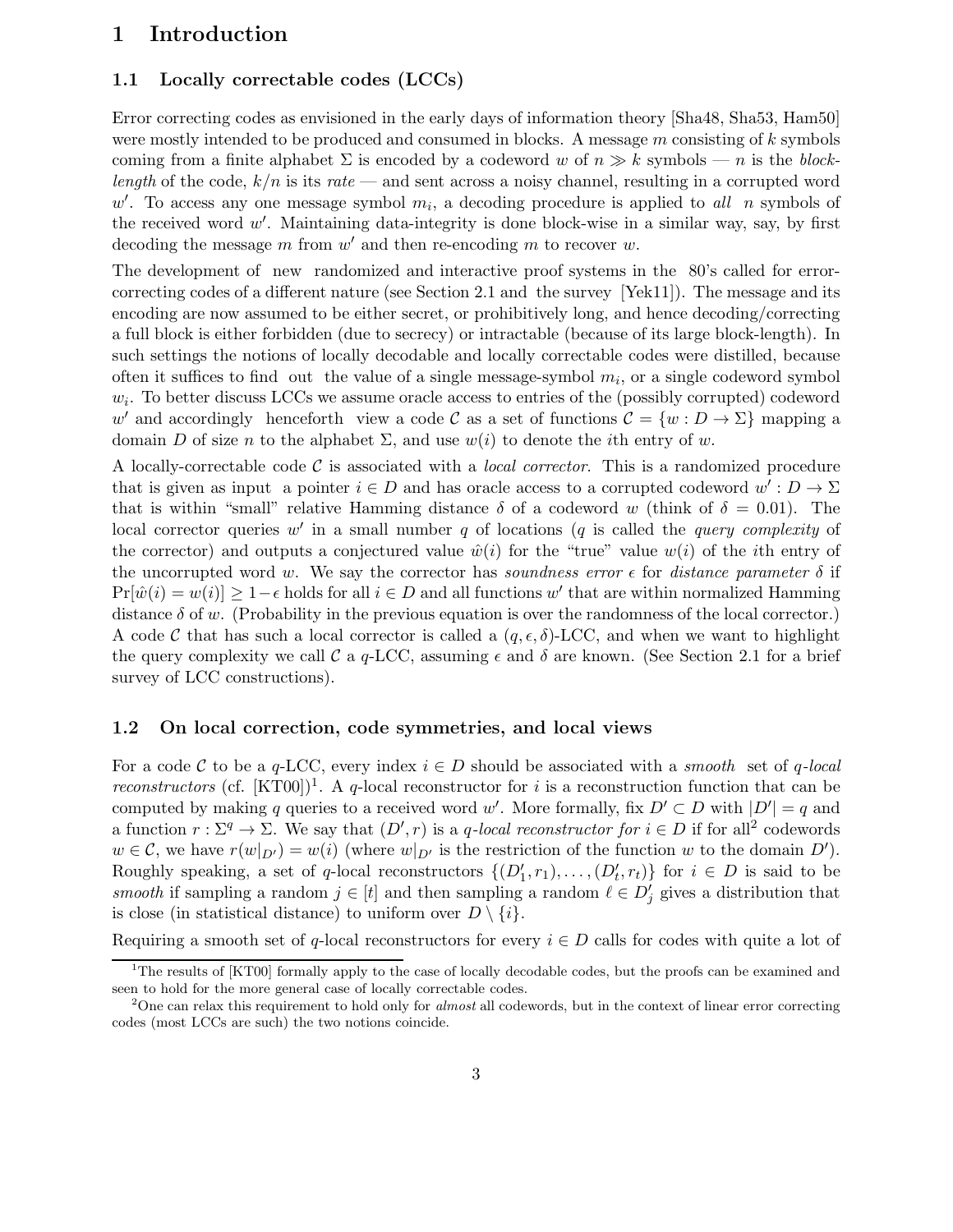# 1 Introduction

## 1.1 Locally correctable codes (LCCs)

Error correcting codes as envisioned in the early days of information theory [Sha48, Sha53, Ham50] were mostly intended to be produced and consumed in blocks. A message $m$ consisting of $k$ symbols coming from a finite alphabet $\Sigma$ is encoded by a codeword $w$ of $n \gg k$ symbols — $n$ is the *block-length* of the code, $k/n$ is its *rate* — and sent across a noisy channel, resulting in a corrupted word $w'$. To access any one message symbol $m_i$, a decoding procedure is applied to *all* $n$ symbols of the received word $w'$. Maintaining data-integrity is done block-wise in a similar way, say, by first decoding the message $m$ from $w'$ and then re-encoding $m$ to recover $w$.

The development of new randomized and interactive proof systems in the 80's called for error-correcting codes of a different nature (see Section 2.1 and the survey [Yek11]). The message and its encoding are now assumed to be either secret, or prohibitively long, and hence decoding/correcting a full block is either forbidden (due to secrecy) or intractable (because of its large block-length). In such settings the notions of locally decodable and locally correctable codes were distilled, because often it suffices to find out the value of a single message-symbol $m_i$, or a single codeword symbol $w_i$. To better discuss LCCs we assume oracle access to entries of the (possibly corrupted) codeword $w'$ and accordingly henceforth view a code $\mathcal{C}$ as a set of functions $\mathcal{C} = \{w : D \to \Sigma\}$ mapping a domain $D$ of size $n$ to the alphabet $\Sigma$, and use $w(i)$ to denote the $i$th entry of $w$.

A locally-correctable code $\mathcal{C}$ is associated with a *local corrector*. This is a randomized procedure that is given as input a pointer $i \in D$ and has oracle access to a corrupted codeword $w' : D \to \Sigma$ that is within "small" relative Hamming distance $\delta$ of a codeword $w$ (think of $\delta = 0.01$). The local corrector queries $w'$ in a small number $q$ of locations ($q$ is called the *query complexity* of the corrector) and outputs a conjectured value $\hat{w}(i)$ for the "true" value $w(i)$ of the $i$th entry of the uncorrupted word $w$. We say the corrector has *soundness error* $\epsilon$ for *distance parameter* $\delta$ if $\Pr[\hat{w}(i) = w(i)] \geq 1 - \epsilon$ holds for all $i \in D$ and all functions $w'$ that are within normalized Hamming distance $\delta$ of $w$. (Probability in the previous equation is over the randomness of the local corrector.) A code $\mathcal{C}$ that has such a local corrector is called a $(q, \epsilon, \delta)$-LCC, and when we want to highlight the query complexity we call $\mathcal{C}$ a $q$-LCC, assuming $\epsilon$ and $\delta$ are known. (See Section 2.1 for a brief survey of LCC constructions).

## 1.2 On local correction, code symmetries, and local views

For a code $\mathcal{C}$ to be a $q$-LCC, every index $i \in D$ should be associated with a *smooth* set of *$q$-local reconstructors* (cf. [KT00])[1]. A $q$-local reconstructor for $i$ is a reconstruction function that can be computed by making $q$ queries to a received word $w'$. More formally, fix $D' \subset D$ with $|D'| = q$ and a function $r : \Sigma^q \to \Sigma$. We say that $(D', r)$ is a *$q$-local reconstructor for $i \in D$* if for all[2] codewords $w \in \mathcal{C}$, we have $r(w|_{D'}) = w(i)$ (where $w|_{D'}$ is the restriction of the function $w$ to the domain $D'$). Roughly speaking, a set of $q$-local reconstructors $\{(D'_1, r_1), \ldots, (D'_t, r_t)\}$ for $i \in D$ is said to be *smooth* if sampling a random $j \in [t]$ and then sampling a random $\ell \in D'_j$ gives a distribution that is close (in statistical distance) to uniform over $D \setminus \{i\}$.

Requiring a smooth set of $q$-local reconstructors for every $i \in D$ calls for codes with quite a lot of

[1] The results of [KT00] formally apply to the case of locally decodable codes, but the proofs can be examined and seen to hold for the more general case of locally correctable codes.

[2] One can relax this requirement to hold only for *almost* all codewords, but in the context of linear error correcting codes (most LCCs are such) the two notions coincide.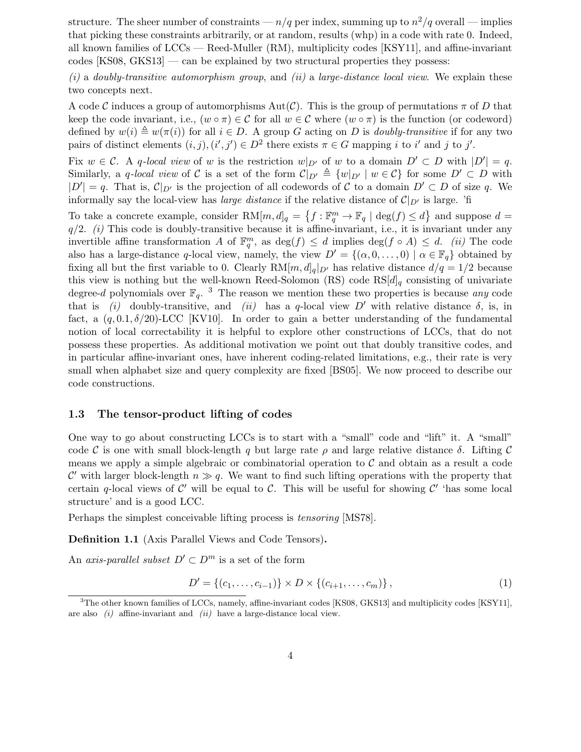structure. The sheer number of constraints — $n/q$ per index, summing up to $n^2/q$ overall — implies that picking these constraints arbitrarily, or at random, results (whp) in a code with rate 0. Indeed, all known families of LCCs — Reed-Muller (RM), multiplicity codes [KSY11], and affine-invariant codes [KS08, GKS13] — can be explained by two structural properties they possess:

*(i)* a *doubly-transitive automorphism group*, and *(ii)* a *large-distance local view*. We explain these two concepts next.

A code $\mathcal{C}$ induces a group of automorphisms $\mathrm{Aut}(\mathcal{C})$. This is the group of permutations $\pi$ of $D$ that keep the code invariant, i.e., $(w \circ \pi) \in \mathcal{C}$ for all $w \in \mathcal{C}$ where $(w \circ \pi)$ is the function (or codeword) defined by $w(i) \triangleq w(\pi(i))$ for all $i \in D$. A group $G$ acting on $D$ is *doubly-transitive* if for any two pairs of distinct elements $(i, j), (i', j') \in D^2$ there exists $\pi \in G$ mapping $i$ to $i'$ and $j$ to $j'$.

Fix $w \in \mathcal{C}$. A *$q$-local view* of $w$ is the restriction $w|_{D'}$ of $w$ to a domain $D' \subset D$ with $|D'| = q$. Similarly, a *$q$-local view* of $\mathcal{C}$ is a set of the form $\mathcal{C}|_{D'} \triangleq \{w|_{D'} \mid w \in \mathcal{C}\}$ for some $D' \subset D$ with $|D'| = q$. That is, $\mathcal{C}|_{D'}$ is the projection of all codewords of $\mathcal{C}$ to a domain $D' \subset D$ of size $q$. We informally say the local-view has *large distance* if the relative distance of $\mathcal{C}|_{D'}$ is large. 'fi

To take a concrete example, consider $\mathrm{RM}[m, d]_q = \{f : \mathbb{F}_q^m \to \mathbb{F}_q \mid \deg(f) \leq d\}$ and suppose $d = q/2$. *(i)* This code is doubly-transitive because it is affine-invariant, i.e., it is invariant under any invertible affine transformation $A$ of $\mathbb{F}_q^m$, as $\deg(f) \leq d$ implies $\deg(f \circ A) \leq d$. *(ii)* The code also has a large-distance $q$-local view, namely, the view $D' = \{(\alpha, 0, \ldots, 0) \mid \alpha \in \mathbb{F}_q\}$ obtained by fixing all but the first variable to 0. Clearly $\mathrm{RM}[m, d]_q|_{D'}$ has relative distance $d/q = 1/2$ because this view is nothing but the well-known Reed-Solomon (RS) code $\mathrm{RS}[d]_q$ consisting of univariate degree-$d$ polynomials over $\mathbb{F}_q$. [3] The reason we mention these two properties is because *any* code that is *(i)* doubly-transitive, and *(ii)* has a $q$-local view $D'$ with relative distance $\delta$, is, in fact, a $(q, 0.1, \delta/20)$-LCC [KV10]. In order to gain a better understanding of the fundamental notion of local correctability it is helpful to explore other constructions of LCCs, that do not possess these properties. As additional motivation we point out that doubly transitive codes, and in particular affine-invariant ones, have inherent coding-related limitations, e.g., their rate is very small when alphabet size and query complexity are fixed [BS05]. We now proceed to describe our code constructions.

### 1.3 The tensor-product lifting of codes

One way to go about constructing LCCs is to start with a "small" code and "lift" it. A "small" code $\mathcal{C}$ is one with small block-length $q$ but large rate $\rho$ and large relative distance $\delta$. Lifting $\mathcal{C}$ means we apply a simple algebraic or combinatorial operation to $\mathcal{C}$ and obtain as a result a code $\mathcal{C}'$ with larger block-length $n \gg q$. We want to find such lifting operations with the property that certain $q$-local views of $\mathcal{C}'$ will be equal to $\mathcal{C}$. This will be useful for showing $\mathcal{C}'$ 'has some local structure' and is a good LCC.

Perhaps the simplest conceivable lifting process is *tensoring* [MS78].

**Definition 1.1** (Axis Parallel Views and Code Tensors)**.**

An *axis-parallel subset* $D' \subset D^m$ is a set of the form

$$D' = \{(c_1, \ldots, c_{i-1})\} \times D \times \{(c_{i+1}, \ldots, c_m)\}, \tag{1}$$

[3] The other known families of LCCs, namely, affine-invariant codes [KS08, GKS13] and multiplicity codes [KSY11], are also *(i)* affine-invariant and *(ii)* have a large-distance local view.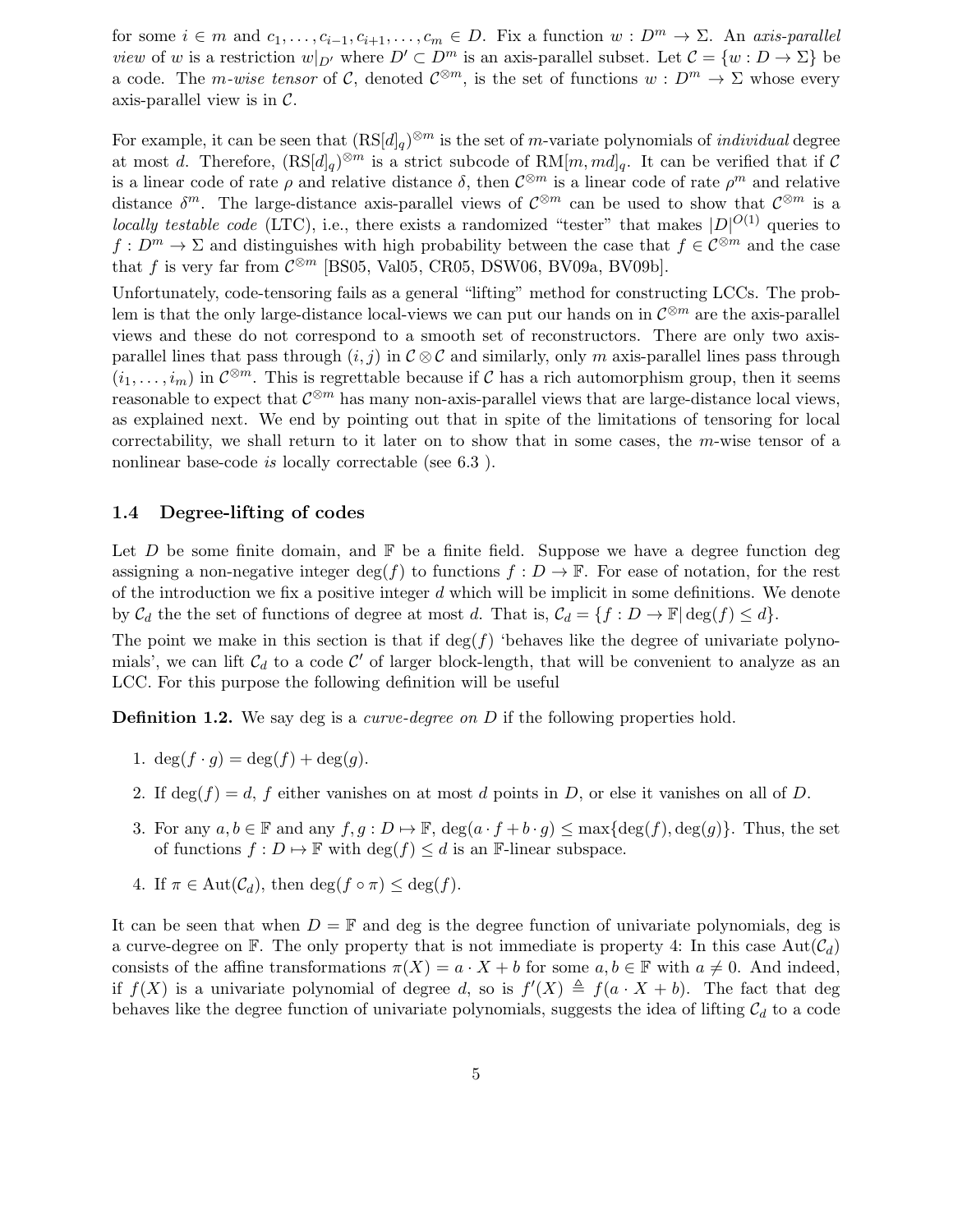for some $i \in m$ and $c_1, \ldots, c_{i-1}, c_{i+1}, \ldots, c_m \in D$. Fix a function $w : D^m \to \Sigma$. An *axis-parallel view* of $w$ is a restriction $w|_{D'}$ where $D' \subset D^m$ is an axis-parallel subset. Let $\mathcal{C} = \{w : D \to \Sigma\}$ be a code. The *m-wise tensor* of $\mathcal{C}$, denoted $\mathcal{C}^{\otimes m}$, is the set of functions $w : D^m \to \Sigma$ whose every axis-parallel view is in $\mathcal{C}$.

For example, it can be seen that $(\mathrm{RS}[d]_q)^{\otimes m}$ is the set of $m$-variate polynomials of *individual* degree at most $d$. Therefore, $(\mathrm{RS}[d]_q)^{\otimes m}$ is a strict subcode of $\mathrm{RM}[m, md]_q$. It can be verified that if $\mathcal{C}$ is a linear code of rate $\rho$ and relative distance $\delta$, then $\mathcal{C}^{\otimes m}$ is a linear code of rate $\rho^m$ and relative distance $\delta^m$. The large-distance axis-parallel views of $\mathcal{C}^{\otimes m}$ can be used to show that $\mathcal{C}^{\otimes m}$ is a *locally testable code* (LTC), i.e., there exists a randomized "tester" that makes $|D|^{O(1)}$ queries to $f : D^m \to \Sigma$ and distinguishes with high probability between the case that $f \in \mathcal{C}^{\otimes m}$ and the case that $f$ is very far from $\mathcal{C}^{\otimes m}$ [BS05, Val05, CR05, DSW06, BV09a, BV09b].

Unfortunately, code-tensoring fails as a general "lifting" method for constructing LCCs. The problem is that the only large-distance local-views we can put our hands on in $\mathcal{C}^{\otimes m}$ are the axis-parallel views and these do not correspond to a smooth set of reconstructors. There are only two axis-parallel lines that pass through $(i, j)$ in $\mathcal{C} \otimes \mathcal{C}$ and similarly, only $m$ axis-parallel lines pass through $(i_1, \ldots, i_m)$ in $\mathcal{C}^{\otimes m}$. This is regrettable because if $\mathcal{C}$ has a rich automorphism group, then it seems reasonable to expect that $\mathcal{C}^{\otimes m}$ has many non-axis-parallel views that are large-distance local views, as explained next. We end by pointing out that in spite of the limitations of tensoring for local correctability, we shall return to it later on to show that in some cases, the $m$-wise tensor of a nonlinear base-code *is* locally correctable (see 6.3 ).

## 1.4 Degree-lifting of codes

Let $D$ be some finite domain, and $\mathbb{F}$ be a finite field. Suppose we have a degree function deg assigning a non-negative integer $\deg(f)$ to functions $f : D \to \mathbb{F}$. For ease of notation, for the rest of the introduction we fix a positive integer $d$ which will be implicit in some definitions. We denote by $\mathcal{C}_d$ the the set of functions of degree at most $d$. That is, $\mathcal{C}_d = \{f : D \to \mathbb{F} | \deg(f) \leq d\}$.

The point we make in this section is that if $\deg(f)$ 'behaves like the degree of univariate polynomials', we can lift $\mathcal{C}_d$ to a code $\mathcal{C}'$ of larger block-length, that will be convenient to analyze as an LCC. For this purpose the following definition will be useful

**Definition 1.2.** We say deg is a *curve-degree on $D$* if the following properties hold.

1. $\deg(f \cdot g) = \deg(f) + \deg(g)$.
2. If $\deg(f) = d$, $f$ either vanishes on at most $d$ points in $D$, or else it vanishes on all of $D$.
3. For any $a, b \in \mathbb{F}$ and any $f, g : D \mapsto \mathbb{F}$, $\deg(a \cdot f + b \cdot g) \leq \max\{\deg(f), \deg(g)\}$. Thus, the set of functions $f : D \mapsto \mathbb{F}$ with $\deg(f) \leq d$ is an $\mathbb{F}$-linear subspace.
4. If $\pi \in \mathrm{Aut}(\mathcal{C}_d)$, then $\deg(f \circ \pi) \leq \deg(f)$.

It can be seen that when $D = \mathbb{F}$ and deg is the degree function of univariate polynomials, deg is a curve-degree on $\mathbb{F}$. The only property that is not immediate is property 4: In this case $\mathrm{Aut}(\mathcal{C}_d)$ consists of the affine transformations $\pi(X) = a \cdot X + b$ for some $a, b \in \mathbb{F}$ with $a \neq 0$. And indeed, if $f(X)$ is a univariate polynomial of degree $d$, so is $f'(X) \triangleq f(a \cdot X + b)$. The fact that deg behaves like the degree function of univariate polynomials, suggests the idea of lifting $\mathcal{C}_d$ to a code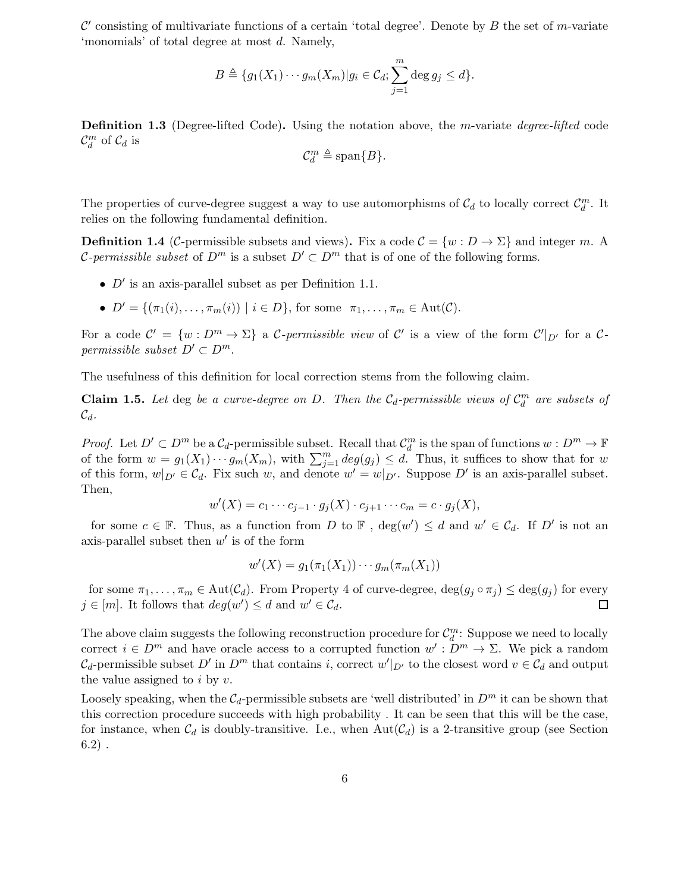$\mathcal{C}'$ consisting of multivariate functions of a certain 'total degree'. Denote by $B$ the set of $m$-variate 'monomials' of total degree at most $d$. Namely,

$$B \triangleq \{g_1(X_1)\cdots g_m(X_m) | g_i \in \mathcal{C}_d; \sum_{j=1}^{m} \deg g_j \leq d\}.$$

**Definition 1.3** (Degree-lifted Code)**.** Using the notation above, the $m$-variate *degree-lifted* code $\mathcal{C}_d^m$ of $\mathcal{C}_d$ is

$$\mathcal{C}_d^m \triangleq \text{span}\{B\}.$$

The properties of curve-degree suggest a way to use automorphisms of $\mathcal{C}_d$ to locally correct $\mathcal{C}_d^m$. It relies on the following fundamental definition.

**Definition 1.4** ($\mathcal{C}$-permissible subsets and views)**.** Fix a code $\mathcal{C} = \{w : D \to \Sigma\}$ and integer $m$. A *$\mathcal{C}$-permissible subset* of $D^m$ is a subset $D' \subset D^m$ that is of one of the following forms.

- $D'$ is an axis-parallel subset as per Definition 1.1.
- $D' = \{(\pi_1(i), \ldots, \pi_m(i)) \mid i \in D\}$, for some $\pi_1, \ldots, \pi_m \in \text{Aut}(\mathcal{C})$.

For a code $\mathcal{C}' = \{w : D^m \to \Sigma\}$ a *$\mathcal{C}$-permissible view* of $\mathcal{C}'$ is a view of the form $\mathcal{C}'|_{D'}$ for a *$\mathcal{C}$-permissible subset $D' \subset D^m$*.

The usefulness of this definition for local correction stems from the following claim.

**Claim 1.5.** *Let* deg *be a curve-degree on $D$. Then the $\mathcal{C}_d$-permissible views of $\mathcal{C}_d^m$ are subsets of $\mathcal{C}_d$.*

*Proof.* Let $D' \subset D^m$ be a $\mathcal{C}_d$-permissible subset. Recall that $\mathcal{C}_d^m$ is the span of functions $w : D^m \to \mathbb{F}$ of the form $w = g_1(X_1)\cdots g_m(X_m)$, with $\sum_{j=1}^{m} deg(g_j) \leq d$. Thus, it suffices to show that for $w$ of this form, $w|_{D'} \in \mathcal{C}_d$. Fix such $w$, and denote $w' = w|_{D'}$. Suppose $D'$ is an axis-parallel subset. Then,

$$w'(X) = c_1 \cdots c_{j-1} \cdot g_j(X) \cdot c_{j+1} \cdots c_m = c \cdot g_j(X),$$

for some $c \in \mathbb{F}$. Thus, as a function from $D$ to $\mathbb{F}$ , $\deg(w') \leq d$ and $w' \in \mathcal{C}_d$. If $D'$ is not an axis-parallel subset then $w'$ is of the form

$$w'(X) = g_1(\pi_1(X_1)) \cdots g_m(\pi_m(X_1))$$

for some $\pi_1, \ldots, \pi_m \in \text{Aut}(\mathcal{C}_d)$. From Property 4 of curve-degree, $\deg(g_j \circ \pi_j) \leq \deg(g_j)$ for every $j \in [m]$. It follows that $deg(w') \leq d$ and $w' \in \mathcal{C}_d$. ∎

The above claim suggests the following reconstruction procedure for $\mathcal{C}_d^m$: Suppose we need to locally correct $i \in D^m$ and have oracle access to a corrupted function $w' : D^m \to \Sigma$. We pick a random $\mathcal{C}_d$-permissible subset $D'$ in $D^m$ that contains $i$, correct $w'|_{D'}$ to the closest word $v \in \mathcal{C}_d$ and output the value assigned to $i$ by $v$.

Loosely speaking, when the $\mathcal{C}_d$-permissible subsets are 'well distributed' in $D^m$ it can be shown that this correction procedure succeeds with high probability . It can be seen that this will be the case, for instance, when $\mathcal{C}_d$ is doubly-transitive. I.e., when $\text{Aut}(\mathcal{C}_d)$ is a 2-transitive group (see Section 6.2) .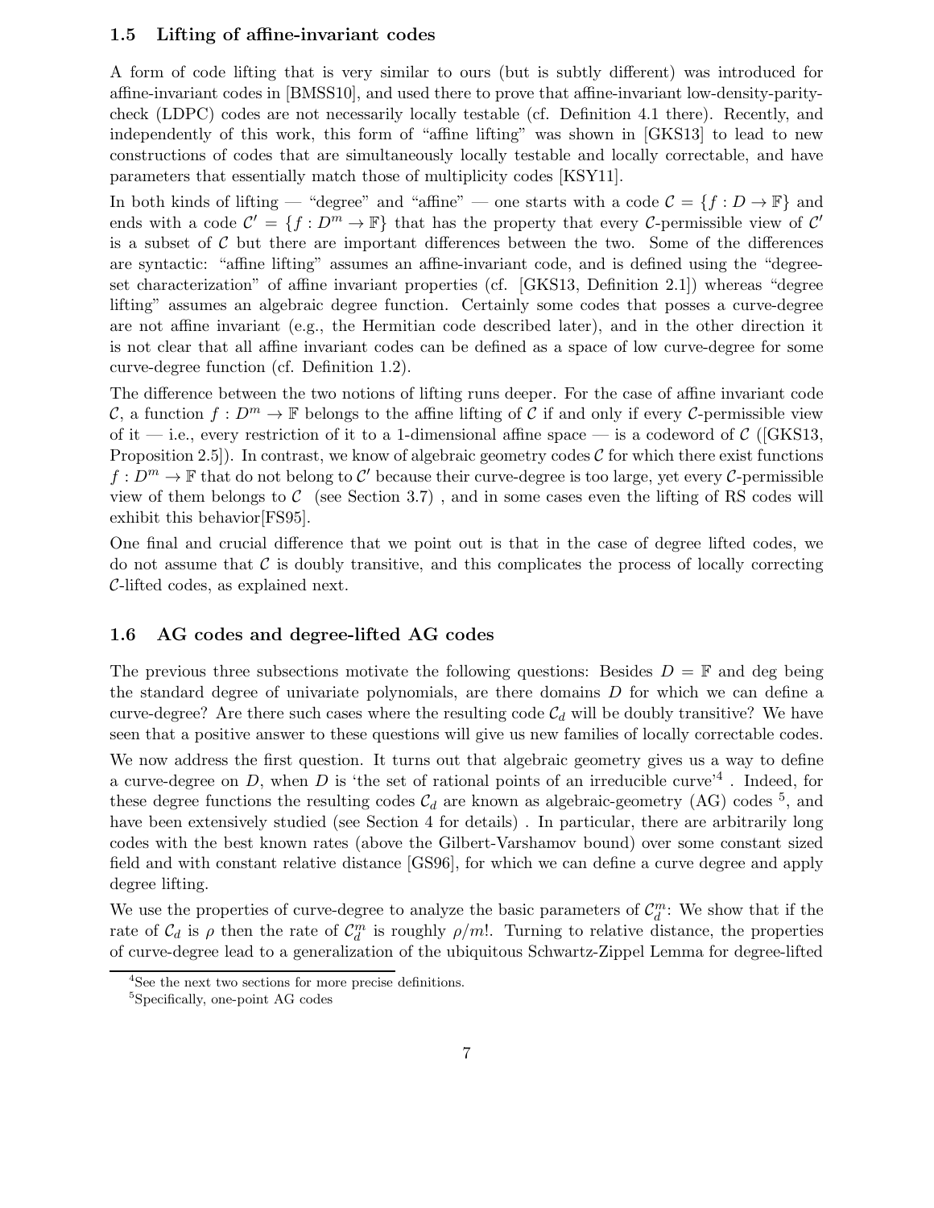## 1.5 Lifting of affine-invariant codes

A form of code lifting that is very similar to ours (but is subtly different) was introduced for affine-invariant codes in [BMSS10], and used there to prove that affine-invariant low-density-parity-check (LDPC) codes are not necessarily locally testable (cf. Definition 4.1 there). Recently, and independently of this work, this form of "affine lifting" was shown in [GKS13] to lead to new constructions of codes that are simultaneously locally testable and locally correctable, and have parameters that essentially match those of multiplicity codes [KSY11].

In both kinds of lifting — "degree" and "affine" — one starts with a code $\mathcal{C} = \{f : D \to \mathbb{F}\}$ and ends with a code $\mathcal{C}' = \{f : D^m \to \mathbb{F}\}$ that has the property that every $\mathcal{C}$-permissible view of $\mathcal{C}'$ is a subset of $\mathcal{C}$ but there are important differences between the two. Some of the differences are syntactic: "affine lifting" assumes an affine-invariant code, and is defined using the "degree-set characterization" of affine invariant properties (cf. [GKS13, Definition 2.1]) whereas "degree lifting" assumes an algebraic degree function. Certainly some codes that posses a curve-degree are not affine invariant (e.g., the Hermitian code described later), and in the other direction it is not clear that all affine invariant codes can be defined as a space of low curve-degree for some curve-degree function (cf. Definition 1.2).

The difference between the two notions of lifting runs deeper. For the case of affine invariant code $\mathcal{C}$, a function $f : D^m \to \mathbb{F}$ belongs to the affine lifting of $\mathcal{C}$ if and only if every $\mathcal{C}$-permissible view of it — i.e., every restriction of it to a 1-dimensional affine space — is a codeword of $\mathcal{C}$ ([GKS13, Proposition 2.5]). In contrast, we know of algebraic geometry codes $\mathcal{C}$ for which there exist functions $f : D^m \to \mathbb{F}$ that do not belong to $\mathcal{C}'$ because their curve-degree is too large, yet every $\mathcal{C}$-permissible view of them belongs to $\mathcal{C}$ (see Section 3.7) , and in some cases even the lifting of RS codes will exhibit this behavior[FS95].

One final and crucial difference that we point out is that in the case of degree lifted codes, we do not assume that $\mathcal{C}$ is doubly transitive, and this complicates the process of locally correcting $\mathcal{C}$-lifted codes, as explained next.

## 1.6 AG codes and degree-lifted AG codes

The previous three subsections motivate the following questions: Besides $D = \mathbb{F}$ and deg being the standard degree of univariate polynomials, are there domains $D$ for which we can define a curve-degree? Are there such cases where the resulting code $\mathcal{C}_d$ will be doubly transitive? We have seen that a positive answer to these questions will give us new families of locally correctable codes.

We now address the first question. It turns out that algebraic geometry gives us a way to define a curve-degree on $D$, when $D$ is 'the set of rational points of an irreducible curve'[4] . Indeed, for these degree functions the resulting codes $\mathcal{C}_d$ are known as algebraic-geometry (AG) codes [5], and have been extensively studied (see Section 4 for details) . In particular, there are arbitrarily long codes with the best known rates (above the Gilbert-Varshamov bound) over some constant sized field and with constant relative distance [GS96], for which we can define a curve degree and apply degree lifting.

We use the properties of curve-degree to analyze the basic parameters of $\mathcal{C}_d^m$: We show that if the rate of $\mathcal{C}_d$ is $\rho$ then the rate of $\mathcal{C}_d^m$ is roughly $\rho/m!$. Turning to relative distance, the properties of curve-degree lead to a generalization of the ubiquitous Schwartz-Zippel Lemma for degree-lifted

[4] See the next two sections for more precise definitions.

[5] Specifically, one-point AG codes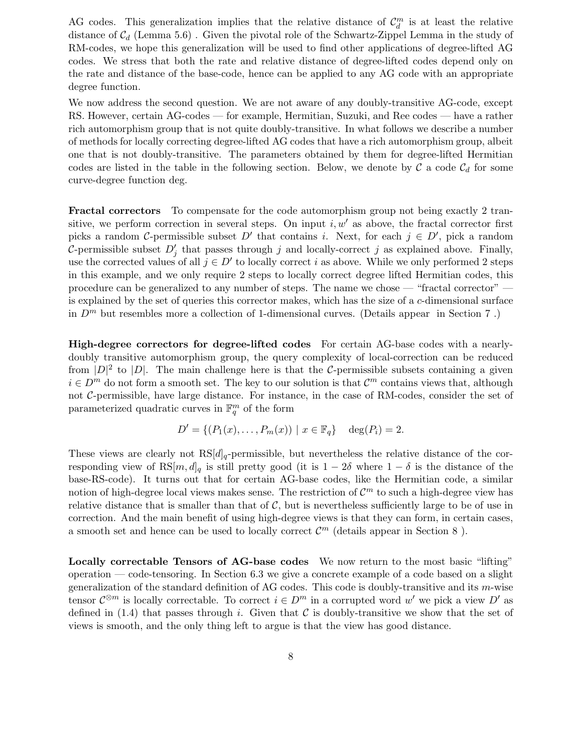AG codes. This generalization implies that the relative distance of $\mathcal{C}_d^m$ is at least the relative distance of $\mathcal{C}_d$ (Lemma 5.6) . Given the pivotal role of the Schwartz-Zippel Lemma in the study of RM-codes, we hope this generalization will be used to find other applications of degree-lifted AG codes. We stress that both the rate and relative distance of degree-lifted codes depend only on the rate and distance of the base-code, hence can be applied to any AG code with an appropriate degree function.

We now address the second question. We are not aware of any doubly-transitive AG-code, except RS. However, certain AG-codes — for example, Hermitian, Suzuki, and Ree codes — have a rather rich automorphism group that is not quite doubly-transitive. In what follows we describe a number of methods for locally correcting degree-lifted AG codes that have a rich automorphism group, albeit one that is not doubly-transitive. The parameters obtained by them for degree-lifted Hermitian codes are listed in the table in the following section. Below, we denote by $\mathcal{C}$ a code $\mathcal{C}_d$ for some curve-degree function deg.

**Fractal correctors** To compensate for the code automorphism group not being exactly 2 transitive, we perform correction in several steps. On input $i, w'$ as above, the fractal corrector first picks a random $\mathcal{C}$-permissible subset $D'$ that contains $i$. Next, for each $j \in D'$, pick a random $\mathcal{C}$-permissible subset $D'_j$ that passes through $j$ and locally-correct $j$ as explained above. Finally, use the corrected values of all $j \in D'$ to locally correct $i$ as above. While we only performed 2 steps in this example, and we only require 2 steps to locally correct degree lifted Hermitian codes, this procedure can be generalized to any number of steps. The name we chose — "fractal corrector" — is explained by the set of queries this corrector makes, which has the size of a $c$-dimensional surface in $D^m$ but resembles more a collection of 1-dimensional curves. (Details appear in Section 7 .)

**High-degree correctors for degree-lifted codes** For certain AG-base codes with a nearly-doubly transitive automorphism group, the query complexity of local-correction can be reduced from $|D|^2$ to $|D|$. The main challenge here is that the $\mathcal{C}$-permissible subsets containing a given $i \in D^m$ do not form a smooth set. The key to our solution is that $\mathcal{C}^m$ contains views that, although not $\mathcal{C}$-permissible, have large distance. For instance, in the case of RM-codes, consider the set of parameterized quadratic curves in $\mathbb{F}_q^m$ of the form

$$D' = \{(P_1(x), \ldots, P_m(x)) \mid x \in \mathbb{F}_q\} \quad \deg(P_i) = 2.$$

These views are clearly not $\mathrm{RS}[d]_q$-permissible, but nevertheless the relative distance of the corresponding view of $\mathrm{RS}[m, d]_q$ is still pretty good (it is $1 - 2\delta$ where $1 - \delta$ is the distance of the base-RS-code). It turns out that for certain AG-base codes, like the Hermitian code, a similar notion of high-degree local views makes sense. The restriction of $\mathcal{C}^m$ to such a high-degree view has relative distance that is smaller than that of $\mathcal{C}$, but is nevertheless sufficiently large to be of use in correction. And the main benefit of using high-degree views is that they can form, in certain cases, a smooth set and hence can be used to locally correct $\mathcal{C}^m$ (details appear in Section 8 ).

**Locally correctable Tensors of AG-base codes** We now return to the most basic "lifting" operation — code-tensoring. In Section 6.3 we give a concrete example of a code based on a slight generalization of the standard definition of AG codes. This code is doubly-transitive and its $m$-wise tensor $\mathcal{C}^{\otimes m}$ is locally correctable. To correct $i \in D^m$ in a corrupted word $w'$ we pick a view $D'$ as defined in (1.4) that passes through $i$. Given that $\mathcal{C}$ is doubly-transitive we show that the set of views is smooth, and the only thing left to argue is that the view has good distance.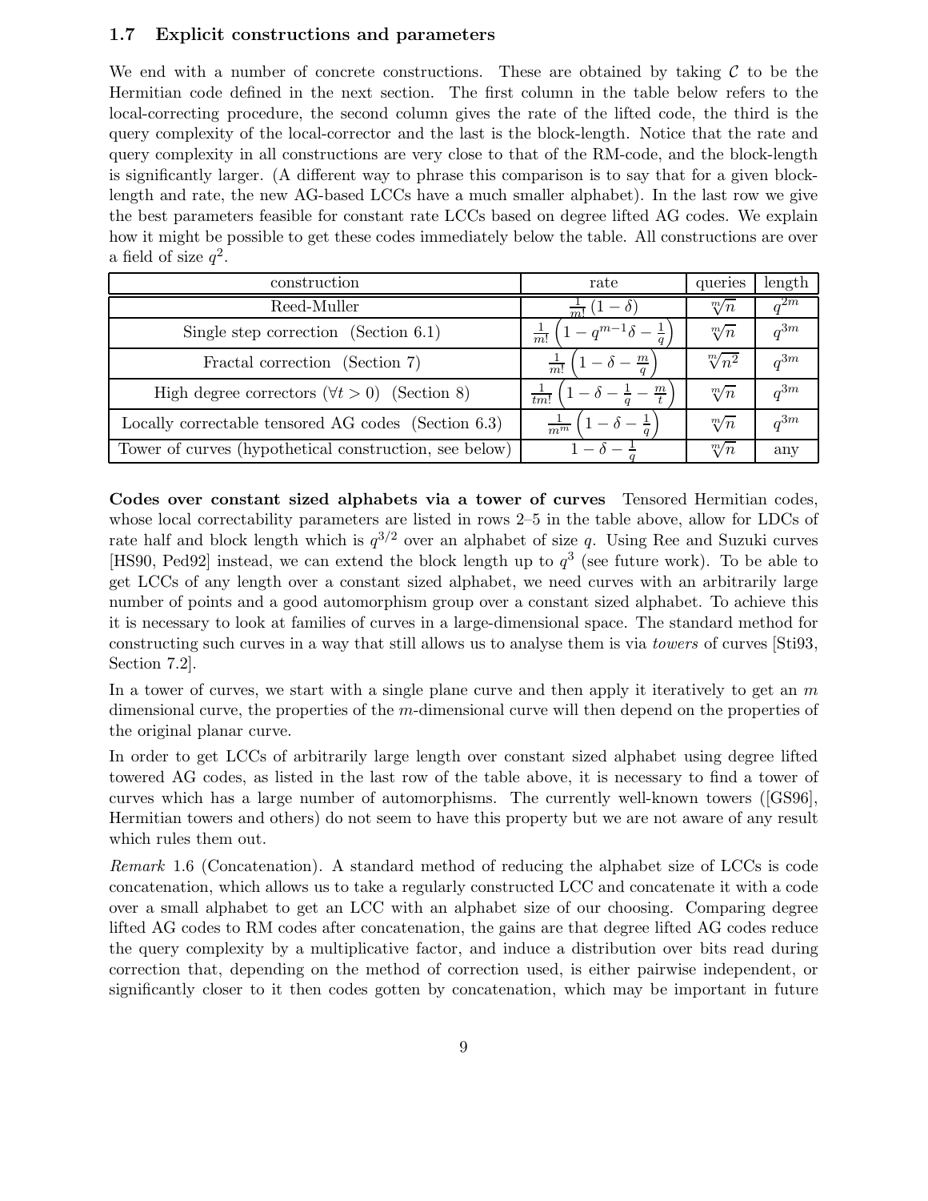### 1.7 Explicit constructions and parameters

We end with a number of concrete constructions. These are obtained by taking $\mathcal{C}$ to be the Hermitian code defined in the next section. The first column in the table below refers to the local-correcting procedure, the second column gives the rate of the lifted code, the third is the query complexity of the local-corrector and the last is the block-length. Notice that the rate and query complexity in all constructions are very close to that of the RM-code, and the block-length is significantly larger. (A different way to phrase this comparison is to say that for a given block-length and rate, the new AG-based LCCs have a much smaller alphabet). In the last row we give the best parameters feasible for constant rate LCCs based on degree lifted AG codes. We explain how it might be possible to get these codes immediately below the table. All constructions are over a field of size $q^2$.

| construction | rate | queries | length |
|---|---|---|---|
| Reed-Muller | $\frac{1}{m!}(1-\delta)$ | $\sqrt[m]{n}$ | $q^{2m}$ |
| Single step correction (Section 6.1) | $\frac{1}{m!}\left(1-q^{m-1}\delta-\frac{1}{q}\right)$ | $\sqrt[m]{n}$ | $q^{3m}$ |
| Fractal correction (Section 7) | $\frac{1}{m!}\left(1-\delta-\frac{m}{q}\right)$ | $\sqrt[m]{n^2}$ | $q^{3m}$ |
| High degree correctors ($\forall t>0$) (Section 8) | $\frac{1}{tm!}\left(1-\delta-\frac{1}{q}-\frac{m}{t}\right)$ | $\sqrt[m]{n}$ | $q^{3m}$ |
| Locally correctable tensored AG codes (Section 6.3) | $\frac{1}{m^m}\left(1-\delta-\frac{1}{q}\right)$ | $\sqrt[m]{n}$ | $q^{3m}$ |
| Tower of curves (hypothetical construction, see below) | $1-\delta-\frac{1}{q}$ | $\sqrt[m]{n}$ | any |

**Codes over constant sized alphabets via a tower of curves** Tensored Hermitian codes, whose local correctability parameters are listed in rows 2–5 in the table above, allow for LDCs of rate half and block length which is $q^{3/2}$ over an alphabet of size $q$. Using Ree and Suzuki curves [HS90, Ped92] instead, we can extend the block length up to $q^3$ (see future work). To be able to get LCCs of any length over a constant sized alphabet, we need curves with an arbitrarily large number of points and a good automorphism group over a constant sized alphabet. To achieve this it is necessary to look at families of curves in a large-dimensional space. The standard method for constructing such curves in a way that still allows us to analyse them is via *towers* of curves [Sti93, Section 7.2].

In a tower of curves, we start with a single plane curve and then apply it iteratively to get an $m$ dimensional curve, the properties of the $m$-dimensional curve will then depend on the properties of the original planar curve.

In order to get LCCs of arbitrarily large length over constant sized alphabet using degree lifted towered AG codes, as listed in the last row of the table above, it is necessary to find a tower of curves which has a large number of automorphisms. The currently well-known towers ([GS96], Hermitian towers and others) do not seem to have this property but we are not aware of any result which rules them out.

*Remark* 1.6 (Concatenation). A standard method of reducing the alphabet size of LCCs is code concatenation, which allows us to take a regularly constructed LCC and concatenate it with a code over a small alphabet to get an LCC with an alphabet size of our choosing. Comparing degree lifted AG codes to RM codes after concatenation, the gains are that degree lifted AG codes reduce the query complexity by a multiplicative factor, and induce a distribution over bits read during correction that, depending on the method of correction used, is either pairwise independent, or significantly closer to it then codes gotten by concatenation, which may be important in future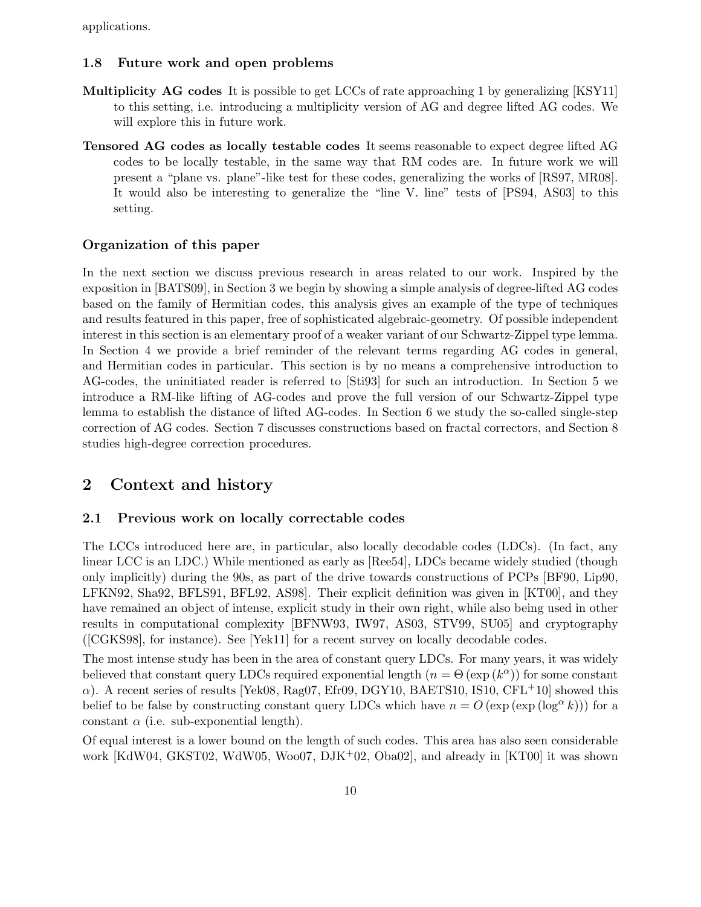applications.

### 1.8 Future work and open problems

**Multiplicity AG codes** It is possible to get LCCs of rate approaching 1 by generalizing [KSY11] to this setting, i.e. introducing a multiplicity version of AG and degree lifted AG codes. We will explore this in future work.

**Tensored AG codes as locally testable codes** It seems reasonable to expect degree lifted AG codes to be locally testable, in the same way that RM codes are. In future work we will present a "plane vs. plane"-like test for these codes, generalizing the works of [RS97, MR08]. It would also be interesting to generalize the "line V. line" tests of [PS94, AS03] to this setting.

### Organization of this paper

In the next section we discuss previous research in areas related to our work. Inspired by the exposition in [BATS09], in Section 3 we begin by showing a simple analysis of degree-lifted AG codes based on the family of Hermitian codes, this analysis gives an example of the type of techniques and results featured in this paper, free of sophisticated algebraic-geometry. Of possible independent interest in this section is an elementary proof of a weaker variant of our Schwartz-Zippel type lemma. In Section 4 we provide a brief reminder of the relevant terms regarding AG codes in general, and Hermitian codes in particular. This section is by no means a comprehensive introduction to AG-codes, the uninitiated reader is referred to [Sti93] for such an introduction. In Section 5 we introduce a RM-like lifting of AG-codes and prove the full version of our Schwartz-Zippel type lemma to establish the distance of lifted AG-codes. In Section 6 we study the so-called single-step correction of AG codes. Section 7 discusses constructions based on fractal correctors, and Section 8 studies high-degree correction procedures.

## 2 Context and history

### 2.1 Previous work on locally correctable codes

The LCCs introduced here are, in particular, also locally decodable codes (LDCs). (In fact, any linear LCC is an LDC.) While mentioned as early as [Ree54], LDCs became widely studied (though only implicitly) during the 90s, as part of the drive towards constructions of PCPs [BF90, Lip90, LFKN92, Sha92, BFLS91, BFL92, AS98]. Their explicit definition was given in [KT00], and they have remained an object of intense, explicit study in their own right, while also being used in other results in computational complexity [BFNW93, IW97, AS03, STV99, SU05] and cryptography ([CGKS98], for instance). See [Yek11] for a recent survey on locally decodable codes.

The most intense study has been in the area of constant query LDCs. For many years, it was widely believed that constant query LDCs required exponential length ($n = \Theta(\exp(k^\alpha))$ for some constant $\alpha$). A recent series of results [Yek08, Rag07, Efr09, DGY10, BAETS10, IS10, CFL+10] showed this belief to be false by constructing constant query LDCs which have $n = O(\exp(\exp(\log^\alpha k)))$ for a constant $\alpha$ (i.e. sub-exponential length).

Of equal interest is a lower bound on the length of such codes. This area has also seen considerable work [KdW04, GKST02, WdW05, Woo07, DJK+02, Oba02], and already in [KT00] it was shown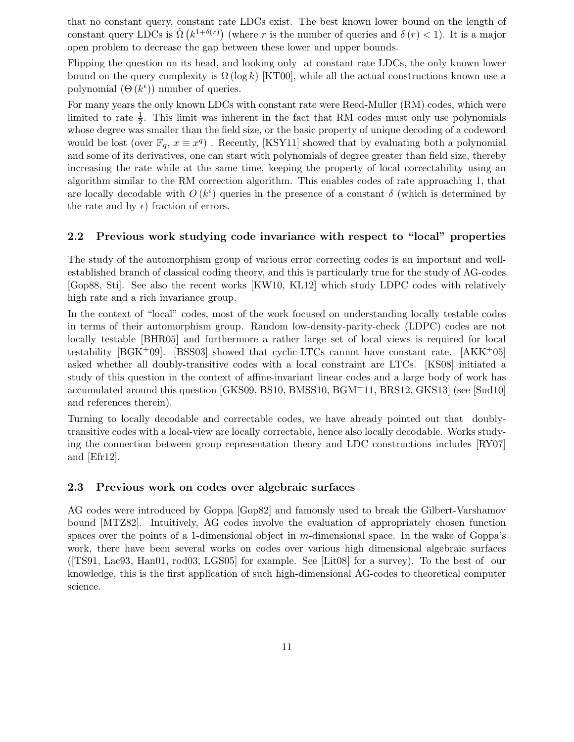that no constant query, constant rate LDCs exist. The best known lower bound on the length of constant query LDCs is $\tilde{\Omega}\left(k^{1+\delta(r)}\right)$ (where $r$ is the number of queries and $\delta(r) < 1$). It is a major open problem to decrease the gap between these lower and upper bounds.

Flipping the question on its head, and looking only at constant rate LDCs, the only known lower bound on the query complexity is $\Omega(\log k)$ [KT00], while all the actual constructions known use a polynomial ($\Theta(k^{\epsilon})$) number of queries.

For many years the only known LDCs with constant rate were Reed-Muller (RM) codes, which were limited to rate $\frac{1}{2}$. This limit was inherent in the fact that RM codes must only use polynomials whose degree was smaller than the field size, or the basic property of unique decoding of a codeword would be lost (over $\mathbb{F}_q$, $x \equiv x^q$) . Recently, [KSY11] showed that by evaluating both a polynomial and some of its derivatives, one can start with polynomials of degree greater than field size, thereby increasing the rate while at the same time, keeping the property of local correctability using an algorithm similar to the RM correction algorithm. This enables codes of rate approaching 1, that are locally decodable with $O(k^{\epsilon})$ queries in the presence of a constant $\delta$ (which is determined by the rate and by $\epsilon$) fraction of errors.

## 2.2 Previous work studying code invariance with respect to "local" properties

The study of the automorphism group of various error correcting codes is an important and well-established branch of classical coding theory, and this is particularly true for the study of AG-codes [Gop88, Sti]. See also the recent works [KW10, KL12] which study LDPC codes with relatively high rate and a rich invariance group.

In the context of "local" codes, most of the work focused on understanding locally testable codes in terms of their automorphism group. Random low-density-parity-check (LDPC) codes are not locally testable [BHR05] and furthermore a rather large set of local views is required for local testability [BGK+09]. [BSS03] showed that cyclic-LTCs cannot have constant rate. [AKK+05] asked whether all doubly-transitive codes with a local constraint are LTCs. [KS08] initiated a study of this question in the context of affine-invariant linear codes and a large body of work has accumulated around this question [GKS09, BS10, BMSS10, BGM+11, BRS12, GKS13] (see [Sud10] and references therein).

Turning to locally decodable and correctable codes, we have already pointed out that doubly-transitive codes with a local-view are locally correctable, hence also locally decodable. Works studying the connection between group representation theory and LDC constructions includes [RY07] and [Efr12].

## 2.3 Previous work on codes over algebraic surfaces

AG codes were introduced by Goppa [Gop82] and famously used to break the Gilbert-Varshamov bound [MTZ82]. Intuitively, AG codes involve the evaluation of appropriately chosen function spaces over the points of a 1-dimensional object in $m$-dimensional space. In the wake of Goppa's work, there have been several works on codes over various high dimensional algebraic surfaces ([TS91, Lac93, Han01, rod03, LGS05] for example. See [Lit08] for a survey). To the best of our knowledge, this is the first application of such high-dimensional AG-codes to theoretical computer science.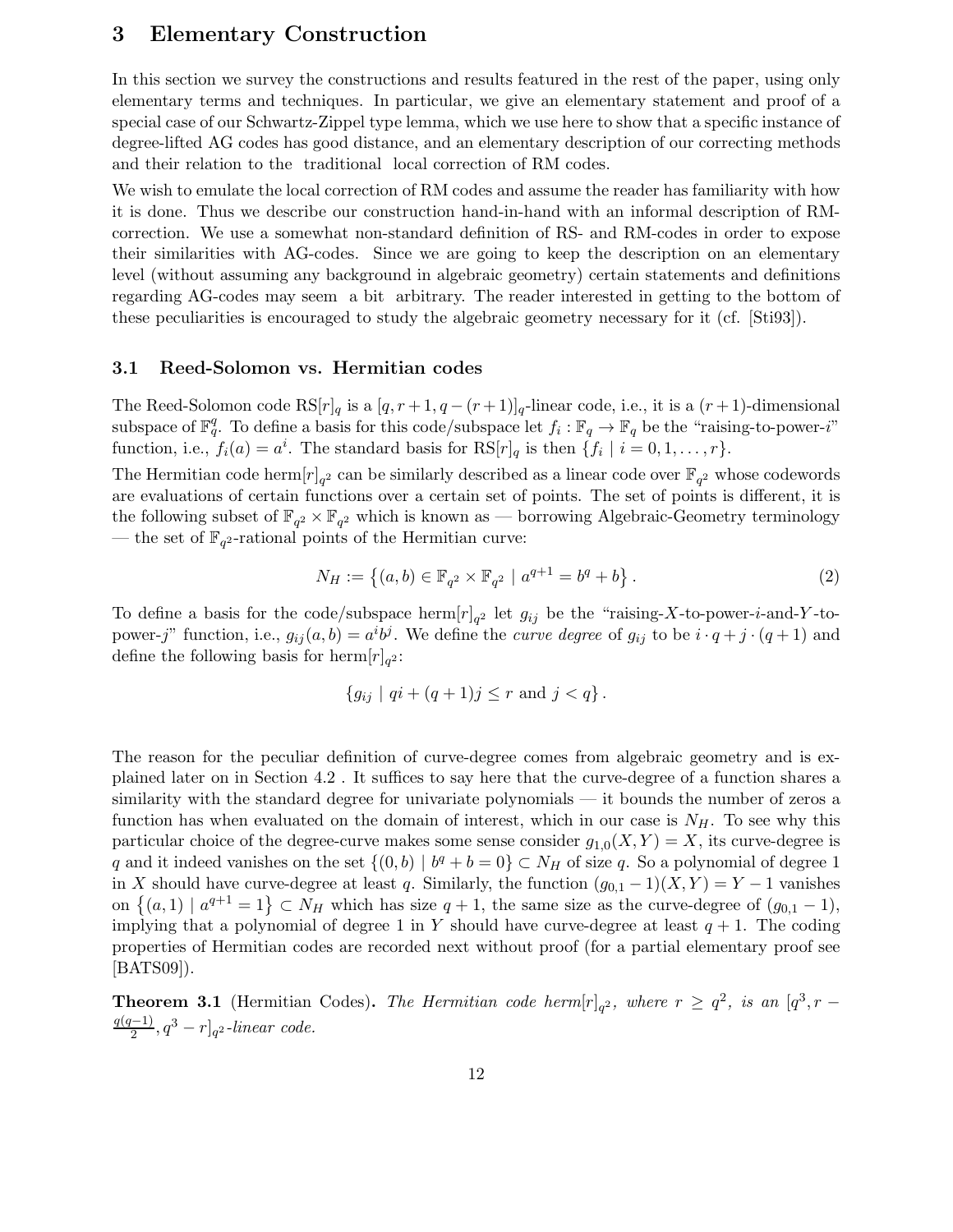# 3 Elementary Construction

In this section we survey the constructions and results featured in the rest of the paper, using only elementary terms and techniques. In particular, we give an elementary statement and proof of a special case of our Schwartz-Zippel type lemma, which we use here to show that a specific instance of degree-lifted AG codes has good distance, and an elementary description of our correcting methods and their relation to the traditional local correction of RM codes.

We wish to emulate the local correction of RM codes and assume the reader has familiarity with how it is done. Thus we describe our construction hand-in-hand with an informal description of RM-correction. We use a somewhat non-standard definition of RS- and RM-codes in order to expose their similarities with AG-codes. Since we are going to keep the description on an elementary level (without assuming any background in algebraic geometry) certain statements and definitions regarding AG-codes may seem a bit arbitrary. The reader interested in getting to the bottom of these peculiarities is encouraged to study the algebraic geometry necessary for it (cf. [Sti93]).

## 3.1 Reed-Solomon vs. Hermitian codes

The Reed-Solomon code $\mathrm{RS}[r]_q$ is a $[q, r+1, q-(r+1)]_q$-linear code, i.e., it is a $(r+1)$-dimensional subspace of $\mathbb{F}_q^q$. To define a basis for this code/subspace let $f_i : \mathbb{F}_q \to \mathbb{F}_q$ be the "raising-to-power-$i$" function, i.e., $f_i(a) = a^i$. The standard basis for $\mathrm{RS}[r]_q$ is then $\{f_i \mid i = 0, 1, \ldots, r\}$.

The Hermitian code $\mathrm{herm}[r]_{q^2}$ can be similarly described as a linear code over $\mathbb{F}_{q^2}$ whose codewords are evaluations of certain functions over a certain set of points. The set of points is different, it is the following subset of $\mathbb{F}_{q^2} \times \mathbb{F}_{q^2}$ which is known as — borrowing Algebraic-Geometry terminology — the set of $\mathbb{F}_{q^2}$-rational points of the Hermitian curve:

$$N_H := \left\{(a, b) \in \mathbb{F}_{q^2} \times \mathbb{F}_{q^2} \mid a^{q+1} = b^q + b\right\}. \tag{2}$$

To define a basis for the code/subspace $\mathrm{herm}[r]_{q^2}$ let $g_{ij}$ be the "raising-$X$-to-power-$i$-and-$Y$-to-power-$j$" function, i.e., $g_{ij}(a, b) = a^i b^j$. We define the *curve degree* of $g_{ij}$ to be $i \cdot q + j \cdot (q+1)$ and define the following basis for $\mathrm{herm}[r]_{q^2}$:

$$\{g_{ij} \mid qi + (q+1)j \leq r \text{ and } j < q\}.$$

The reason for the peculiar definition of curve-degree comes from algebraic geometry and is explained later on in Section 4.2 . It suffices to say here that the curve-degree of a function shares a similarity with the standard degree for univariate polynomials — it bounds the number of zeros a function has when evaluated on the domain of interest, which in our case is $N_H$. To see why this particular choice of the degree-curve makes some sense consider $g_{1,0}(X, Y) = X$, its curve-degree is $q$ and it indeed vanishes on the set $\{(0, b) \mid b^q + b = 0\} \subset N_H$ of size $q$. So a polynomial of degree 1 in $X$ should have curve-degree at least $q$. Similarly, the function $(g_{0,1} - 1)(X, Y) = Y - 1$ vanishes on $\left\{(a, 1) \mid a^{q+1} = 1\right\} \subset N_H$ which has size $q+1$, the same size as the curve-degree of $(g_{0,1} - 1)$, implying that a polynomial of degree 1 in $Y$ should have curve-degree at least $q+1$. The coding properties of Hermitian codes are recorded next without proof (for a partial elementary proof see [BATS09]).

**Theorem 3.1** (Hermitian Codes)**.** *The Hermitian code $\mathrm{herm}[r]_{q^2}$, where $r \geq q^2$, is an $[q^3, r - \frac{q(q-1)}{2}, q^3 - r]_{q^2}$-linear code.*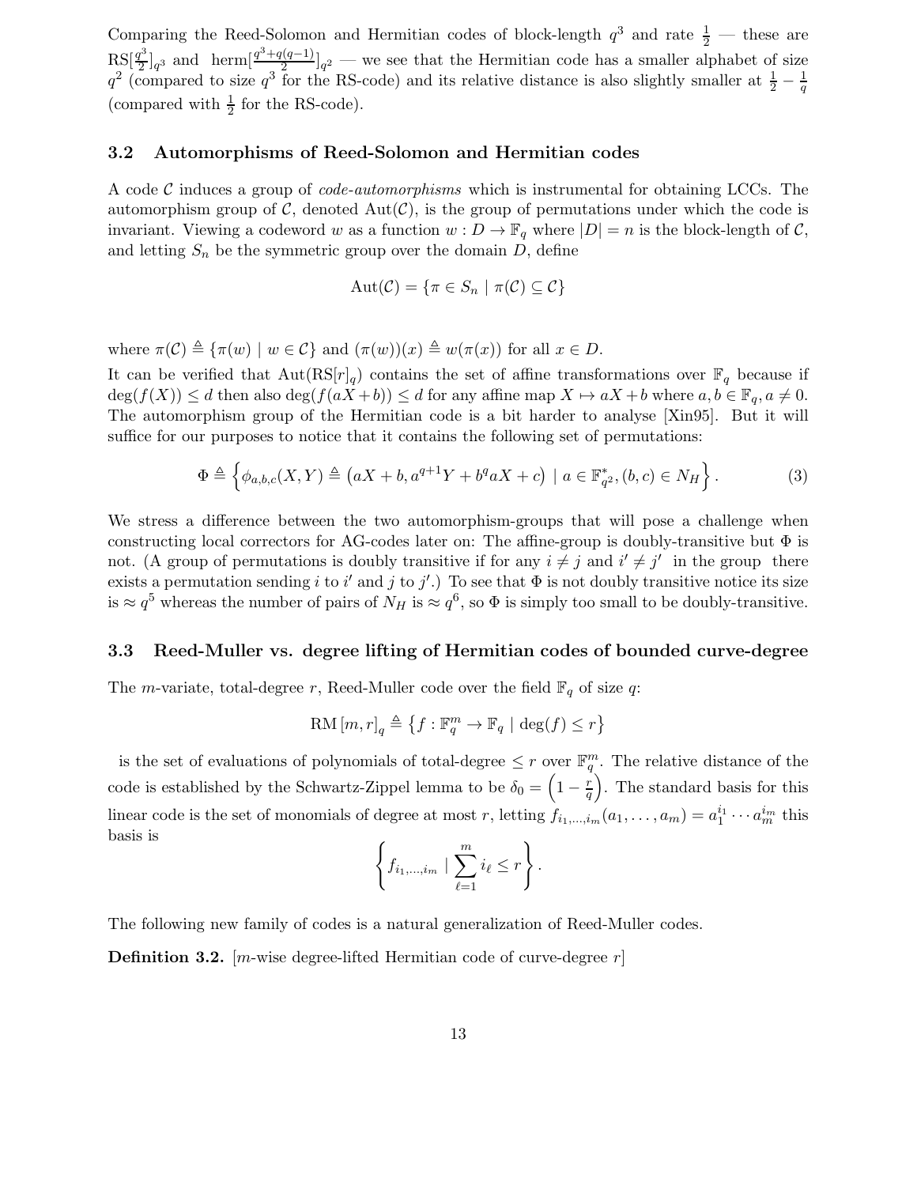Comparing the Reed-Solomon and Hermitian codes of block-length $q^3$ and rate $\frac{1}{2}$ — these are $\mathrm{RS}[\frac{q^3}{2}]_{q^3}$ and $\mathrm{herm}[\frac{q^3+q(q-1)}{2}]_{q^2}$ — we see that the Hermitian code has a smaller alphabet of size $q^2$ (compared to size $q^3$ for the RS-code) and its relative distance is also slightly smaller at $\frac{1}{2} - \frac{1}{q}$ (compared with $\frac{1}{2}$ for the RS-code).

### 3.2 Automorphisms of Reed-Solomon and Hermitian codes

A code $\mathcal{C}$ induces a group of *code-automorphisms* which is instrumental for obtaining LCCs. The automorphism group of $\mathcal{C}$, denoted $\mathrm{Aut}(\mathcal{C})$, is the group of permutations under which the code is invariant. Viewing a codeword $w$ as a function $w : D \to \mathbb{F}_q$ where $|D| = n$ is the block-length of $\mathcal{C}$, and letting $S_n$ be the symmetric group over the domain $D$, define

$$\mathrm{Aut}(\mathcal{C}) = \{\pi \in S_n \mid \pi(\mathcal{C}) \subseteq \mathcal{C}\}$$

where $\pi(\mathcal{C}) \triangleq \{\pi(w) \mid w \in \mathcal{C}\}$ and $(\pi(w))(x) \triangleq w(\pi(x))$ for all $x \in D$.

It can be verified that $\mathrm{Aut}(\mathrm{RS}[r]_q)$ contains the set of affine transformations over $\mathbb{F}_q$ because if $\deg(f(X)) \leq d$ then also $\deg(f(aX+b)) \leq d$ for any affine map $X \mapsto aX + b$ where $a, b \in \mathbb{F}_q, a \neq 0$. The automorphism group of the Hermitian code is a bit harder to analyse [Xin95]. But it will suffice for our purposes to notice that it contains the following set of permutations:

$$\Phi \triangleq \left\{ \phi_{a,b,c}(X,Y) \triangleq \left(aX + b, a^{q+1}Y + b^q aX + c\right) \mid a \in \mathbb{F}_{q^2}^*, (b,c) \in N_H \right\}. \tag{3}$$

We stress a difference between the two automorphism-groups that will pose a challenge when constructing local correctors for AG-codes later on: The affine-group is doubly-transitive but $\Phi$ is not. (A group of permutations is doubly transitive if for any $i \neq j$ and $i' \neq j'$ in the group there exists a permutation sending $i$ to $i'$ and $j$ to $j'$.) To see that $\Phi$ is not doubly transitive notice its size is $\approx q^5$ whereas the number of pairs of $N_H$ is $\approx q^6$, so $\Phi$ is simply too small to be doubly-transitive.

### 3.3 Reed-Muller vs. degree lifting of Hermitian codes of bounded curve-degree

The $m$-variate, total-degree $r$, Reed-Muller code over the field $\mathbb{F}_q$ of size $q$:

$$\mathrm{RM}\,[m,r]_q \triangleq \left\{ f : \mathbb{F}_q^m \to \mathbb{F}_q \mid \deg(f) \leq r \right\}$$

is the set of evaluations of polynomials of total-degree $\leq r$ over $\mathbb{F}_q^m$. The relative distance of the code is established by the Schwartz-Zippel lemma to be $\delta_0 = \left(1 - \frac{r}{q}\right)$. The standard basis for this linear code is the set of monomials of degree at most $r$, letting $f_{i_1,\ldots,i_m}(a_1,\ldots,a_m) = a_1^{i_1} \cdots a_m^{i_m}$ this basis is

$$\left\{ f_{i_1,\ldots,i_m} \mid \sum_{\ell=1}^{m} i_\ell \leq r \right\}.$$

The following new family of codes is a natural generalization of Reed-Muller codes.

**Definition 3.2.** [$m$-wise degree-lifted Hermitian code of curve-degree $r$]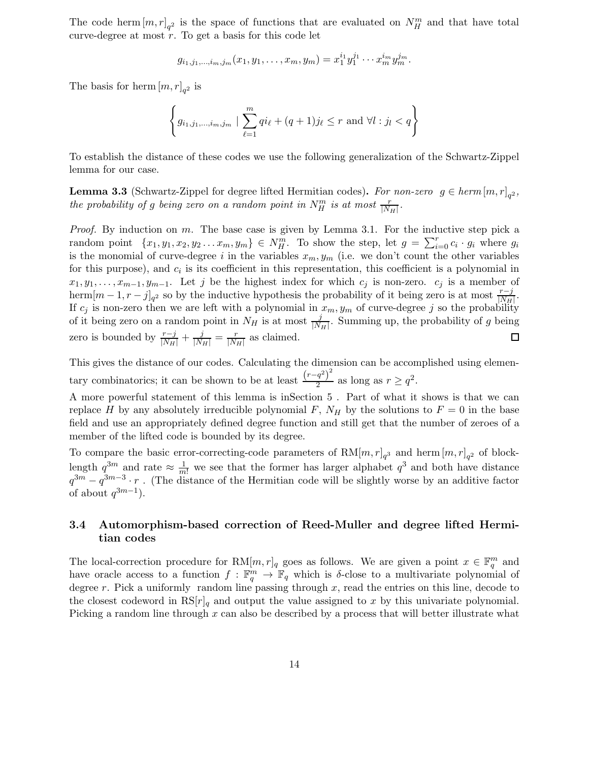The code herm $[m,r]_{q^2}$ is the space of functions that are evaluated on $N_H^m$ and that have total curve-degree at most $r$. To get a basis for this code let

$$g_{i_1,j_1,\ldots,i_m,j_m}(x_1,y_1,\ldots,x_m,y_m) = x_1^{i_1}y_1^{j_1}\cdots x_m^{i_m}y_m^{j_m}.$$

The basis for herm $[m,r]_{q^2}$ is

$$\left\{ g_{i_1,j_1,\ldots,i_m,j_m} \mid \sum_{\ell=1}^{m} qi_\ell + (q+1)j_\ell \le r \text{ and } \forall l : j_l < q \right\}$$

To establish the distance of these codes we use the following generalization of the Schwartz-Zippel lemma for our case.

**Lemma 3.3** (Schwartz-Zippel for degree lifted Hermitian codes)**.** *For non-zero $g \in herm[m,r]_{q^2}$, the probability of $g$ being zero on a random point in $N_H^m$ is at most $\frac{r}{|N_H|}$.*

*Proof.* By induction on $m$. The base case is given by Lemma 3.1. For the inductive step pick a random point $\{x_1, y_1, x_2, y_2 \ldots x_m, y_m\} \in N_H^m$. To show the step, let $g = \sum_{i=0}^{r} c_i \cdot g_i$ where $g_i$ is the monomial of curve-degree $i$ in the variables $x_m, y_m$ (i.e. we don't count the other variables for this purpose), and $c_i$ is its coefficient in this representation, this coefficient is a polynomial in $x_1, y_1, \ldots, x_{m-1}, y_{m-1}$. Let $j$ be the highest index for which $c_j$ is non-zero. $c_j$ is a member of herm$[m-1, r-j]_{q^2}$ so by the inductive hypothesis the probability of it being zero is at most $\frac{r-j}{|N_H|}$. If $c_j$ is non-zero then we are left with a polynomial in $x_m, y_m$ of curve-degree $j$ so the probability of it being zero on a random point in $N_H$ is at most $\frac{j}{|N_H|}$. Summing up, the probability of $g$ being zero is bounded by $\frac{r-j}{|N_H|} + \frac{j}{|N_H|} = \frac{r}{|N_H|}$ as claimed. ◻

This gives the distance of our codes. Calculating the dimension can be accomplished using elementary combinatorics; it can be shown to be at least $\frac{(r-q^2)^2}{2}$ as long as $r \ge q^2$.

A more powerful statement of this lemma is inSection 5 . Part of what it shows is that we can replace $H$ by any absolutely irreducible polynomial $F$, $N_H$ by the solutions to $F = 0$ in the base field and use an appropriately defined degree function and still get that the number of zeroes of a member of the lifted code is bounded by its degree.

To compare the basic error-correcting-code parameters of RM$[m,r]_{q^3}$ and herm $[m,r]_{q^2}$ of block-length $q^{3m}$ and rate $\approx \frac{1}{m!}$ we see that the former has larger alphabet $q^3$ and both have distance $q^{3m} - q^{3m-3} \cdot r$ . (The distance of the Hermitian code will be slightly worse by an additive factor of about $q^{3m-1}$).

### 3.4 Automorphism-based correction of Reed-Muller and degree lifted Hermitian codes

The local-correction procedure for RM$[m,r]_q$ goes as follows. We are given a point $x \in \mathbb{F}_q^m$ and have oracle access to a function $f : \mathbb{F}_q^m \to \mathbb{F}_q$ which is $\delta$-close to a multivariate polynomial of degree $r$. Pick a uniformly random line passing through $x$, read the entries on this line, decode to the closest codeword in RS$[r]_q$ and output the value assigned to $x$ by this univariate polynomial. Picking a random line through $x$ can also be described by a process that will better illustrate what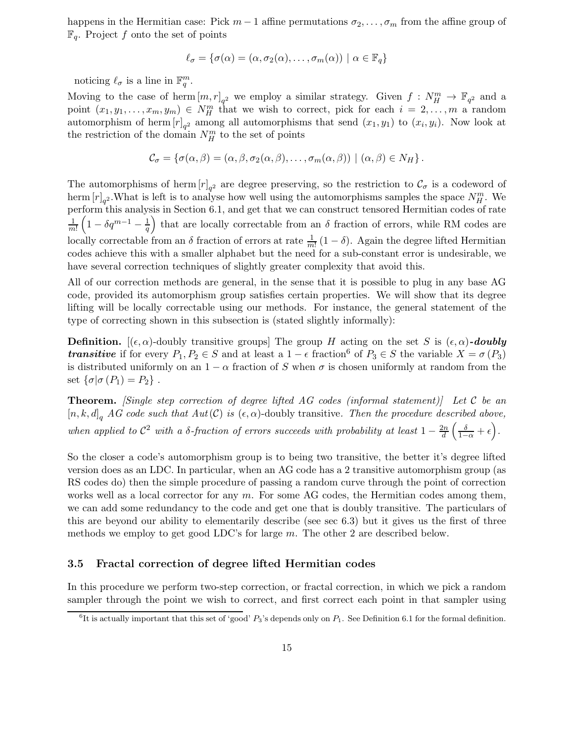happens in the Hermitian case: Pick $m-1$ affine permutations $\sigma_2, \ldots, \sigma_m$ from the affine group of $\mathbb{F}_q$. Project $f$ onto the set of points

$$\ell_\sigma = \{\sigma(\alpha) = (\alpha, \sigma_2(\alpha), \ldots, \sigma_m(\alpha)) \mid \alpha \in \mathbb{F}_q\}$$

noticing $\ell_\sigma$ is a line in $\mathbb{F}_q^m$.

Moving to the case of $\text{herm}\,[m,r]_{q^2}$ we employ a similar strategy. Given $f : N_H^m \to \mathbb{F}_{q^2}$ and a point $(x_1, y_1, \ldots, x_m, y_m) \in N_H^m$ that we wish to correct, pick for each $i = 2, \ldots, m$ a random automorphism of $\text{herm}\,[r]_{q^2}$ among all automorphisms that send $(x_1, y_1)$ to $(x_i, y_i)$. Now look at the restriction of the domain $N_H^m$ to the set of points

$$\mathcal{C}_\sigma = \{\sigma(\alpha, \beta) = (\alpha, \beta, \sigma_2(\alpha, \beta), \ldots, \sigma_m(\alpha, \beta)) \mid (\alpha, \beta) \in N_H\}.$$

The automorphisms of $\text{herm}\,[r]_{q^2}$ are degree preserving, so the restriction to $\mathcal{C}_\sigma$ is a codeword of $\text{herm}\,[r]_{q^2}$. What is left is to analyse how well using the automorphisms samples the space $N_H^m$. We perform this analysis in Section 6.1, and get that we can construct tensored Hermitian codes of rate $\frac{1}{m!}\left(1 - \delta q^{m-1} - \frac{1}{q}\right)$ that are locally correctable from an $\delta$ fraction of errors, while RM codes are locally correctable from an $\delta$ fraction of errors at rate $\frac{1}{m!}(1-\delta)$. Again the degree lifted Hermitian codes achieve this with a smaller alphabet but the need for a sub-constant error is undesirable, we have several correction techniques of slightly greater complexity that avoid this.

All of our correction methods are general, in the sense that it is possible to plug in any base AG code, provided its automorphism group satisfies certain properties. We will show that its degree lifting will be locally correctable using our methods. For instance, the general statement of the type of correcting shown in this subsection is (stated slightly informally):

**Definition.** [$(\epsilon, \alpha)$-doubly transitive groups] The group $H$ acting on the set $S$ is $(\epsilon, \alpha)$***-doubly transitive*** if for every $P_1, P_2 \in S$ and at least a $1-\epsilon$ fraction[6] of $P_3 \in S$ the variable $X = \sigma(P_3)$ is distributed uniformly on an $1-\alpha$ fraction of $S$ when $\sigma$ is chosen uniformly at random from the set $\{\sigma | \sigma(P_1) = P_2\}$.

**Theorem.** *[Single step correction of degree lifted AG codes (informal statement)] Let $\mathcal{C}$ be an $[n,k,d]_q$ AG code such that $Aut(\mathcal{C})$ is $(\epsilon, \alpha)$-*doubly transitive*. Then the procedure described above, when applied to $\mathcal{C}^2$ with a $\delta$-fraction of errors succeeds with probability at least $1 - \frac{2n}{d}\left(\frac{\delta}{1-\alpha} + \epsilon\right)$.*

So the closer a code's automorphism group is to being two transitive, the better it's degree lifted version does as an LDC. In particular, when an AG code has a 2 transitive automorphism group (as RS codes do) then the simple procedure of passing a random curve through the point of correction works well as a local corrector for any $m$. For some AG codes, the Hermitian codes among them, we can add some redundancy to the code and get one that is doubly transitive. The particulars of this are beyond our ability to elementarily describe (see sec 6.3) but it gives us the first of three methods we employ to get good LDC's for large $m$. The other 2 are described below.

### 3.5 Fractal correction of degree lifted Hermitian codes

In this procedure we perform two-step correction, or fractal correction, in which we pick a random sampler through the point we wish to correct, and first correct each point in that sampler using

[6] It is actually important that this set of 'good' $P_3$'s depends only on $P_1$. See Definition 6.1 for the formal definition.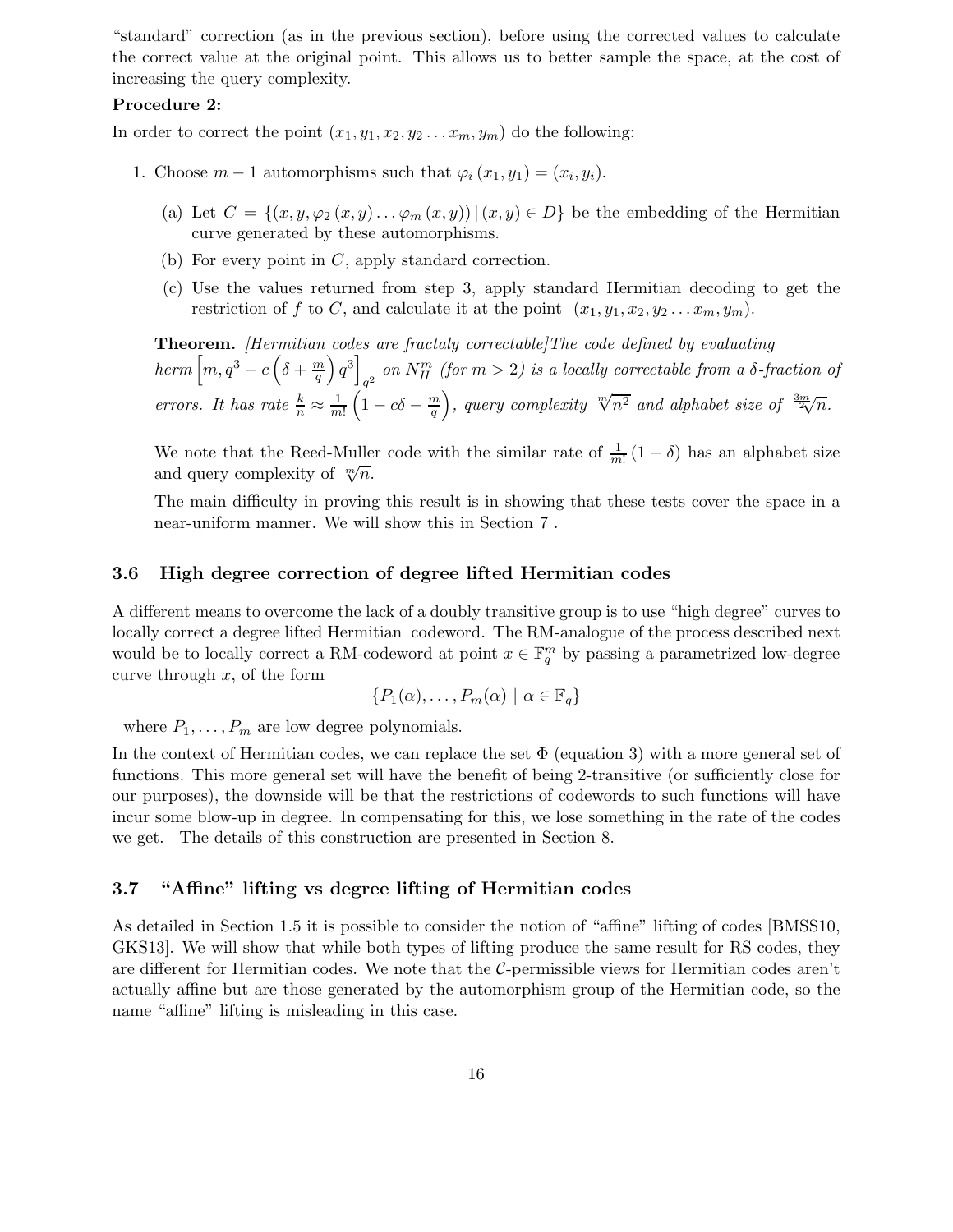"standard" correction (as in the previous section), before using the corrected values to calculate the correct value at the original point. This allows us to better sample the space, at the cost of increasing the query complexity.

**Procedure 2:**

In order to correct the point $(x_1, y_1, x_2, y_2 \ldots x_m, y_m)$ do the following:

1. Choose $m-1$ automorphisms such that $\varphi_i(x_1, y_1) = (x_i, y_i)$.
   - (a) Let $C = \{(x, y, \varphi_2(x, y) \ldots \varphi_m(x, y)) \,|\, (x, y) \in D\}$ be the embedding of the Hermitian curve generated by these automorphisms.
   - (b) For every point in $C$, apply standard correction.
   - (c) Use the values returned from step 3, apply standard Hermitian decoding to get the restriction of $f$ to $C$, and calculate it at the point $(x_1, y_1, x_2, y_2 \ldots x_m, y_m)$.

**Theorem.** *[Hermitian codes are fractaly correctable]The code defined by evaluating herm* $\left[m, q^3 - c\left(\delta + \frac{m}{q}\right)q^3\right]_{q^2}$ *on* $N_H^m$ *(for* $m > 2$*) is a locally correctable from a* $\delta$*-fraction of errors. It has rate* $\frac{k}{n} \approx \frac{1}{m!}\left(1 - c\delta - \frac{m}{q}\right)$*, query complexity* $\sqrt[m]{n^2}$ *and alphabet size of* $\sqrt[\frac{3m}{2}]{n}$*.*

We note that the Reed-Muller code with the similar rate of $\frac{1}{m!}(1-\delta)$ has an alphabet size and query complexity of $\sqrt[m]{n}$.

The main difficulty in proving this result is in showing that these tests cover the space in a near-uniform manner. We will show this in Section 7 .

### 3.6 High degree correction of degree lifted Hermitian codes

A different means to overcome the lack of a doubly transitive group is to use "high degree" curves to locally correct a degree lifted Hermitian codeword. The RM-analogue of the process described next would be to locally correct a RM-codeword at point $x \in \mathbb{F}_q^m$ by passing a parametrized low-degree curve through $x$, of the form

$$\{P_1(\alpha), \ldots, P_m(\alpha) \mid \alpha \in \mathbb{F}_q\}$$

where $P_1, \ldots, P_m$ are low degree polynomials.

In the context of Hermitian codes, we can replace the set $\Phi$ (equation 3) with a more general set of functions. This more general set will have the benefit of being 2-transitive (or sufficiently close for our purposes), the downside will be that the restrictions of codewords to such functions will have incur some blow-up in degree. In compensating for this, we lose something in the rate of the codes we get. The details of this construction are presented in Section 8.

### 3.7 "Affine" lifting vs degree lifting of Hermitian codes

As detailed in Section 1.5 it is possible to consider the notion of "affine" lifting of codes [BMSS10, GKS13]. We will show that while both types of lifting produce the same result for RS codes, they are different for Hermitian codes. We note that the $\mathcal{C}$-permissible views for Hermitian codes aren't actually affine but are those generated by the automorphism group of the Hermitian code, so the name "affine" lifting is misleading in this case.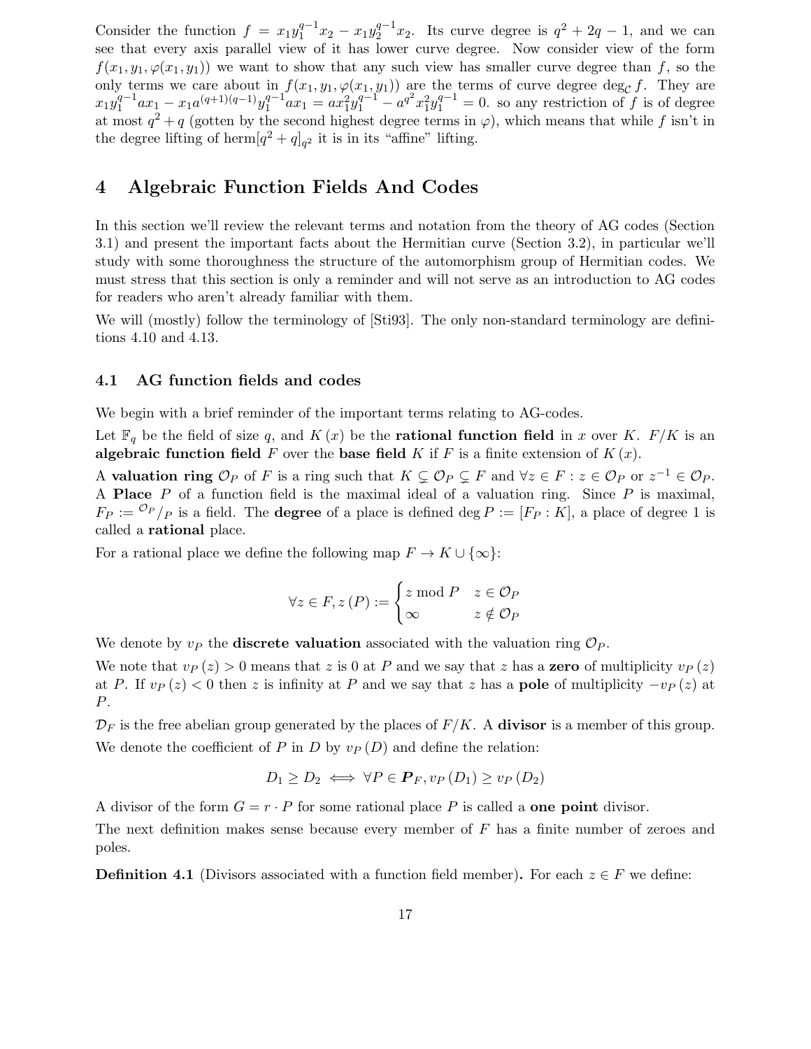Consider the function $f = x_1 y_1^{q-1} x_2 - x_1 y_2^{q-1} x_2$. Its curve degree is $q^2 + 2q - 1$, and we can see that every axis parallel view of it has lower curve degree. Now consider view of the form $f(x_1, y_1, \varphi(x_1, y_1))$ we want to show that any such view has smaller curve degree than $f$, so the only terms we care about in $f(x_1, y_1, \varphi(x_1, y_1))$ are the terms of curve degree $\deg_{\mathcal{C}} f$. They are $x_1 y_1^{q-1} a x_1 - x_1 a^{(q+1)(q-1)} y_1^{q-1} a x_1 = a x_1^2 y_1^{q-1} - a^{q^2} x_1^2 y_1^{q-1} = 0$. so any restriction of $f$ is of degree at most $q^2 + q$ (gotten by the second highest degree terms in $\varphi$), which means that while $f$ isn't in the degree lifting of $\text{herm}[q^2 + q]_{q^2}$ it is in its "affine" lifting.

# 4 Algebraic Function Fields And Codes

In this section we'll review the relevant terms and notation from the theory of AG codes (Section 3.1) and present the important facts about the Hermitian curve (Section 3.2), in particular we'll study with some thoroughness the structure of the automorphism group of Hermitian codes. We must stress that this section is only a reminder and will not serve as an introduction to AG codes for readers who aren't already familiar with them.

We will (mostly) follow the terminology of [Sti93]. The only non-standard terminology are definitions 4.10 and 4.13.

## 4.1 AG function fields and codes

We begin with a brief reminder of the important terms relating to AG-codes.

Let $\mathbb{F}_q$ be the field of size $q$, and $K(x)$ be the **rational function field** in $x$ over $K$. $F/K$ is an **algebraic function field** $F$ over the **base field** $K$ if $F$ is a finite extension of $K(x)$.

A **valuation ring** $\mathcal{O}_P$ of $F$ is a ring such that $K \subsetneq \mathcal{O}_P \subsetneq F$ and $\forall z \in F : z \in \mathcal{O}_P$ or $z^{-1} \in \mathcal{O}_P$. A **Place** $P$ of a function field is the maximal ideal of a valuation ring. Since $P$ is maximal, $F_P := {}^{\mathcal{O}_P}/_P$ is a field. The **degree** of a place is defined $\deg P := [F_P : K]$, a place of degree 1 is called a **rational** place.

For a rational place we define the following map $F \to K \cup \{\infty\}$:

$$\forall z \in F, z(P) := \begin{cases} z \bmod P & z \in \mathcal{O}_P \\ \infty & z \notin \mathcal{O}_P \end{cases}$$

We denote by $v_P$ the **discrete valuation** associated with the valuation ring $\mathcal{O}_P$.

We note that $v_P(z) > 0$ means that $z$ is 0 at $P$ and we say that $z$ has a **zero** of multiplicity $v_P(z)$ at $P$. If $v_P(z) < 0$ then $z$ is infinity at $P$ and we say that $z$ has a **pole** of multiplicity $-v_P(z)$ at $P$.

$\mathcal{D}_F$ is the free abelian group generated by the places of $F/K$. A **divisor** is a member of this group. We denote the coefficient of $P$ in $D$ by $v_P(D)$ and define the relation:

$$D_1 \geq D_2 \iff \forall P \in \boldsymbol{P}_F, v_P(D_1) \geq v_P(D_2)$$

A divisor of the form $G = r \cdot P$ for some rational place $P$ is called a **one point** divisor.

The next definition makes sense because every member of $F$ has a finite number of zeroes and poles.

**Definition 4.1** (Divisors associated with a function field member)**.** For each $z \in F$ we define: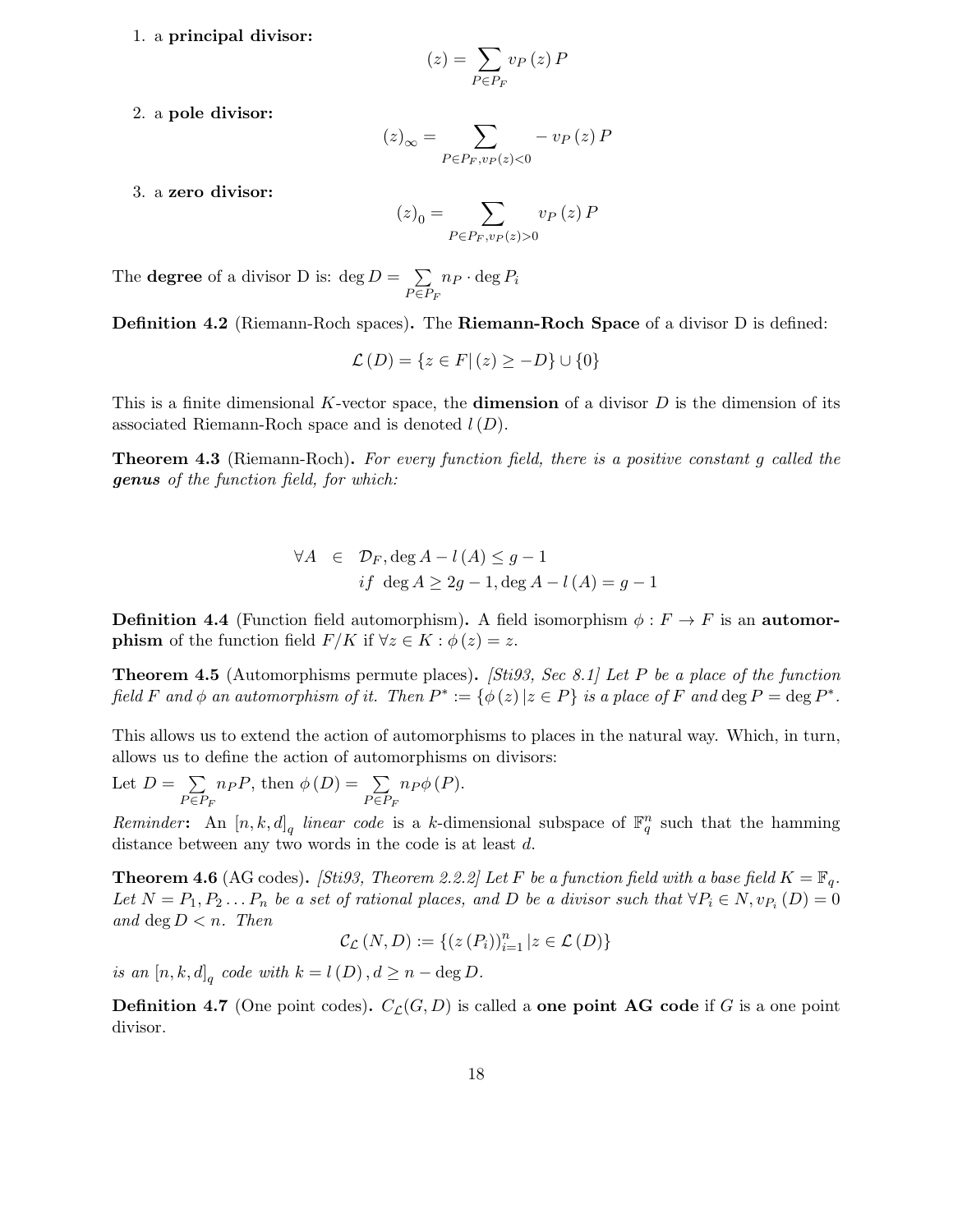1. a **principal divisor:**

$$(z) = \sum_{P \in P_F} v_P(z) P$$

2. a **pole divisor:**

$$(z)_\infty = \sum_{P \in P_F, v_P(z) < 0} - v_P(z) P$$

3. a **zero divisor:**

$$(z)_0 = \sum_{P \in P_F, v_P(z) > 0} v_P(z) P$$

The **degree** of a divisor D is: $\deg D = \sum_{P \in P_F} n_P \cdot \deg P_i$

**Definition 4.2** (Riemann-Roch spaces)**.** The **Riemann-Roch Space** of a divisor D is defined:

$$\mathcal{L}(D) = \{z \in F | (z) \geq -D\} \cup \{0\}$$

This is a finite dimensional $K$-vector space, the **dimension** of a divisor $D$ is the dimension of its associated Riemann-Roch space and is denoted $l(D)$.

**Theorem 4.3** (Riemann-Roch)**.** *For every function field, there is a positive constant g called the* ***genus*** *of the function field, for which:*

$$\begin{aligned} \forall A \in \mathcal{D}_F, \deg A - l(A) \leq g - 1 \\ if \ \deg A \geq 2g - 1, \deg A - l(A) = g - 1 \end{aligned}$$

**Definition 4.4** (Function field automorphism)**.** A field isomorphism $\phi : F \to F$ is an **automorphism** of the function field $F/K$ if $\forall z \in K : \phi(z) = z$.

**Theorem 4.5** (Automorphisms permute places)**.** *[Sti93, Sec 8.1] Let $P$ be a place of the function field $F$ and $\phi$ an automorphism of it. Then $P^* := \{\phi(z) | z \in P\}$ is a place of $F$ and $\deg P = \deg P^*$.*

This allows us to extend the action of automorphisms to places in the natural way. Which, in turn, allows us to define the action of automorphisms on divisors:

Let $D = \sum_{P \in P_F} n_P P$, then $\phi(D) = \sum_{P \in P_F} n_P \phi(P)$.

*Reminder***:** An $[n, k, d]_q$ *linear code* is a $k$-dimensional subspace of $\mathbb{F}_q^n$ such that the hamming distance between any two words in the code is at least $d$.

**Theorem 4.6** (AG codes)**.** *[Sti93, Theorem 2.2.2] Let $F$ be a function field with a base field $K = \mathbb{F}_q$. Let $N = P_1, P_2 \ldots P_n$ be a set of rational places, and $D$ be a divisor such that $\forall P_i \in N, v_{P_i}(D) = 0$ and $\deg D < n$. Then*

$$\mathcal{C}_{\mathcal{L}}(N, D) := \{(z(P_i))_{i=1}^n | z \in \mathcal{L}(D)\}$$

*is an $[n, k, d]_q$ code with $k = l(D), d \geq n - \deg D$.*

**Definition 4.7** (One point codes)**.** $C_{\mathcal{L}}(G, D)$ is called a **one point AG code** if $G$ is a one point divisor.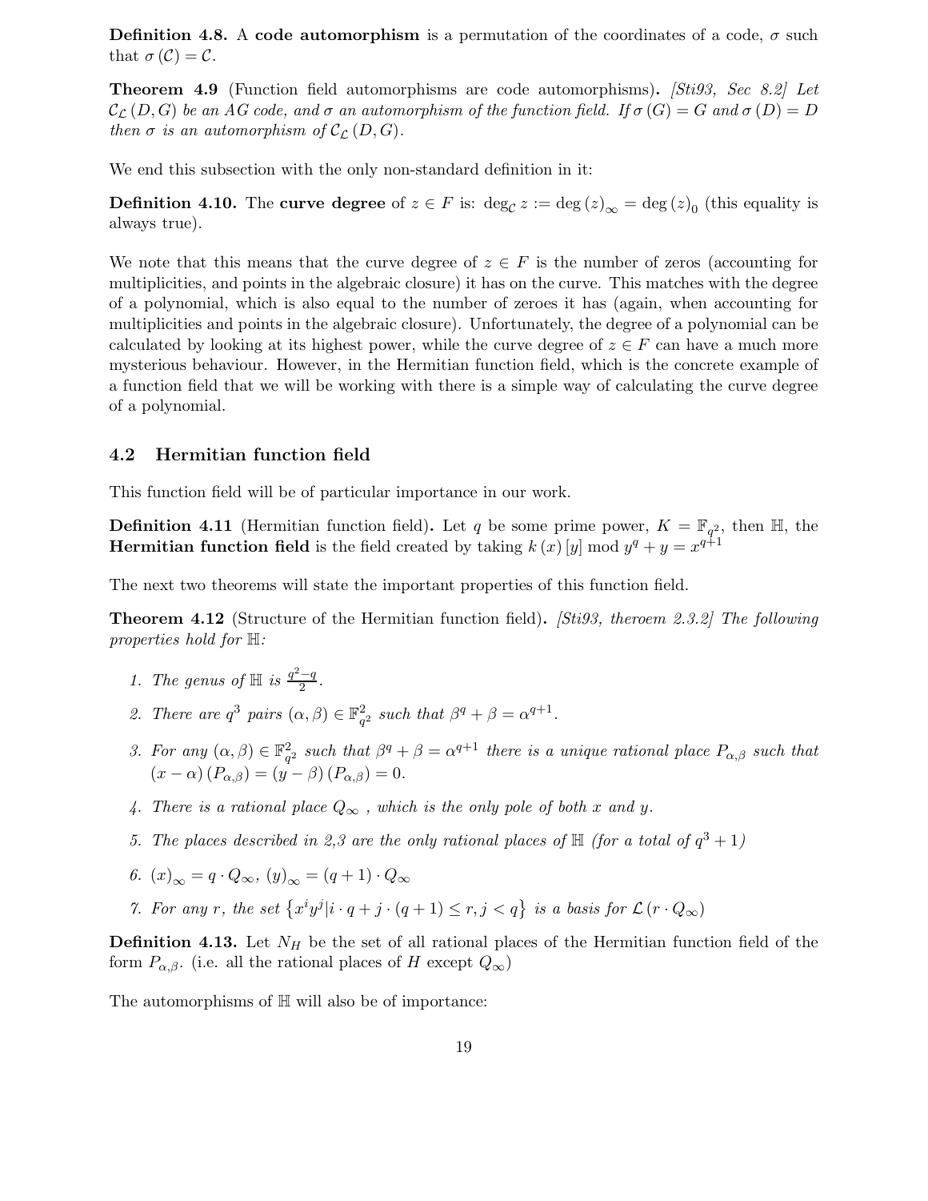**Definition 4.8.** A **code automorphism** is a permutation of the coordinates of a code, $\sigma$ such that $\sigma(\mathcal{C}) = \mathcal{C}$.

**Theorem 4.9** (Function field automorphisms are code automorphisms)**.** *[Sti93, Sec 8.2] Let $\mathcal{C}_{\mathcal{L}}(D, G)$ be an AG code, and $\sigma$ an automorphism of the function field. If $\sigma(G) = G$ and $\sigma(D) = D$ then $\sigma$ is an automorphism of $\mathcal{C}_{\mathcal{L}}(D, G)$.*

We end this subsection with the only non-standard definition in it:

**Definition 4.10.** The **curve degree** of $z \in F$ is: $\deg_{\mathcal{C}} z := \deg(z)_{\infty} = \deg(z)_0$ (this equality is always true).

We note that this means that the curve degree of $z \in F$ is the number of zeros (accounting for multiplicities, and points in the algebraic closure) it has on the curve. This matches with the degree of a polynomial, which is also equal to the number of zeroes it has (again, when accounting for multiplicities and points in the algebraic closure). Unfortunately, the degree of a polynomial can be calculated by looking at its highest power, while the curve degree of $z \in F$ can have a much more mysterious behaviour. However, in the Hermitian function field, which is the concrete example of a function field that we will be working with there is a simple way of calculating the curve degree of a polynomial.

## 4.2 Hermitian function field

This function field will be of particular importance in our work.

**Definition 4.11** (Hermitian function field)**.** Let $q$ be some prime power, $K = \mathbb{F}_{q^2}$, then $\mathbb{H}$, the **Hermitian function field** is the field created by taking $k(x)[y] \bmod y^q + y = x^{q+1}$

The next two theorems will state the important properties of this function field.

**Theorem 4.12** (Structure of the Hermitian function field)**.** *[Sti93, theroem 2.3.2] The following properties hold for $\mathbb{H}$:*

1. *The genus of $\mathbb{H}$ is $\frac{q^2-q}{2}$.*
2. *There are $q^3$ pairs $(\alpha, \beta) \in \mathbb{F}_{q^2}^2$ such that $\beta^q + \beta = \alpha^{q+1}$.*
3. *For any $(\alpha, \beta) \in \mathbb{F}_{q^2}^2$ such that $\beta^q + \beta = \alpha^{q+1}$ there is a unique rational place $P_{\alpha,\beta}$ such that $(x - \alpha)(P_{\alpha,\beta}) = (y - \beta)(P_{\alpha,\beta}) = 0$.*
4. *There is a rational place $Q_{\infty}$ , which is the only pole of both $x$ and $y$.*
5. *The places described in 2,3 are the only rational places of $\mathbb{H}$ (for a total of $q^3 + 1$)*
6. *$(x)_{\infty} = q \cdot Q_{\infty}$, $(y)_{\infty} = (q+1) \cdot Q_{\infty}$*
7. *For any $r$, the set $\{x^i y^j | i \cdot q + j \cdot (q+1) \leq r, j < q\}$ is a basis for $\mathcal{L}(r \cdot Q_{\infty})$*

**Definition 4.13.** Let $N_H$ be the set of all rational places of the Hermitian function field of the form $P_{\alpha,\beta}$. (i.e. all the rational places of $H$ except $Q_{\infty}$)

The automorphisms of $\mathbb{H}$ will also be of importance: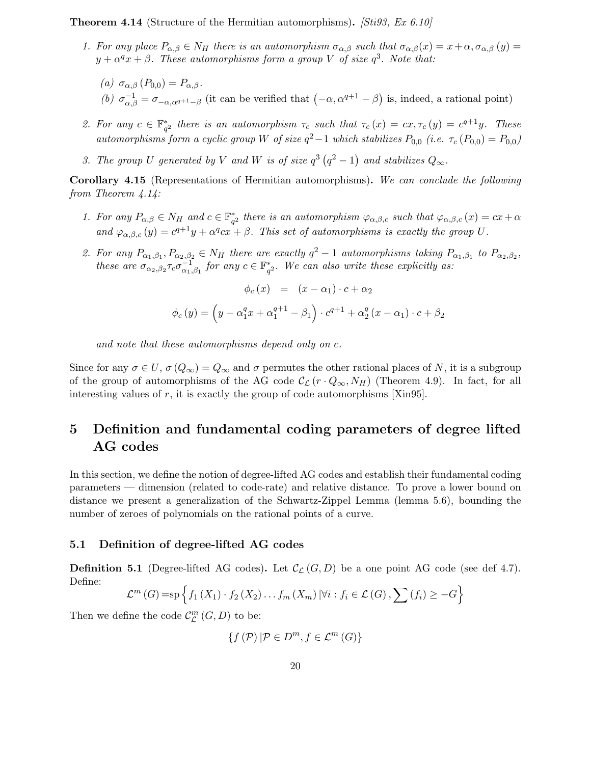**Theorem 4.14** (Structure of the Hermitian automorphisms)**.** *[Sti93, Ex 6.10]*

1. *For any place $P_{\alpha,\beta} \in N_H$ there is an automorphism $\sigma_{\alpha,\beta}$ such that $\sigma_{\alpha,\beta}(x) = x+\alpha, \sigma_{\alpha,\beta}(y) = y + \alpha^q x + \beta$. These automorphisms form a group $V$ of size $q^3$. Note that:*

   *(a)* $\sigma_{\alpha,\beta}(P_{0,0}) = P_{\alpha,\beta}$.

   *(b)* $\sigma^{-1}_{\alpha,\beta} = \sigma_{-\alpha,\alpha^{q+1}-\beta}$ (it can be verified that $\left(-\alpha, \alpha^{q+1} - \beta\right)$ is, indeed, a rational point)

2. *For any $c \in \mathbb{F}^*_{q^2}$ there is an automorphism $\tau_c$ such that $\tau_c(x) = cx, \tau_c(y) = c^{q+1}y$. These automorphisms form a cyclic group $W$ of size $q^2-1$ which stabilizes $P_{0,0}$ (i.e. $\tau_c(P_{0,0}) = P_{0,0}$)*

3. *The group $U$ generated by $V$ and $W$ is of size $q^3\left(q^2-1\right)$ and stabilizes $Q_\infty$.*

**Corollary 4.15** (Representations of Hermitian automorphisms)**.** *We can conclude the following from Theorem 4.14:*

1. *For any $P_{\alpha,\beta} \in N_H$ and $c \in \mathbb{F}^*_{q^2}$ there is an automorphism $\varphi_{\alpha,\beta,c}$ such that $\varphi_{\alpha,\beta,c}(x) = cx+\alpha$ and $\varphi_{\alpha,\beta,c}(y) = c^{q+1}y + \alpha^q cx + \beta$. This set of automorphisms is exactly the group $U$.*

2. *For any $P_{\alpha_1,\beta_1}, P_{\alpha_2,\beta_2} \in N_H$ there are exactly $q^2-1$ automorphisms taking $P_{\alpha_1,\beta_1}$ to $P_{\alpha_2,\beta_2}$, these are $\sigma_{\alpha_2,\beta_2}\tau_c\sigma^{-1}_{\alpha_1,\beta_1}$ for any $c \in \mathbb{F}^*_{q^2}$. We can also write these explicitly as:*

$$\phi_c(x) = (x-\alpha_1)\cdot c + \alpha_2$$

$$\phi_c(y) = \left(y - \alpha_1^q x + \alpha_1^{q+1} - \beta_1\right)\cdot c^{q+1} + \alpha_2^q(x-\alpha_1)\cdot c + \beta_2$$

   *and note that these automorphisms depend only on $c$.*

Since for any $\sigma \in U$, $\sigma(Q_\infty) = Q_\infty$ and $\sigma$ permutes the other rational places of $N$, it is a subgroup of the group of automorphisms of the AG code $\mathcal{C}_\mathcal{L}(r\cdot Q_\infty, N_H)$ (Theorem 4.9). In fact, for all interesting values of $r$, it is exactly the group of code automorphisms [Xin95].

# 5 Definition and fundamental coding parameters of degree lifted AG codes

In this section, we define the notion of degree-lifted AG codes and establish their fundamental coding parameters — dimension (related to code-rate) and relative distance. To prove a lower bound on distance we present a generalization of the Schwartz-Zippel Lemma (lemma 5.6), bounding the number of zeroes of polynomials on the rational points of a curve.

## 5.1 Definition of degree-lifted AG codes

**Definition 5.1** (Degree-lifted AG codes)**.** Let $\mathcal{C}_\mathcal{L}(G,D)$ be a one point AG code (see def 4.7). Define:

$$\mathcal{L}^m(G) = \mathrm{sp}\left\{f_1(X_1)\cdot f_2(X_2)\dots f_m(X_m)\,|\forall i: f_i \in \mathcal{L}(G), \sum(f_i) \geq -G\right\}$$

Then we define the code $\mathcal{C}^m_\mathcal{L}(G,D)$ to be:

$$\{f(\mathcal{P})\,|\mathcal{P} \in D^m, f \in \mathcal{L}^m(G)\}$$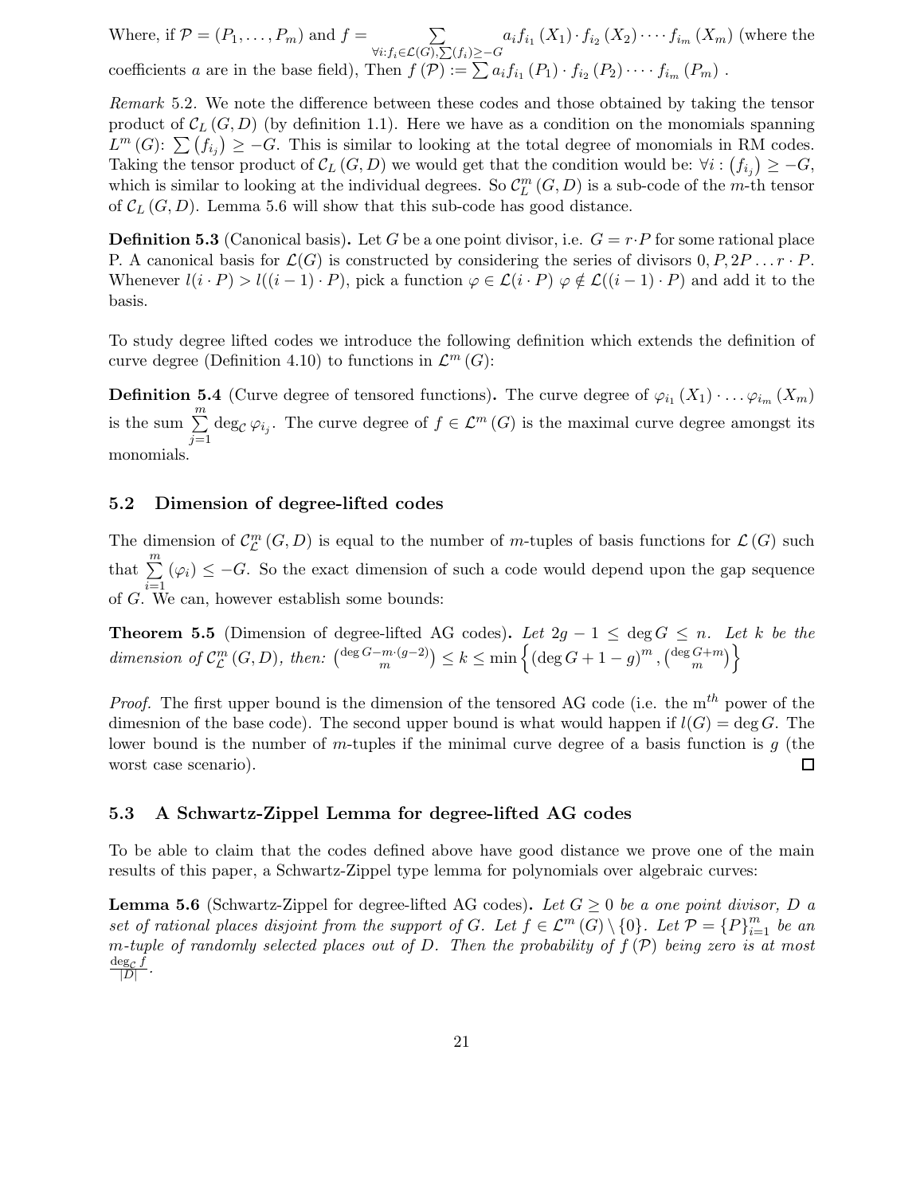Where, if $\mathcal{P} = (P_1, \ldots, P_m)$ and $f = \sum_{\forall i: f_i \in \mathcal{L}(G), \sum(f_i) \geq -G} a_i f_{i_1}(X_1) \cdot f_{i_2}(X_2) \cdots f_{i_m}(X_m)$ (where the coefficients $a$ are in the base field), Then $f(\mathcal{P}) := \sum a_i f_{i_1}(P_1) \cdot f_{i_2}(P_2) \cdots f_{i_m}(P_m)$ .

*Remark* 5.2. We note the difference between these codes and those obtained by taking the tensor product of $\mathcal{C}_L(G, D)$ (by definition 1.1). Here we have as a condition on the monomials spanning $L^m(G)$: $\sum (f_{i_j}) \geq -G$. This is similar to looking at the total degree of monomials in RM codes. Taking the tensor product of $\mathcal{C}_L(G, D)$ we would get that the condition would be: $\forall i: (f_{i_j}) \geq -G$, which is similar to looking at the individual degrees. So $\mathcal{C}_L^m(G, D)$ is a sub-code of the $m$-th tensor of $\mathcal{C}_L(G, D)$. Lemma 5.6 will show that this sub-code has good distance.

**Definition 5.3** (Canonical basis)**.** Let $G$ be a one point divisor, i.e. $G = r \cdot P$ for some rational place P. A canonical basis for $\mathcal{L}(G)$ is constructed by considering the series of divisors $0, P, 2P \ldots r \cdot P$. Whenever $l(i \cdot P) > l((i-1) \cdot P)$, pick a function $\varphi \in \mathcal{L}(i \cdot P)$ $\varphi \notin \mathcal{L}((i-1) \cdot P)$ and add it to the basis.

To study degree lifted codes we introduce the following definition which extends the definition of curve degree (Definition 4.10) to functions in $\mathcal{L}^m(G)$:

**Definition 5.4** (Curve degree of tensored functions)**.** The curve degree of $\varphi_{i_1}(X_1) \cdot \ldots \varphi_{i_m}(X_m)$ is the sum $\sum_{j=1}^{m} \deg_{\mathcal{C}} \varphi_{i_j}$. The curve degree of $f \in \mathcal{L}^m(G)$ is the maximal curve degree amongst its monomials.

## 5.2 Dimension of degree-lifted codes

The dimension of $\mathcal{C}_{\mathcal{L}}^m(G, D)$ is equal to the number of $m$-tuples of basis functions for $\mathcal{L}(G)$ such that $\sum_{i=1}^{m} (\varphi_i) \leq -G$. So the exact dimension of such a code would depend upon the gap sequence of $G$. We can, however establish some bounds:

**Theorem 5.5** (Dimension of degree-lifted AG codes)**.** *Let $2g - 1 \leq \deg G \leq n$. Let $k$ be the dimension of $\mathcal{C}_{\mathcal{L}}^m(G, D)$, then: $\binom{\deg G - m \cdot (g-2)}{m} \leq k \leq \min\left\{(\deg G + 1 - g)^m, \binom{\deg G + m}{m}\right\}$*

*Proof.* The first upper bound is the dimension of the tensored AG code (i.e. the m$^{th}$ power of the dimesnion of the base code). The second upper bound is what would happen if $l(G) = \deg G$. The lower bound is the number of $m$-tuples if the minimal curve degree of a basis function is $g$ (the worst case scenario). $\square$

## 5.3 A Schwartz-Zippel Lemma for degree-lifted AG codes

To be able to claim that the codes defined above have good distance we prove one of the main results of this paper, a Schwartz-Zippel type lemma for polynomials over algebraic curves:

**Lemma 5.6** (Schwartz-Zippel for degree-lifted AG codes)**.** *Let $G \geq 0$ be a one point divisor, $D$ a set of rational places disjoint from the support of $G$. Let $f \in \mathcal{L}^m(G) \setminus \{0\}$. Let $\mathcal{P} = \{P\}_{i=1}^m$ be an $m$-tuple of randomly selected places out of $D$. Then the probability of $f(\mathcal{P})$ being zero is at most $\frac{\deg_{\mathcal{C}} f}{|D|}$.*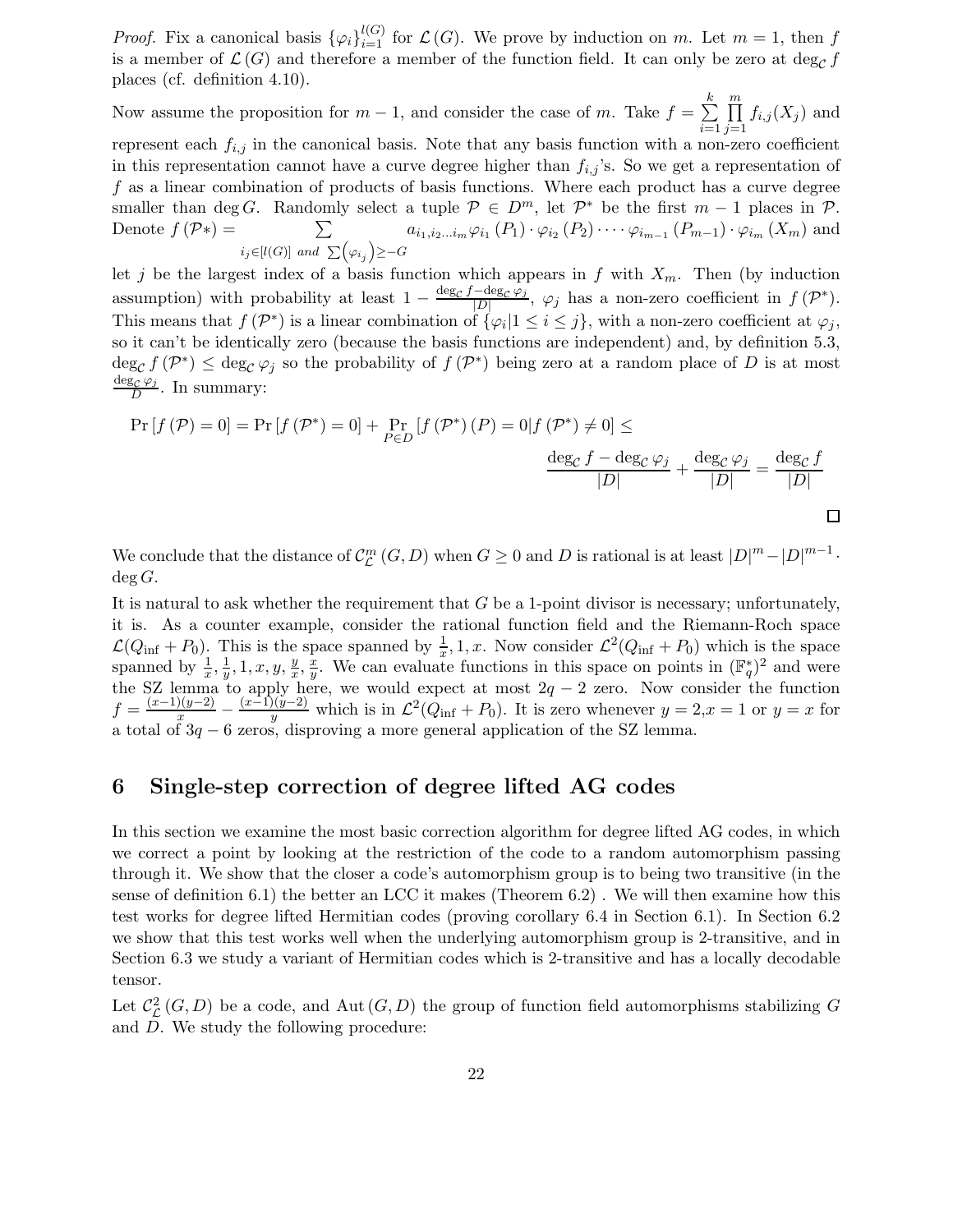*Proof.* Fix a canonical basis $\{\varphi_i\}_{i=1}^{l(G)}$ for $\mathcal{L}(G)$. We prove by induction on $m$. Let $m = 1$, then $f$ is a member of $\mathcal{L}(G)$ and therefore a member of the function field. It can only be zero at $\deg_{\mathcal{C}} f$ places (cf. definition 4.10).

Now assume the proposition for $m-1$, and consider the case of $m$. Take $f = \sum_{i=1}^{k} \prod_{j=1}^{m} f_{i,j}(X_j)$ and represent each $f_{i,j}$ in the canonical basis. Note that any basis function with a non-zero coefficient in this representation cannot have a curve degree higher than $f_{i,j}$'s. So we get a representation of $f$ as a linear combination of products of basis functions. Where each product has a curve degree smaller than $\deg G$. Randomly select a tuple $\mathcal{P} \in D^m$, let $\mathcal{P}^*$ be the first $m-1$ places in $\mathcal{P}$. Denote $f(\mathcal{P}*) = \sum_{i_j \in [l(G)] \text{ and } \sum(\varphi_{i_j}) \geq -G} a_{i_1,i_2\ldots i_m} \varphi_{i_1}(P_1) \cdot \varphi_{i_2}(P_2) \cdot \cdots \cdot \varphi_{i_{m-1}}(P_{m-1}) \cdot \varphi_{i_m}(X_m)$ and let $j$ be the largest index of a basis function which appears in $f$ with $X_m$. Then (by induction assumption) with probability at least $1 - \frac{\deg_{\mathcal{C}} f - \deg_{\mathcal{C}} \varphi_j}{|D|}$, $\varphi_j$ has a non-zero coefficient in $f(\mathcal{P}^*)$. This means that $f(\mathcal{P}^*)$ is a linear combination of $\{\varphi_i | 1 \leq i \leq j\}$, with a non-zero coefficient at $\varphi_j$, so it can't be identically zero (because the basis functions are independent) and, by definition 5.3, $\deg_{\mathcal{C}} f(\mathcal{P}^*) \leq \deg_{\mathcal{C}} \varphi_j$ so the probability of $f(\mathcal{P}^*)$ being zero at a random place of $D$ is at most $\frac{\deg_{\mathcal{C}} \varphi_j}{D}$. In summary:

$$\Pr[f(\mathcal{P}) = 0] = \Pr[f(\mathcal{P}^*) = 0] + \Pr_{P \in D}[f(\mathcal{P}^*)(P) = 0 | f(\mathcal{P}^*) \neq 0] \leq \frac{\deg_{\mathcal{C}} f - \deg_{\mathcal{C}} \varphi_j}{|D|} + \frac{\deg_{\mathcal{C}} \varphi_j}{|D|} = \frac{\deg_{\mathcal{C}} f}{|D|}$$

□

We conclude that the distance of $\mathcal{C}_{\mathcal{L}}^m(G, D)$ when $G \geq 0$ and $D$ is rational is at least $|D|^m - |D|^{m-1} \cdot \deg G$.

It is natural to ask whether the requirement that $G$ be a 1-point divisor is necessary; unfortunately, it is. As a counter example, consider the rational function field and the Riemann-Roch space $\mathcal{L}(Q_{\inf} + P_0)$. This is the space spanned by $\frac{1}{x}, 1, x$. Now consider $\mathcal{L}^2(Q_{\inf} + P_0)$ which is the space spanned by $\frac{1}{x}, \frac{1}{y}, 1, x, y, \frac{y}{x}, \frac{x}{y}$. We can evaluate functions in this space on points in $(\mathbb{F}_q^*)^2$ and were the SZ lemma to apply here, we would expect at most $2q - 2$ zero. Now consider the function $f = \frac{(x-1)(y-2)}{x} - \frac{(x-1)(y-2)}{y}$ which is in $\mathcal{L}^2(Q_{\inf} + P_0)$. It is zero whenever $y = 2, x = 1$ or $y = x$ for a total of $3q - 6$ zeros, disproving a more general application of the SZ lemma.

## 6 Single-step correction of degree lifted AG codes

In this section we examine the most basic correction algorithm for degree lifted AG codes, in which we correct a point by looking at the restriction of the code to a random automorphism passing through it. We show that the closer a code's automorphism group is to being two transitive (in the sense of definition 6.1) the better an LCC it makes (Theorem 6.2) . We will then examine how this test works for degree lifted Hermitian codes (proving corollary 6.4 in Section 6.1). In Section 6.2 we show that this test works well when the underlying automorphism group is 2-transitive, and in Section 6.3 we study a variant of Hermitian codes which is 2-transitive and has a locally decodable tensor.

Let $\mathcal{C}_{\mathcal{L}}^2(G, D)$ be a code, and $\text{Aut}(G, D)$ the group of function field automorphisms stabilizing $G$ and $D$. We study the following procedure: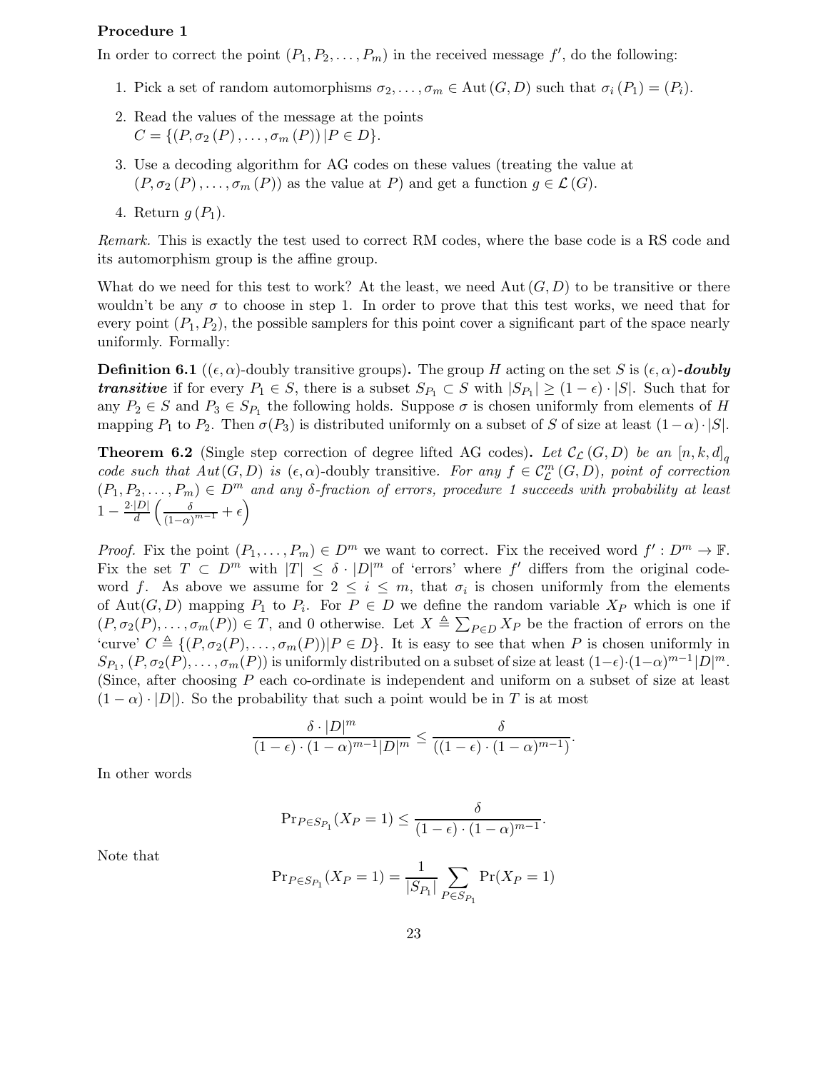**Procedure 1**

In order to correct the point $(P_1, P_2, \ldots, P_m)$ in the received message $f'$, do the following:

1. Pick a set of random automorphisms $\sigma_2, \ldots, \sigma_m \in \mathrm{Aut}(G, D)$ such that $\sigma_i(P_1) = (P_i)$.
2. Read the values of the message at the points $C = \{(P, \sigma_2(P), \ldots, \sigma_m(P)) | P \in D\}$.
3. Use a decoding algorithm for AG codes on these values (treating the value at $(P, \sigma_2(P), \ldots, \sigma_m(P))$ as the value at $P$) and get a function $g \in \mathcal{L}(G)$.
4. Return $g(P_1)$.

*Remark.* This is exactly the test used to correct RM codes, where the base code is a RS code and its automorphism group is the affine group.

What do we need for this test to work? At the least, we need $\mathrm{Aut}(G, D)$ to be transitive or there wouldn't be any $\sigma$ to choose in step 1. In order to prove that this test works, we need that for every point $(P_1, P_2)$, the possible samplers for this point cover a significant part of the space nearly uniformly. Formally:

**Definition 6.1** (**$(\epsilon, \alpha)$-doubly transitive groups**)**.** The group $H$ acting on the set $S$ is $(\epsilon, \alpha)$***-doubly transitive*** if for every $P_1 \in S$, there is a subset $S_{P_1} \subset S$ with $|S_{P_1}| \geq (1 - \epsilon) \cdot |S|$. Such that for any $P_2 \in S$ and $P_3 \in S_{P_1}$ the following holds. Suppose $\sigma$ is chosen uniformly from elements of $H$ mapping $P_1$ to $P_2$. Then $\sigma(P_3)$ is distributed uniformly on a subset of $S$ of size at least $(1-\alpha) \cdot |S|$.

**Theorem 6.2** (Single step correction of degree lifted AG codes)**.** *Let $\mathcal{C}_{\mathcal{L}}(G, D)$ be an $[n, k, d]_q$ code such that $Aut(G, D)$ is $(\epsilon, \alpha)$-doubly transitive. For any $f \in \mathcal{C}_{\mathcal{L}}^m(G, D)$, point of correction $(P_1, P_2, \ldots, P_m) \in D^m$ and any $\delta$-fraction of errors, procedure 1 succeeds with probability at least $1 - \frac{2 \cdot |D|}{d}\left(\frac{\delta}{(1-\alpha)^{m-1}} + \epsilon\right)$*

*Proof.* Fix the point $(P_1, \ldots, P_m) \in D^m$ we want to correct. Fix the received word $f' : D^m \to \mathbb{F}$. Fix the set $T \subset D^m$ with $|T| \leq \delta \cdot |D|^m$ of 'errors' where $f'$ differs from the original codeword $f$. As above we assume for $2 \leq i \leq m$, that $\sigma_i$ is chosen uniformly from the elements of $\mathrm{Aut}(G, D)$ mapping $P_1$ to $P_i$. For $P \in D$ we define the random variable $X_P$ which is one if $(P, \sigma_2(P), \ldots, \sigma_m(P)) \in T$, and 0 otherwise. Let $X \triangleq \sum_{P \in D} X_P$ be the fraction of errors on the 'curve' $C \triangleq \{(P, \sigma_2(P), \ldots, \sigma_m(P)) | P \in D\}$. It is easy to see that when $P$ is chosen uniformly in $S_{P_1}$, $(P, \sigma_2(P), \ldots, \sigma_m(P))$ is uniformly distributed on a subset of size at least $(1-\epsilon) \cdot (1-\alpha)^{m-1}|D|^m$. (Since, after choosing $P$ each co-ordinate is independent and uniform on a subset of size at least $(1 - \alpha) \cdot |D|$). So the probability that such a point would be in $T$ is at most

$$\frac{\delta \cdot |D|^m}{(1-\epsilon) \cdot (1-\alpha)^{m-1}|D|^m} \leq \frac{\delta}{((1-\epsilon) \cdot (1-\alpha)^{m-1})}.$$

In other words

$$\Pr_{P \in S_{P_1}}(X_P = 1) \leq \frac{\delta}{(1-\epsilon) \cdot (1-\alpha)^{m-1}}.$$

Note that

$$\Pr_{P \in S_{P_1}}(X_P = 1) = \frac{1}{|S_{P_1}|} \sum_{P \in S_{P_1}} \Pr(X_P = 1)$$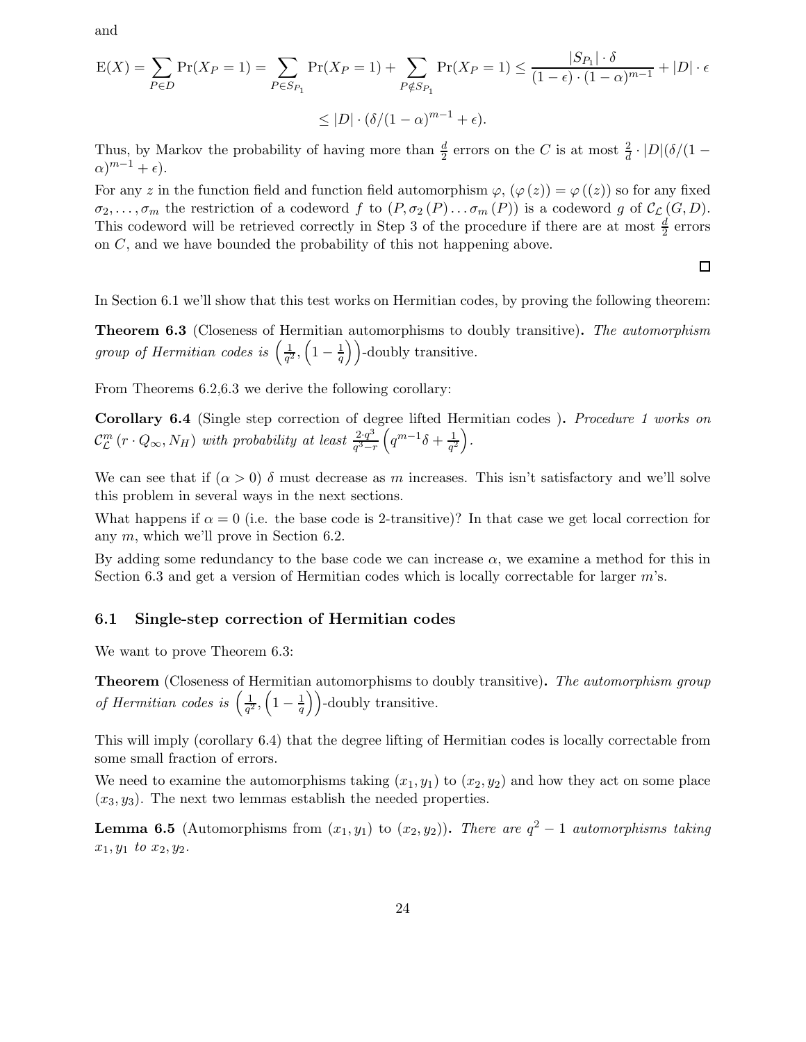and

$$\mathrm{E}(X) = \sum_{P \in D} \Pr(X_P = 1) = \sum_{P \in S_{P_1}} \Pr(X_P = 1) + \sum_{P \notin S_{P_1}} \Pr(X_P = 1) \leq \frac{|S_{P_1}| \cdot \delta}{(1-\epsilon) \cdot (1-\alpha)^{m-1}} + |D| \cdot \epsilon$$

$$\leq |D| \cdot (\delta/(1-\alpha)^{m-1} + \epsilon).$$

Thus, by Markov the probability of having more than $\frac{d}{2}$ errors on the $C$ is at most $\frac{2}{d} \cdot |D|(\delta/(1-\alpha)^{m-1} + \epsilon)$.

For any $z$ in the function field and function field automorphism $\varphi$, $(\varphi(z)) = \varphi((z))$ so for any fixed $\sigma_2, \ldots, \sigma_m$ the restriction of a codeword $f$ to $(P, \sigma_2(P) \ldots \sigma_m(P))$ is a codeword $g$ of $\mathcal{C}_{\mathcal{L}}(G, D)$. This codeword will be retrieved correctly in Step 3 of the procedure if there are at most $\frac{d}{2}$ errors on $C$, and we have bounded the probability of this not happening above.

□

In Section 6.1 we'll show that this test works on Hermitian codes, by proving the following theorem:

**Theorem 6.3** (Closeness of Hermitian automorphisms to doubly transitive)**.** *The automorphism group of Hermitian codes is* $\left(\frac{1}{q^2}, \left(1 - \frac{1}{q}\right)\right)$*-doubly transitive.*

From Theorems 6.2,6.3 we derive the following corollary:

**Corollary 6.4** (Single step correction of degree lifted Hermitian codes )**.** *Procedure 1 works on* $\mathcal{C}^m_{\mathcal{L}}(r \cdot Q_\infty, N_H)$ *with probability at least* $\frac{2 \cdot q^3}{q^3 - r}\left(q^{m-1}\delta + \frac{1}{q^2}\right)$.

We can see that if $(\alpha > 0)$ $\delta$ must decrease as $m$ increases. This isn't satisfactory and we'll solve this problem in several ways in the next sections.

What happens if $\alpha = 0$ (i.e. the base code is 2-transitive)? In that case we get local correction for any $m$, which we'll prove in Section 6.2.

By adding some redundancy to the base code we can increase $\alpha$, we examine a method for this in Section 6.3 and get a version of Hermitian codes which is locally correctable for larger $m$'s.

### 6.1 Single-step correction of Hermitian codes

We want to prove Theorem 6.3:

**Theorem** (Closeness of Hermitian automorphisms to doubly transitive)**.** *The automorphism group of Hermitian codes is* $\left(\frac{1}{q^2}, \left(1 - \frac{1}{q}\right)\right)$*-doubly transitive.*

This will imply (corollary 6.4) that the degree lifting of Hermitian codes is locally correctable from some small fraction of errors.

We need to examine the automorphisms taking $(x_1, y_1)$ to $(x_2, y_2)$ and how they act on some place $(x_3, y_3)$. The next two lemmas establish the needed properties.

**Lemma 6.5** (Automorphisms from $(x_1, y_1)$ to $(x_2, y_2)$)**.** *There are* $q^2 - 1$ *automorphisms taking* $x_1, y_1$ *to* $x_2, y_2$.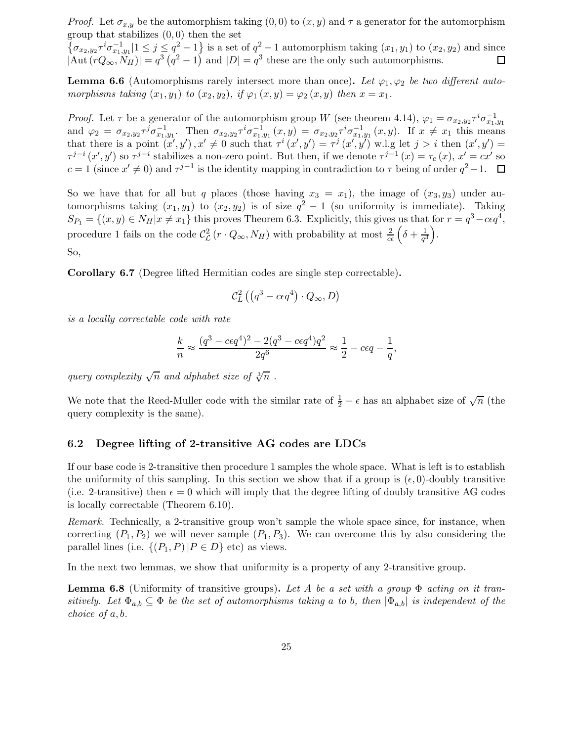*Proof.* Let $\sigma_{x,y}$ be the automorphism taking $(0,0)$ to $(x,y)$ and $\tau$ a generator for the automorphism group that stabilizes $(0,0)$ then the set $\left\{\sigma_{x_2,y_2}\tau^i\sigma^{-1}_{x_1,y_1} | 1 \leq j \leq q^2-1\right\}$ is a set of $q^2-1$ automorphism taking $(x_1,y_1)$ to $(x_2,y_2)$ and since $|\mathrm{Aut}\left(rQ_\infty, N_H\right)| = q^3\left(q^2-1\right)$ and $|D| = q^3$ these are the only such automorphisms. □

**Lemma 6.6** (Automorphisms rarely intersect more than once)**.** *Let $\varphi_1, \varphi_2$ be two different automorphisms taking $(x_1,y_1)$ to $(x_2,y_2)$, if $\varphi_1(x,y) = \varphi_2(x,y)$ then $x = x_1$.*

*Proof.* Let $\tau$ be a generator of the automorphism group $W$ (see theorem 4.14), $\varphi_1 = \sigma_{x_2,y_2}\tau^i\sigma^{-1}_{x_1,y_1}$ and $\varphi_2 = \sigma_{x_2,y_2}\tau^j\sigma^{-1}_{x_1,y_1}$. Then $\sigma_{x_2,y_2}\tau^i\sigma^{-1}_{x_1,y_1}(x,y) = \sigma_{x_2,y_2}\tau^i\sigma^{-1}_{x_1,y_1}(x,y)$. If $x \neq x_1$ this means that there is a point $(x',y'), x' \neq 0$ such that $\tau^i(x',y') = \tau^j(x',y')$ w.l.g let $j > i$ then $(x',y') = \tau^{j-i}(x',y')$ so $\tau^{j-i}$ stabilizes a non-zero point. But then, if we denote $\tau^{j-1}(x) = \tau_c(x)$, $x' = cx'$ so $c = 1$ (since $x' \neq 0$) and $\tau^{j-1}$ is the identity mapping in contradiction to $\tau$ being of order $q^2-1$. □

So we have that for all but $q$ places (those having $x_3 = x_1$), the image of $(x_3,y_3)$ under automorphisms taking $(x_1,y_1)$ to $(x_2,y_2)$ is of size $q^2-1$ (so uniformity is immediate). Taking $S_{P_1} = \{(x,y) \in N_H | x \neq x_1\}$ this proves Theorem 6.3. Explicitly, this gives us that for $r = q^3 - c\epsilon q^4$, procedure 1 fails on the code $\mathcal{C}^2_{\mathcal{L}}\left(r \cdot Q_\infty, N_H\right)$ with probability at most $\frac{2}{c\epsilon}\left(\delta + \frac{1}{q^3}\right)$.

So,

**Corollary 6.7** (Degree lifted Hermitian codes are single step correctable)**.**

$$\mathcal{C}^2_L\left(\left(q^3 - c\epsilon q^4\right) \cdot Q_\infty, D\right)$$

*is a locally correctable code with rate*

$$\frac{k}{n} \approx \frac{(q^3 - c\epsilon q^4)^2 - 2(q^3 - c\epsilon q^4)q^2}{2q^6} \approx \frac{1}{2} - c\epsilon q - \frac{1}{q},$$

*query complexity $\sqrt{n}$ and alphabet size of $\sqrt[3]{n}$ .*

We note that the Reed-Muller code with the similar rate of $\frac{1}{2} - \epsilon$ has an alphabet size of $\sqrt{n}$ (the query complexity is the same).

## 6.2 Degree lifting of 2-transitive AG codes are LDCs

If our base code is 2-transitive then procedure 1 samples the whole space. What is left is to establish the uniformity of this sampling. In this section we show that if a group is $(\epsilon, 0)$-doubly transitive (i.e. 2-transitive) then $\epsilon = 0$ which will imply that the degree lifting of doubly transitive AG codes is locally correctable (Theorem 6.10).

*Remark.* Technically, a 2-transitive group won't sample the whole space since, for instance, when correcting $(P_1, P_2)$ we will never sample $(P_1, P_3)$. We can overcome this by also considering the parallel lines (i.e. $\{(P_1, P) | P \in D\}$ etc) as views.

In the next two lemmas, we show that uniformity is a property of any 2-transitive group.

**Lemma 6.8** (Uniformity of transitive groups)**.** *Let $A$ be a set with a group $\Phi$ acting on it transitively. Let $\Phi_{a,b} \subseteq \Phi$ be the set of automorphisms taking $a$ to $b$, then $|\Phi_{a,b}|$ is independent of the choice of $a, b$.*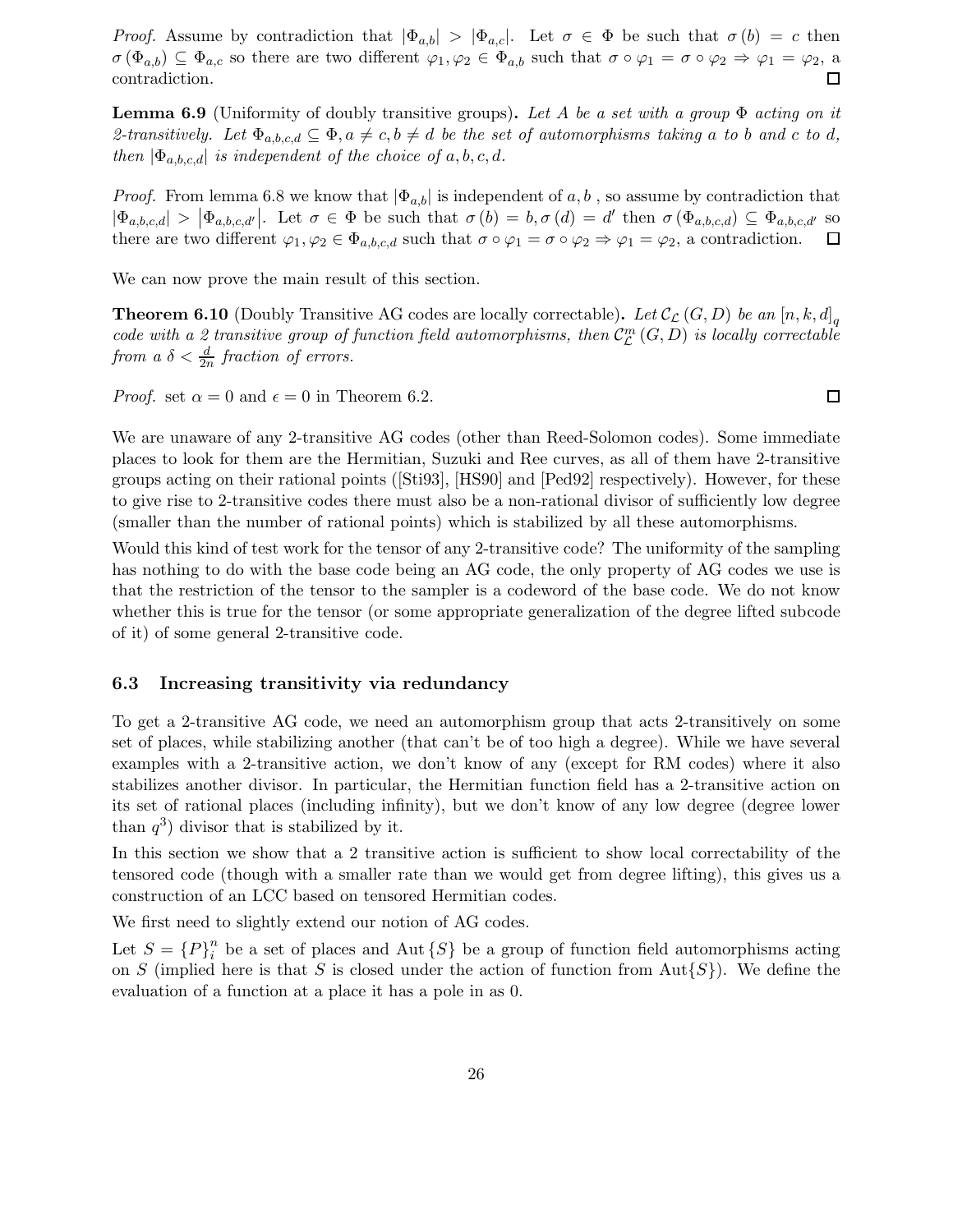*Proof.* Assume by contradiction that $|\Phi_{a,b}| > |\Phi_{a,c}|$. Let $\sigma \in \Phi$ be such that $\sigma(b) = c$ then $\sigma(\Phi_{a,b}) \subseteq \Phi_{a,c}$ so there are two different $\varphi_1, \varphi_2 \in \Phi_{a,b}$ such that $\sigma \circ \varphi_1 = \sigma \circ \varphi_2 \Rightarrow \varphi_1 = \varphi_2$, a contradiction. □

**Lemma 6.9** (Uniformity of doubly transitive groups)**.** *Let $A$ be a set with a group $\Phi$ acting on it 2-transitively. Let $\Phi_{a,b,c,d} \subseteq \Phi, a \neq c, b \neq d$ be the set of automorphisms taking $a$ to $b$ and $c$ to $d$, then $|\Phi_{a,b,c,d}|$ is independent of the choice of $a, b, c, d$.*

*Proof.* From lemma 6.8 we know that $|\Phi_{a,b}|$ is independent of $a, b$ , so assume by contradiction that $|\Phi_{a,b,c,d}| > |\Phi_{a,b,c,d'}|$. Let $\sigma \in \Phi$ be such that $\sigma(b) = b, \sigma(d) = d'$ then $\sigma(\Phi_{a,b,c,d}) \subseteq \Phi_{a,b,c,d'}$ so there are two different $\varphi_1, \varphi_2 \in \Phi_{a,b,c,d}$ such that $\sigma \circ \varphi_1 = \sigma \circ \varphi_2 \Rightarrow \varphi_1 = \varphi_2$, a contradiction. □

We can now prove the main result of this section.

**Theorem 6.10** (Doubly Transitive AG codes are locally correctable)**.** *Let $\mathcal{C}_{\mathcal{L}}(G, D)$ be an $[n, k, d]_q$ code with a 2 transitive group of function field automorphisms, then $\mathcal{C}^m_{\mathcal{L}}(G, D)$ is locally correctable from a $\delta < \frac{d}{2n}$ fraction of errors.*

*Proof.* set $\alpha = 0$ and $\epsilon = 0$ in Theorem 6.2. □

We are unaware of any 2-transitive AG codes (other than Reed-Solomon codes). Some immediate places to look for them are the Hermitian, Suzuki and Ree curves, as all of them have 2-transitive groups acting on their rational points ([Sti93], [HS90] and [Ped92] respectively). However, for these to give rise to 2-transitive codes there must also be a non-rational divisor of sufficiently low degree (smaller than the number of rational points) which is stabilized by all these automorphisms.

Would this kind of test work for the tensor of any 2-transitive code? The uniformity of the sampling has nothing to do with the base code being an AG code, the only property of AG codes we use is that the restriction of the tensor to the sampler is a codeword of the base code. We do not know whether this is true for the tensor (or some appropriate generalization of the degree lifted subcode of it) of some general 2-transitive code.

### 6.3 Increasing transitivity via redundancy

To get a 2-transitive AG code, we need an automorphism group that acts 2-transitively on some set of places, while stabilizing another (that can't be of too high a degree). While we have several examples with a 2-transitive action, we don't know of any (except for RM codes) where it also stabilizes another divisor. In particular, the Hermitian function field has a 2-transitive action on its set of rational places (including infinity), but we don't know of any low degree (degree lower than $q^3$) divisor that is stabilized by it.

In this section we show that a 2 transitive action is sufficient to show local correctability of the tensored code (though with a smaller rate than we would get from degree lifting), this gives us a construction of an LCC based on tensored Hermitian codes.

We first need to slightly extend our notion of AG codes.

Let $S = \{P\}_i^n$ be a set of places and $\text{Aut}\{S\}$ be a group of function field automorphisms acting on $S$ (implied here is that $S$ is closed under the action of function from $\text{Aut}\{S\}$). We define the evaluation of a function at a place it has a pole in as 0.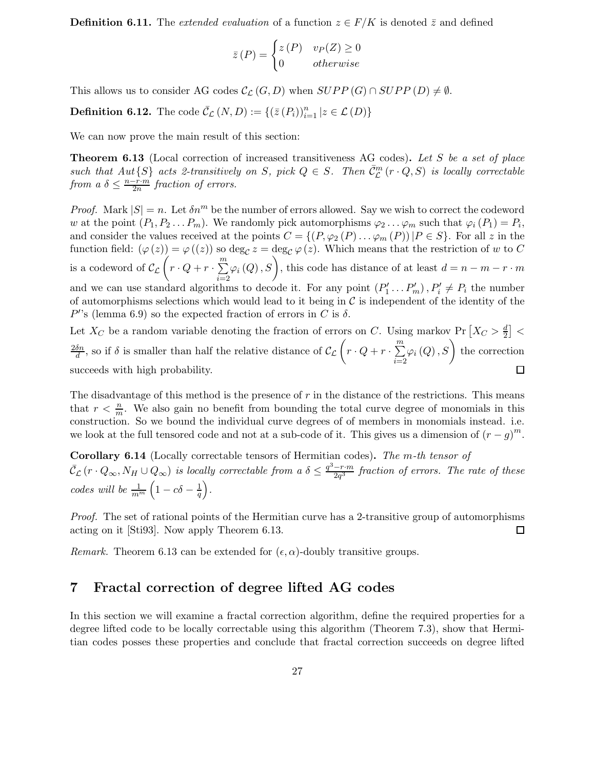**Definition 6.11.** The *extended evaluation* of a function $z \in F/K$ is denoted $\bar{z}$ and defined

$$\bar{z}(P) = \begin{cases} z(P) & v_P(Z) \geq 0 \\ 0 & otherwise \end{cases}$$

This allows us to consider AG codes $\mathcal{C}_{\mathcal{L}}(G, D)$ when $SUPP(G) \cap SUPP(D) \neq \emptyset$.

**Definition 6.12.** The code $\bar{\mathcal{C}}_{\mathcal{L}}(N, D) := \{(\bar{z}(P_i))_{i=1}^{n} \,|\, z \in \mathcal{L}(D)\}$

We can now prove the main result of this section:

**Theorem 6.13** (Local correction of increased transitiveness AG codes)**.** *Let $S$ be a set of place such that $Aut\{S\}$ acts 2-transitively on $S$, pick $Q \in S$. Then $\bar{\mathcal{C}}_{\mathcal{L}}^{m}(r \cdot Q, S)$ is locally correctable from a $\delta \leq \frac{n - r \cdot m}{2n}$ fraction of errors.*

*Proof.* Mark $|S| = n$. Let $\delta n^m$ be the number of errors allowed. Say we wish to correct the codeword $w$ at the point $(P_1, P_2 \ldots P_m)$. We randomly pick automorphisms $\varphi_2 \ldots \varphi_m$ such that $\varphi_i(P_1) = P_i$, and consider the values received at the points $C = \{(P, \varphi_2(P) \ldots \varphi_m(P)) \,|\, P \in S\}$. For all $z$ in the function field: $(\varphi(z)) = \varphi((z))$ so $\deg_{\mathcal{C}} z = \deg_{\mathcal{C}} \varphi(z)$. Which means that the restriction of $w$ to $C$ is a codeword of $\mathcal{C}_{\mathcal{L}}\left(r \cdot Q + r \cdot \sum_{i=2}^{m} \varphi_i(Q), S\right)$, this code has distance of at least $d = n - m - r \cdot m$ and we can use standard algorithms to decode it. For any point $(P'_1 \ldots P'_m), P'_i \neq P_i$ the number of automorphisms selections which would lead to it being in $\mathcal{C}$ is independent of the identity of the $P'$'s (lemma 6.9) so the expected fraction of errors in $C$ is $\delta$.

Let $X_C$ be a random variable denoting the fraction of errors on $C$. Using markov $\Pr\left[X_C > \frac{d}{2}\right] < \frac{2\delta n}{d}$, so if $\delta$ is smaller than half the relative distance of $\mathcal{C}_{\mathcal{L}}\left(r \cdot Q + r \cdot \sum_{i=2}^{m} \varphi_i(Q), S\right)$ the correction succeeds with high probability. □

The disadvantage of this method is the presence of $r$ in the distance of the restrictions. This means that $r < \frac{n}{m}$. We also gain no benefit from bounding the total curve degree of monomials in this construction. So we bound the individual curve degrees of of members in monomials instead. i.e. we look at the full tensored code and not at a sub-code of it. This gives us a dimension of $(r - g)^m$.

**Corollary 6.14** (Locally correctable tensors of Hermitian codes)**.** *The $m$-th tensor of $\bar{\mathcal{C}}_{\mathcal{L}}(r \cdot Q_\infty, N_H \cup Q_\infty)$ is locally correctable from a $\delta \leq \frac{q^3 - r \cdot m}{2q^3}$ fraction of errors. The rate of these codes will be $\frac{1}{m^m}\left(1 - c\delta - \frac{1}{q}\right)$.*

*Proof.* The set of rational points of the Hermitian curve has a 2-transitive group of automorphisms acting on it [Sti93]. Now apply Theorem 6.13. □

*Remark.* Theorem 6.13 can be extended for $(\epsilon, \alpha)$-doubly transitive groups.

# 7 Fractal correction of degree lifted AG codes

In this section we will examine a fractal correction algorithm, define the required properties for a degree lifted code to be locally correctable using this algorithm (Theorem 7.3), show that Hermitian codes posses these properties and conclude that fractal correction succeeds on degree lifted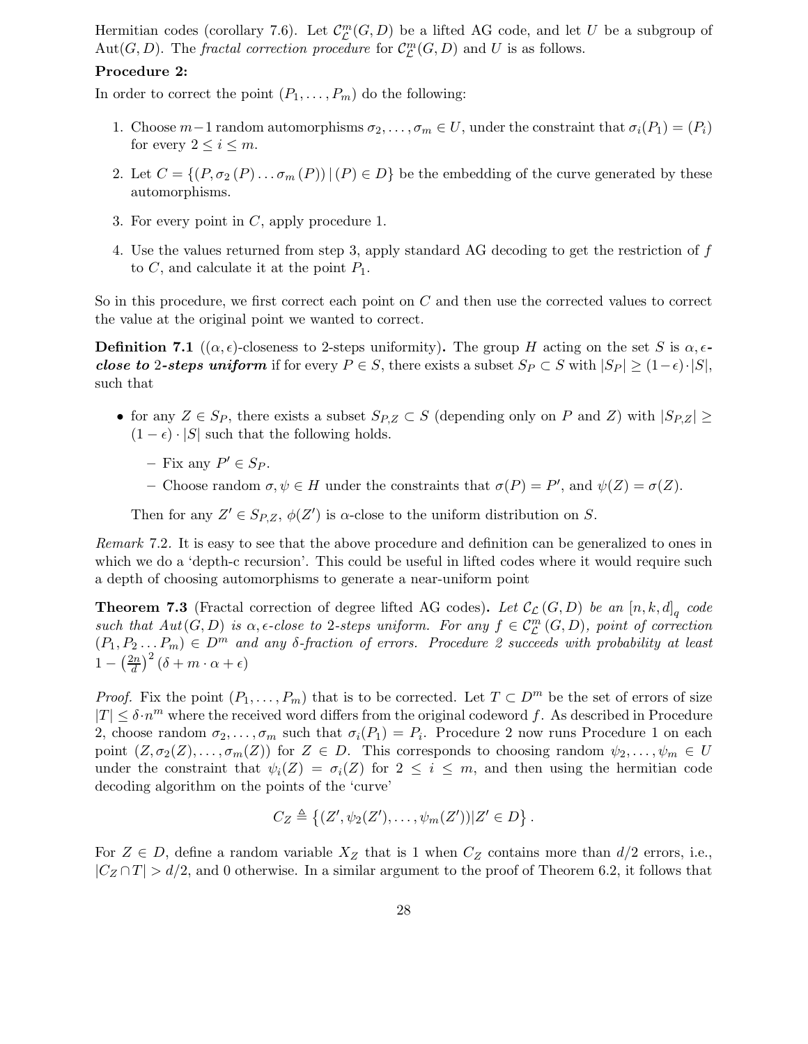Hermitian codes (corollary 7.6). Let $\mathcal{C}^m_{\mathcal{L}}(G, D)$ be a lifted AG code, and let $U$ be a subgroup of $\mathrm{Aut}(G, D)$. The *fractal correction procedure* for $\mathcal{C}^m_{\mathcal{L}}(G, D)$ and $U$ is as follows.

**Procedure 2:**

In order to correct the point $(P_1, \ldots, P_m)$ do the following:

1. Choose $m-1$ random automorphisms $\sigma_2, \ldots, \sigma_m \in U$, under the constraint that $\sigma_i(P_1) = (P_i)$ for every $2 \le i \le m$.
2. Let $C = \{(P, \sigma_2(P) \ldots \sigma_m(P)) \,|\, (P) \in D\}$ be the embedding of the curve generated by these automorphisms.
3. For every point in $C$, apply procedure 1.
4. Use the values returned from step 3, apply standard AG decoding to get the restriction of $f$ to $C$, and calculate it at the point $P_1$.

So in this procedure, we first correct each point on $C$ and then use the corrected values to correct the value at the original point we wanted to correct.

**Definition 7.1** (($\alpha, \epsilon$)-closeness to 2-steps uniformity)**.** The group $H$ acting on the set $S$ is ***$\alpha, \epsilon$-close to 2-steps uniform*** if for every $P \in S$, there exists a subset $S_P \subset S$ with $|S_P| \ge (1-\epsilon) \cdot |S|$, such that

- for any $Z \in S_P$, there exists a subset $S_{P,Z} \subset S$ (depending only on $P$ and $Z$) with $|S_{P,Z}| \ge (1-\epsilon) \cdot |S|$ such that the following holds.
  - Fix any $P' \in S_P$.
  - Choose random $\sigma, \psi \in H$ under the constraints that $\sigma(P) = P'$, and $\psi(Z) = \sigma(Z)$.

  Then for any $Z' \in S_{P,Z}$, $\phi(Z')$ is $\alpha$-close to the uniform distribution on $S$.

*Remark* 7.2. It is easy to see that the above procedure and definition can be generalized to ones in which we do a 'depth-c recursion'. This could be useful in lifted codes where it would require such a depth of choosing automorphisms to generate a near-uniform point

**Theorem 7.3** (Fractal correction of degree lifted AG codes)**.** *Let $\mathcal{C}_{\mathcal{L}}(G, D)$ be an $[n, k, d]_q$ code such that $Aut(G, D)$ is $\alpha, \epsilon$-close to 2-steps uniform. For any $f \in \mathcal{C}^m_{\mathcal{L}}(G, D)$, point of correction $(P_1, P_2 \ldots P_m) \in D^m$ and any $\delta$-fraction of errors. Procedure 2 succeeds with probability at least $1 - \left(\frac{2n}{d}\right)^2 (\delta + m \cdot \alpha + \epsilon)$*

*Proof.* Fix the point $(P_1, \ldots, P_m)$ that is to be corrected. Let $T \subset D^m$ be the set of errors of size $|T| \le \delta \cdot n^m$ where the received word differs from the original codeword $f$. As described in Procedure 2, choose random $\sigma_2, \ldots, \sigma_m$ such that $\sigma_i(P_1) = P_i$. Procedure 2 now runs Procedure 1 on each point $(Z, \sigma_2(Z), \ldots, \sigma_m(Z))$ for $Z \in D$. This corresponds to choosing random $\psi_2, \ldots, \psi_m \in U$ under the constraint that $\psi_i(Z) = \sigma_i(Z)$ for $2 \le i \le m$, and then using the hermitian code decoding algorithm on the points of the 'curve'

$$C_Z \triangleq \left\{(Z', \psi_2(Z'), \ldots, \psi_m(Z')) | Z' \in D\right\}.$$

For $Z \in D$, define a random variable $X_Z$ that is 1 when $C_Z$ contains more than $d/2$ errors, i.e., $|C_Z \cap T| > d/2$, and 0 otherwise. In a similar argument to the proof of Theorem 6.2, it follows that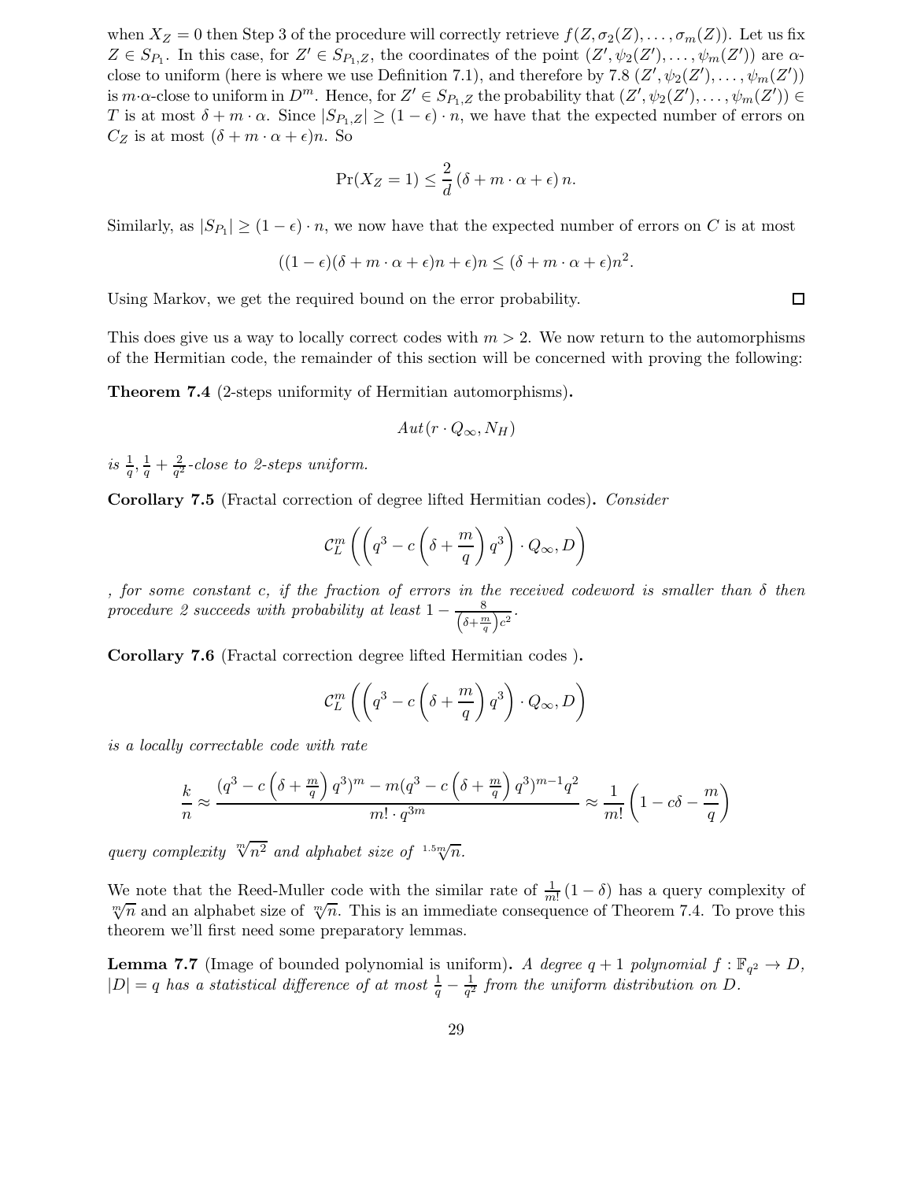when $X_Z = 0$ then Step 3 of the procedure will correctly retrieve $f(Z, \sigma_2(Z), \ldots, \sigma_m(Z))$. Let us fix $Z \in S_{P_1}$. In this case, for $Z' \in S_{P_1,Z}$, the coordinates of the point $(Z', \psi_2(Z'), \ldots, \psi_m(Z'))$ are $\alpha$-close to uniform (here is where we use Definition 7.1), and therefore by 7.8 $(Z', \psi_2(Z'), \ldots, \psi_m(Z'))$ is $m{\cdot}\alpha$-close to uniform in $D^m$. Hence, for $Z' \in S_{P_1,Z}$ the probability that $(Z', \psi_2(Z'), \ldots, \psi_m(Z')) \in T$ is at most $\delta + m \cdot \alpha$. Since $|S_{P_1,Z}| \geq (1-\epsilon) \cdot n$, we have that the expected number of errors on $C_Z$ is at most $(\delta + m \cdot \alpha + \epsilon)n$. So

$$\Pr(X_Z = 1) \leq \frac{2}{d} \left(\delta + m \cdot \alpha + \epsilon\right) n.$$

Similarly, as $|S_{P_1}| \geq (1-\epsilon) \cdot n$, we now have that the expected number of errors on $C$ is at most

$$((1-\epsilon)(\delta + m \cdot \alpha + \epsilon)n + \epsilon)n \leq (\delta + m \cdot \alpha + \epsilon)n^2.$$

Using Markov, we get the required bound on the error probability. ∎

This does give us a way to locally correct codes with $m > 2$. We now return to the automorphisms of the Hermitian code, the remainder of this section will be concerned with proving the following:

**Theorem 7.4** (2-steps uniformity of Hermitian automorphisms)**.**

$$Aut(r \cdot Q_\infty, N_H)$$

*is* $\frac{1}{q}, \frac{1}{q} + \frac{2}{q^2}$*-close to 2-steps uniform.*

**Corollary 7.5** (Fractal correction of degree lifted Hermitian codes)**.** *Consider*

$$\mathcal{C}_L^m \left( \left( q^3 - c \left( \delta + \frac{m}{q} \right) q^3 \right) \cdot Q_\infty, D \right)$$

*, for some constant $c$, if the fraction of errors in the received codeword is smaller than $\delta$ then procedure 2 succeeds with probability at least* $1 - \frac{8}{\left(\delta + \frac{m}{q}\right)c^2}$*.*

**Corollary 7.6** (Fractal correction degree lifted Hermitian codes )**.**

$$\mathcal{C}_L^m \left( \left( q^3 - c \left( \delta + \frac{m}{q} \right) q^3 \right) \cdot Q_\infty, D \right)$$

*is a locally correctable code with rate*

$$\frac{k}{n} \approx \frac{(q^3 - c\left(\delta + \frac{m}{q}\right) q^3)^m - m(q^3 - c\left(\delta + \frac{m}{q}\right) q^3)^{m-1} q^2}{m! \cdot q^{3m}} \approx \frac{1}{m!}\left(1 - c\delta - \frac{m}{q}\right)$$

*query complexity* $\sqrt[m]{n^2}$ *and alphabet size of* $\sqrt[1.5m]{n}$*.*

We note that the Reed-Muller code with the similar rate of $\frac{1}{m!}(1-\delta)$ has a query complexity of $\sqrt[m]{n}$ and an alphabet size of $\sqrt[m]{n}$. This is an immediate consequence of Theorem 7.4. To prove this theorem we'll first need some preparatory lemmas.

**Lemma 7.7** (Image of bounded polynomial is uniform)**.** *A degree $q+1$ polynomial $f : \mathbb{F}_{q^2} \to D$, $|D| = q$ has a statistical difference of at most* $\frac{1}{q} - \frac{1}{q^2}$ *from the uniform distribution on $D$.*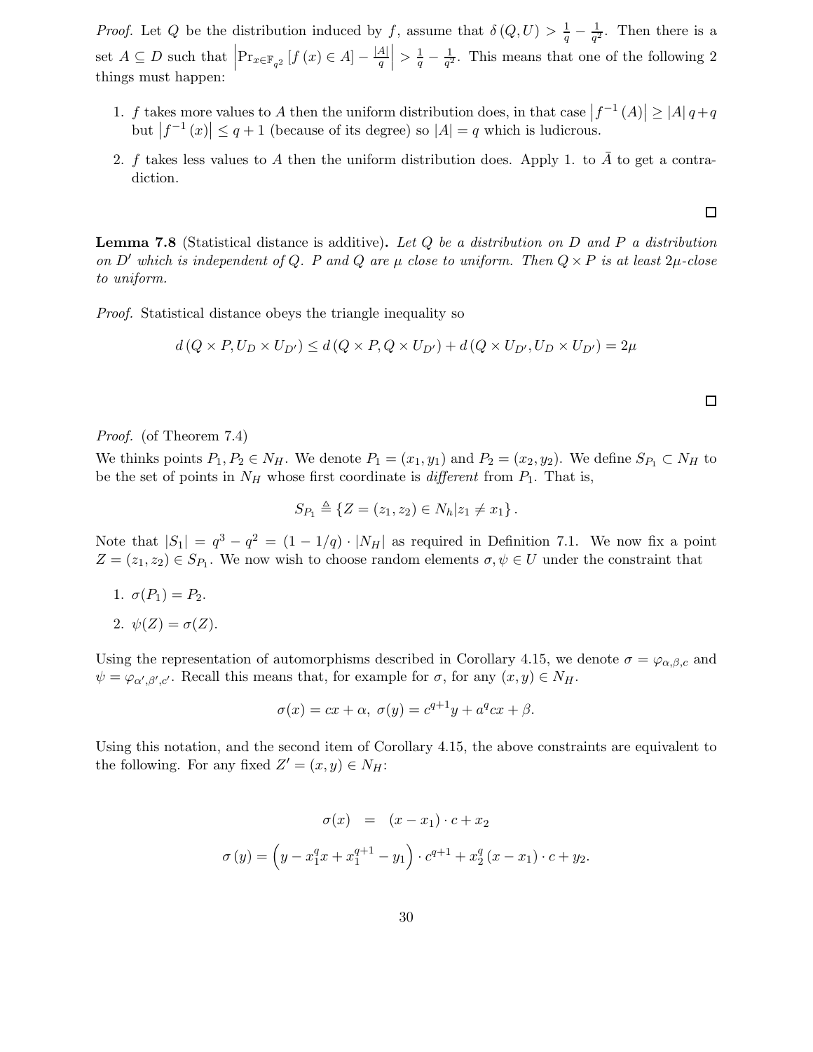*Proof.* Let $Q$ be the distribution induced by $f$, assume that $\delta(Q,U) > \frac{1}{q} - \frac{1}{q^2}$. Then there is a set $A \subseteq D$ such that $\left|\Pr_{x\in\mathbb{F}_{q^2}}[f(x) \in A] - \frac{|A|}{q}\right| > \frac{1}{q} - \frac{1}{q^2}$. This means that one of the following 2 things must happen:

1. $f$ takes more values to $A$ then the uniform distribution does, in that case $\left|f^{-1}(A)\right| \geq |A|q + q$ but $\left|f^{-1}(x)\right| \leq q+1$ (because of its degree) so $|A| = q$ which is ludicrous.
2. $f$ takes less values to $A$ then the uniform distribution does. Apply 1. to $\bar{A}$ to get a contradiction.

□

**Lemma 7.8** (Statistical distance is additive)**.** *Let $Q$ be a distribution on $D$ and $P$ a distribution on $D'$ which is independent of $Q$. $P$ and $Q$ are $\mu$ close to uniform. Then $Q \times P$ is at least $2\mu$-close to uniform.*

*Proof.* Statistical distance obeys the triangle inequality so

$$d(Q\times P, U_D \times U_{D'}) \leq d(Q\times P, Q \times U_{D'}) + d(Q\times U_{D'}, U_D \times U_{D'}) = 2\mu$$

□

*Proof.* (of Theorem 7.4)
We thinks points $P_1, P_2 \in N_H$. We denote $P_1 = (x_1, y_1)$ and $P_2 = (x_2, y_2)$. We define $S_{P_1} \subset N_H$ to be the set of points in $N_H$ whose first coordinate is *different* from $P_1$. That is,

$$S_{P_1} \triangleq \{Z = (z_1, z_2) \in N_h | z_1 \neq x_1\}.$$

Note that $|S_1| = q^3 - q^2 = (1 - 1/q)\cdot|N_H|$ as required in Definition 7.1. We now fix a point $Z = (z_1, z_2) \in S_{P_1}$. We now wish to choose random elements $\sigma, \psi \in U$ under the constraint that

1. $\sigma(P_1) = P_2$.
2. $\psi(Z) = \sigma(Z)$.

Using the representation of automorphisms described in Corollary 4.15, we denote $\sigma = \varphi_{\alpha,\beta,c}$ and $\psi = \varphi_{\alpha',\beta',c'}$. Recall this means that, for example for $\sigma$, for any $(x,y) \in N_H$.

$$\sigma(x) = cx + \alpha,\ \sigma(y) = c^{q+1}y + a^q cx + \beta.$$

Using this notation, and the second item of Corollary 4.15, the above constraints are equivalent to the following. For any fixed $Z' = (x,y) \in N_H$:

$$\sigma(x) \;=\; (x - x_1)\cdot c + x_2$$
$$\sigma(y) = \left(y - x_1^q x + x_1^{q+1} - y_1\right)\cdot c^{q+1} + x_2^q(x - x_1)\cdot c + y_2.$$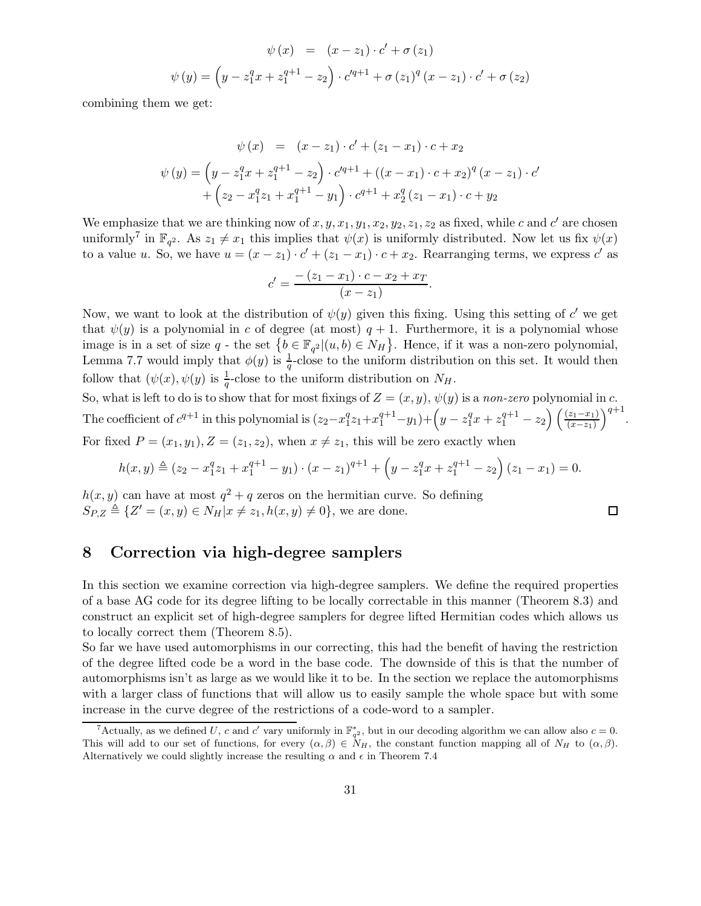$$\psi(x) \;=\; (x - z_1)\cdot c' + \sigma(z_1)$$

$$\psi(y) = \left(y - z_1^q x + z_1^{q+1} - z_2\right)\cdot c'^{q+1} + \sigma(z_1)^q (x - z_1)\cdot c' + \sigma(z_2)$$

combining them we get:

$$\psi(x) \;=\; (x - z_1)\cdot c' + (z_1 - x_1)\cdot c + x_2$$

$$\psi(y) = \left(y - z_1^q x + z_1^{q+1} - z_2\right)\cdot c'^{q+1} + \left((x - x_1)\cdot c + x_2\right)^q (x - z_1)\cdot c' + \left(z_2 - x_1^q z_1 + x_1^{q+1} - y_1\right)\cdot c^{q+1} + x_2^q (z_1 - x_1)\cdot c + y_2$$

We emphasize that we are thinking now of $x, y, x_1, y_1, x_2, y_2, z_1, z_2$ as fixed, while $c$ and $c'$ are chosen uniformly[7] in $\mathbb{F}_{q^2}$. As $z_1 \neq x_1$ this implies that $\psi(x)$ is uniformly distributed. Now let us fix $\psi(x)$ to a value $u$. So, we have $u = (x - z_1)\cdot c' + (z_1 - x_1)\cdot c + x_2$. Rearranging terms, we express $c'$ as

$$c' = \frac{-(z_1 - x_1)\cdot c - x_2 + x_T}{(x - z_1)}.$$

Now, we want to look at the distribution of $\psi(y)$ given this fixing. Using this setting of $c'$ we get that $\psi(y)$ is a polynomial in $c$ of degree (at most) $q + 1$. Furthermore, it is a polynomial whose image is in a set of size $q$ - the set $\left\{b \in \mathbb{F}_{q^2} | (u, b) \in N_H\right\}$. Hence, if it was a non-zero polynomial, Lemma 7.7 would imply that $\phi(y)$ is $\frac{1}{q}$-close to the uniform distribution on this set. It would then follow that $(\psi(x), \psi(y))$ is $\frac{1}{q}$-close to the uniform distribution on $N_H$.

So, what is left to do is to show that for most fixings of $Z = (x, y)$, $\psi(y)$ is a *non-zero* polynomial in $c$. The coefficient of $c^{q+1}$ in this polynomial is $(z_2 - x_1^q z_1 + x_1^{q+1} - y_1) + \left(y - z_1^q x + z_1^{q+1} - z_2\right)\left(\frac{(z_1 - x_1)}{(x - z_1)}\right)^{q+1}$.

For fixed $P = (x_1, y_1), Z = (z_1, z_2)$, when $x \neq z_1$, this will be zero exactly when

$$h(x, y) \triangleq (z_2 - x_1^q z_1 + x_1^{q+1} - y_1)\cdot (x - z_1)^{q+1} + \left(y - z_1^q x + z_1^{q+1} - z_2\right)(z_1 - x_1) = 0.$$

$h(x, y)$ can have at most $q^2 + q$ zeros on the hermitian curve. So defining $S_{P,Z} \triangleq \{Z' = (x, y) \in N_H | x \neq z_1, h(x, y) \neq 0\}$, we are done. □

## 8 Correction via high-degree samplers

In this section we examine correction via high-degree samplers. We define the required properties of a base AG code for its degree lifting to be locally correctable in this manner (Theorem 8.3) and construct an explicit set of high-degree samplers for degree lifted Hermitian codes which allows us to locally correct them (Theorem 8.5).

So far we have used automorphisms in our correcting, this had the benefit of having the restriction of the degree lifted code be a word in the base code. The downside of this is that the number of automorphisms isn't as large as we would like it to be. In the section we replace the automorphisms with a larger class of functions that will allow us to easily sample the whole space but with some increase in the curve degree of the restrictions of a code-word to a sampler.

[7] Actually, as we defined $U$, $c$ and $c'$ vary uniformly in $\mathbb{F}^*_{q^2}$, but in our decoding algorithm we can allow also $c = 0$. This will add to our set of functions, for every $(\alpha, \beta) \in N_H$, the constant function mapping all of $N_H$ to $(\alpha, \beta)$. Alternatively we could slightly increase the resulting $\alpha$ and $\epsilon$ in Theorem 7.4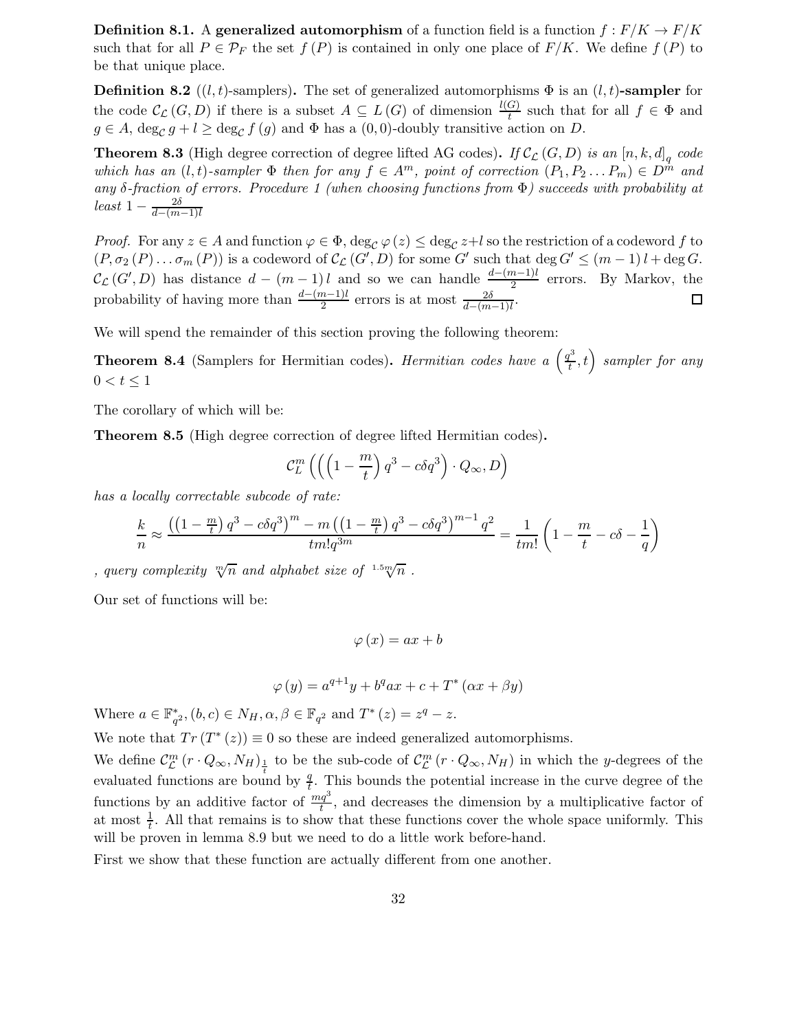**Definition 8.1.** A **generalized automorphism** of a function field is a function $f : F/K \to F/K$ such that for all $P \in \mathcal{P}_F$ the set $f(P)$ is contained in only one place of $F/K$. We define $f(P)$ to be that unique place.

**Definition 8.2** (($l,t$)-samplers)**.** The set of generalized automorphisms $\Phi$ is an $(l,t)$**-sampler** for the code $\mathcal{C}_{\mathcal{L}}(G,D)$ if there is a subset $A \subseteq L(G)$ of dimension $\frac{l(G)}{t}$ such that for all $f \in \Phi$ and $g \in A$, $\deg_{\mathcal{C}} g + l \geq \deg_{\mathcal{C}} f(g)$ and $\Phi$ has a $(0,0)$-doubly transitive action on $D$.

**Theorem 8.3** (High degree correction of degree lifted AG codes)**.** *If $\mathcal{C}_{\mathcal{L}}(G,D)$ is an $[n,k,d]_q$ code which has an $(l,t)$-sampler $\Phi$ then for any $f \in A^m$, point of correction $(P_1, P_2 \dots P_m) \in D^m$ and any $\delta$-fraction of errors. Procedure 1 (when choosing functions from $\Phi$) succeeds with probability at least $1 - \frac{2\delta}{d-(m-1)l}$*

*Proof.* For any $z \in A$ and function $\varphi \in \Phi$, $\deg_{\mathcal{C}} \varphi(z) \leq \deg_{\mathcal{C}} z + l$ so the restriction of a codeword $f$ to $(P, \sigma_2(P) \dots \sigma_m(P))$ is a codeword of $\mathcal{C}_{\mathcal{L}}(G', D)$ for some $G'$ such that $\deg G' \leq (m-1)l + \deg G$. $\mathcal{C}_{\mathcal{L}}(G', D)$ has distance $d - (m-1)l$ and so we can handle $\frac{d-(m-1)l}{2}$ errors. By Markov, the probability of having more than $\frac{d-(m-1)l}{2}$ errors is at most $\frac{2\delta}{d-(m-1)l}$. $\square$

We will spend the remainder of this section proving the following theorem:

**Theorem 8.4** (Samplers for Hermitian codes)**.** *Hermitian codes have a $\left(\frac{q^3}{t}, t\right)$ sampler for any $0 < t \leq 1$*

The corollary of which will be:

**Theorem 8.5** (High degree correction of degree lifted Hermitian codes)**.**

$$\mathcal{C}_L^m \left( \left( \left(1 - \frac{m}{t}\right) q^3 - c\delta q^3 \right) \cdot Q_\infty, D \right)$$

*has a locally correctable subcode of rate:*

$$\frac{k}{n} \approx \frac{\left(\left(1-\frac{m}{t}\right)q^3 - c\delta q^3\right)^m - m\left(\left(1-\frac{m}{t}\right)q^3 - c\delta q^3\right)^{m-1} q^2}{tm! q^{3m}} = \frac{1}{tm!}\left(1 - \frac{m}{t} - c\delta - \frac{1}{q}\right)$$

*, query complexity $\sqrt[m]{n}$ and alphabet size of $\sqrt[1.5m]{n}$ .*

Our set of functions will be:

$$\varphi(x) = ax + b$$

$$\varphi(y) = a^{q+1}y + b^q ax + c + T^*(\alpha x + \beta y)$$

Where $a \in \mathbb{F}_{q^2}^*, (b,c) \in N_H, \alpha, \beta \in \mathbb{F}_{q^2}$ and $T^*(z) = z^q - z$.

We note that $Tr(T^*(z)) \equiv 0$ so these are indeed generalized automorphisms.

We define $\mathcal{C}_{\mathcal{L}}^m(r \cdot Q_\infty, N_H)_{\frac{1}{t}}$ to be the sub-code of $\mathcal{C}_{\mathcal{L}}^m(r \cdot Q_\infty, N_H)$ in which the $y$-degrees of the evaluated functions are bound by $\frac{q}{t}$. This bounds the potential increase in the curve degree of the functions by an additive factor of $\frac{mq^3}{t}$, and decreases the dimension by a multiplicative factor of at most $\frac{1}{t}$. All that remains is to show that these functions cover the whole space uniformly. This will be proven in lemma 8.9 but we need to do a little work before-hand.

First we show that these function are actually different from one another.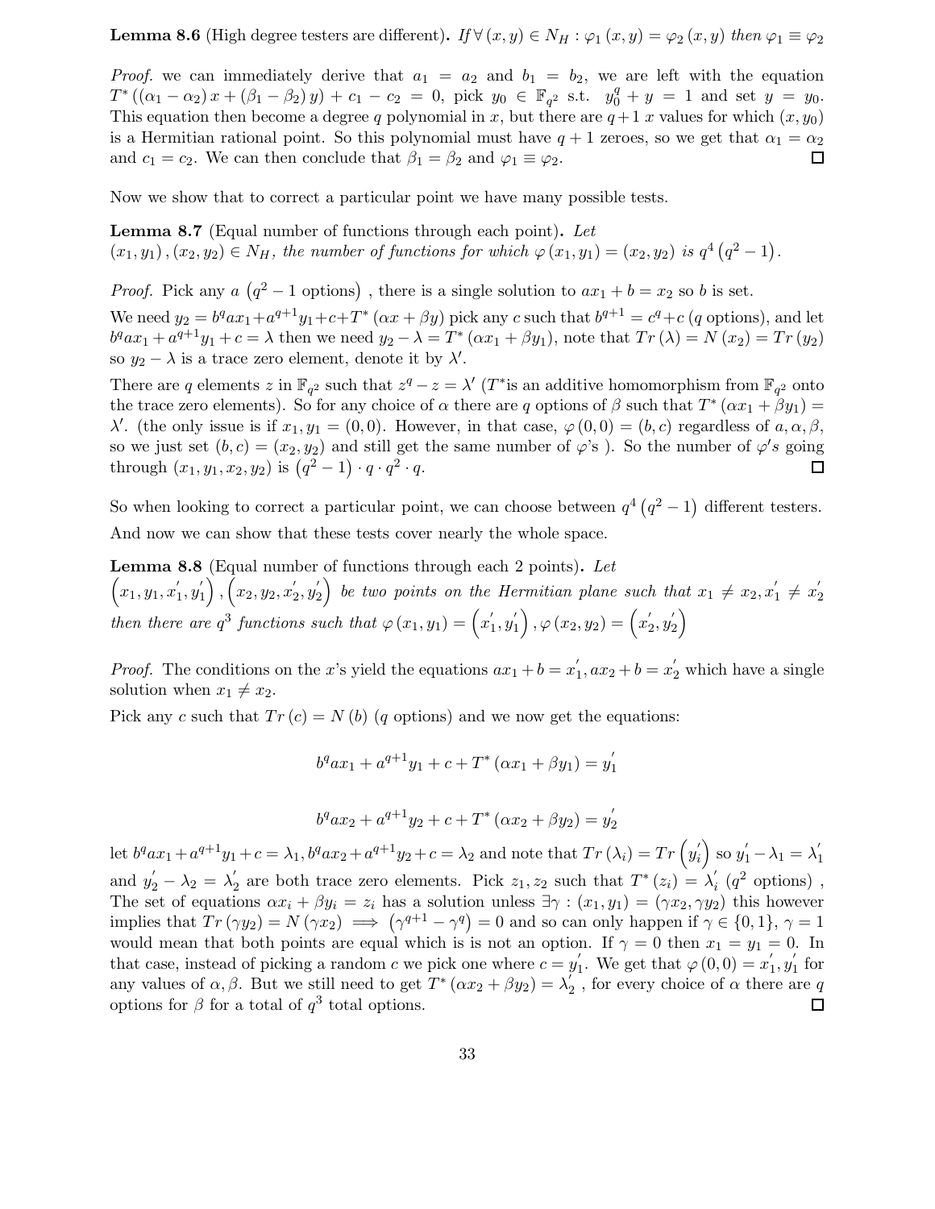**Lemma 8.6** (High degree testers are different)**.** *If* $\forall (x, y) \in N_H : \varphi_1 (x, y) = \varphi_2 (x, y)$ *then* $\varphi_1 \equiv \varphi_2$

*Proof.* we can immediately derive that $a_1 = a_2$ and $b_1 = b_2$, we are left with the equation $T^* ((\alpha_1 - \alpha_2) x + (\beta_1 - \beta_2) y) + c_1 - c_2 = 0$, pick $y_0 \in \mathbb{F}_{q^2}$ s.t. $y_0^q + y = 1$ and set $y = y_0$. This equation then become a degree $q$ polynomial in $x$, but there are $q+1$ $x$ values for which $(x, y_0)$ is a Hermitian rational point. So this polynomial must have $q+1$ zeroes, so we get that $\alpha_1 = \alpha_2$ and $c_1 = c_2$. We can then conclude that $\beta_1 = \beta_2$ and $\varphi_1 \equiv \varphi_2$. □

Now we show that to correct a particular point we have many possible tests.

**Lemma 8.7** (Equal number of functions through each point)**.** *Let* $(x_1, y_1), (x_2, y_2) \in N_H$*, the number of functions for which* $\varphi (x_1, y_1) = (x_2, y_2)$ *is* $q^4 (q^2 - 1)$*.*

*Proof.* Pick any $a$ $(q^2 - 1 \text{ options})$ , there is a single solution to $ax_1 + b = x_2$ so $b$ is set.

We need $y_2 = b^q a x_1 + a^{q+1} y_1 + c + T^* (\alpha x + \beta y)$ pick any $c$ such that $b^{q+1} = c^q + c$ ($q$ options), and let $b^q a x_1 + a^{q+1} y_1 + c = \lambda$ then we need $y_2 - \lambda = T^* (\alpha x_1 + \beta y_1)$, note that $Tr (\lambda) = N (x_2) = Tr (y_2)$ so $y_2 - \lambda$ is a trace zero element, denote it by $\lambda'$.

There are $q$ elements $z$ in $\mathbb{F}_{q^2}$ such that $z^q - z = \lambda'$ ($T^*$is an additive homomorphism from $\mathbb{F}_{q^2}$ onto the trace zero elements). So for any choice of $\alpha$ there are $q$ options of $\beta$ such that $T^* (\alpha x_1 + \beta y_1) = \lambda'$. (the only issue is if $x_1, y_1 = (0, 0)$. However, in that case, $\varphi (0, 0) = (b, c)$ regardless of $a, \alpha, \beta$, so we just set $(b, c) = (x_2, y_2)$ and still get the same number of $\varphi$'s ). So the number of $\varphi's$ going through $(x_1, y_1, x_2, y_2)$ is $(q^2 - 1) \cdot q \cdot q^2 \cdot q$. □

So when looking to correct a particular point, we can choose between $q^4 (q^2 - 1)$ different testers.

And now we can show that these tests cover nearly the whole space.

**Lemma 8.8** (Equal number of functions through each 2 points)**.** *Let* $\left(x_1, y_1, x_1', y_1'\right), \left(x_2, y_2, x_2', y_2'\right)$ *be two points on the Hermitian plane such that* $x_1 \neq x_2, x_1' \neq x_2'$ *then there are* $q^3$ *functions such that* $\varphi (x_1, y_1) = \left(x_1', y_1'\right), \varphi (x_2, y_2) = \left(x_2', y_2'\right)$

*Proof.* The conditions on the $x$'s yield the equations $ax_1 + b = x_1', ax_2 + b = x_2'$ which have a single solution when $x_1 \neq x_2$.

Pick any $c$ such that $Tr (c) = N (b)$ ($q$ options) and we now get the equations:

$$b^q a x_1 + a^{q+1} y_1 + c + T^* (\alpha x_1 + \beta y_1) = y_1'$$

$$b^q a x_2 + a^{q+1} y_2 + c + T^* (\alpha x_2 + \beta y_2) = y_2'$$

let $b^q a x_1 + a^{q+1} y_1 + c = \lambda_1, b^q a x_2 + a^{q+1} y_2 + c = \lambda_2$ and note that $Tr (\lambda_i) = Tr \left(y_i'\right)$ so $y_1' - \lambda_1 = \lambda_1'$ and $y_2' - \lambda_2 = \lambda_2'$ are both trace zero elements. Pick $z_1, z_2$ such that $T^* (z_i) = \lambda_i'$ ($q^2$ options) , The set of equations $\alpha x_i + \beta y_i = z_i$ has a solution unless $\exists \gamma : (x_1, y_1) = (\gamma x_2, \gamma y_2)$ this however implies that $Tr (\gamma y_2) = N (\gamma x_2) \implies (\gamma^{q+1} - \gamma^q) = 0$ and so can only happen if $\gamma \in \{0, 1\}$, $\gamma = 1$ would mean that both points are equal which is is not an option. If $\gamma = 0$ then $x_1 = y_1 = 0$. In that case, instead of picking a random $c$ we pick one where $c = y_1'$. We get that $\varphi (0, 0) = x_1', y_1'$ for any values of $\alpha, \beta$. But we still need to get $T^* (\alpha x_2 + \beta y_2) = \lambda_2'$ , for every choice of $\alpha$ there are $q$ options for $\beta$ for a total of $q^3$ total options. □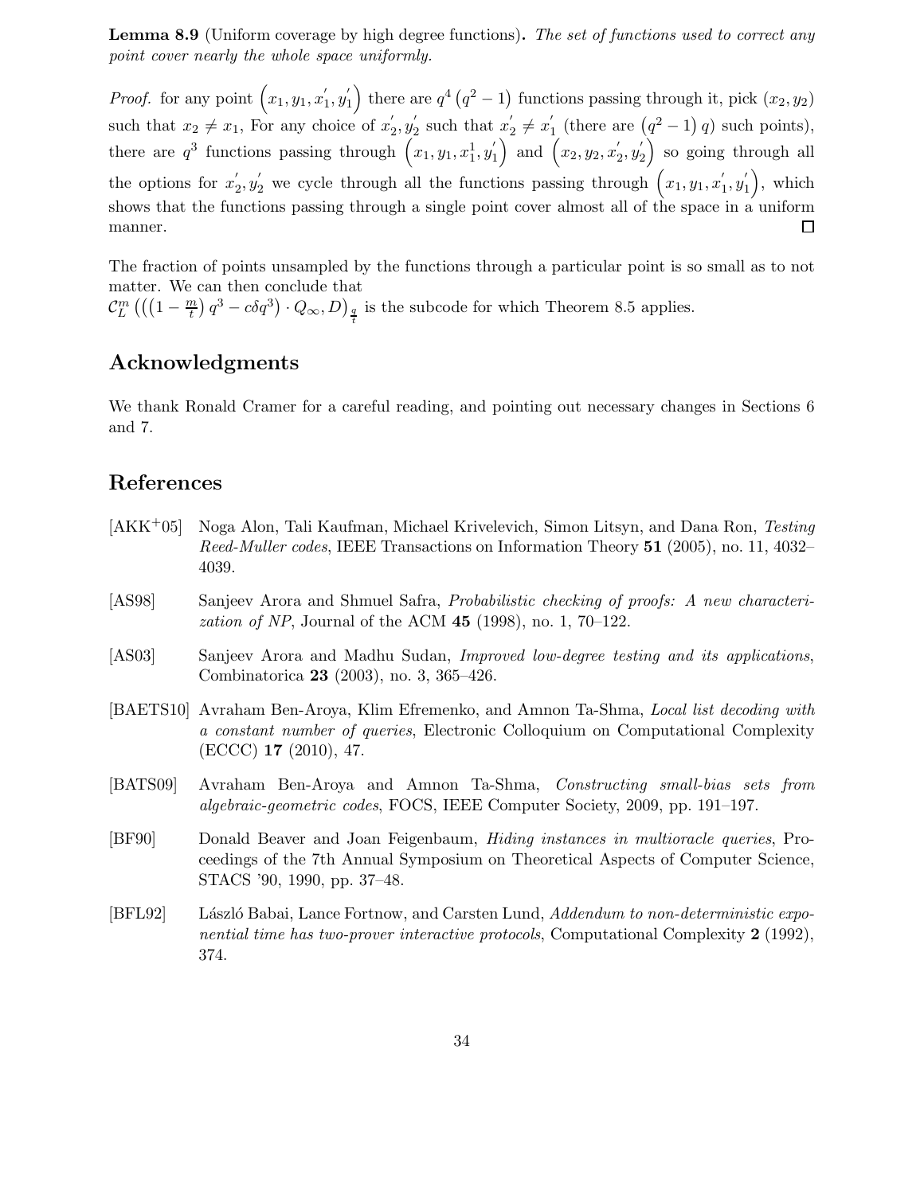**Lemma 8.9** (Uniform coverage by high degree functions)**.** *The set of functions used to correct any point cover nearly the whole space uniformly.*

*Proof.* for any point $\left(x_1, y_1, x_1^{'}, y_1^{'}\right)$ there are $q^4\left(q^2-1\right)$ functions passing through it, pick $(x_2, y_2)$ such that $x_2 \neq x_1$, For any choice of $x_2^{'}, y_2^{'}$ such that $x_2^{'} \neq x_1^{'}$ (there are $\left(q^2-1\right)q$) such points), there are $q^3$ functions passing through $\left(x_1, y_1, x_1^1, y_1^{'}\right)$ and $\left(x_2, y_2, x_2^{'}, y_2^{'}\right)$ so going through all the options for $x_2^{'}, y_2^{'}$ we cycle through all the functions passing through $\left(x_1, y_1, x_1^{'}, y_1^{'}\right)$, which shows that the functions passing through a single point cover almost all of the space in a uniform manner. □

The fraction of points unsampled by the functions through a particular point is so small as to not matter. We can then conclude that
$\mathcal{C}_L^m\left(\left(\left(1-\frac{m}{t}\right)q^3 - c\delta q^3\right)\cdot Q_\infty, D\right)_{\frac{q}{t}}$ is the subcode for which Theorem 8.5 applies.

## Acknowledgments

We thank Ronald Cramer for a careful reading, and pointing out necessary changes in Sections 6 and 7.

## References

[AKK+05] Noga Alon, Tali Kaufman, Michael Krivelevich, Simon Litsyn, and Dana Ron, *Testing Reed-Muller codes*, IEEE Transactions on Information Theory **51** (2005), no. 11, 4032–4039.

[AS98] Sanjeev Arora and Shmuel Safra, *Probabilistic checking of proofs: A new characterization of NP*, Journal of the ACM **45** (1998), no. 1, 70–122.

[AS03] Sanjeev Arora and Madhu Sudan, *Improved low-degree testing and its applications*, Combinatorica **23** (2003), no. 3, 365–426.

[BAETS10] Avraham Ben-Aroya, Klim Efremenko, and Amnon Ta-Shma, *Local list decoding with a constant number of queries*, Electronic Colloquium on Computational Complexity (ECCC) **17** (2010), 47.

[BATS09] Avraham Ben-Aroya and Amnon Ta-Shma, *Constructing small-bias sets from algebraic-geometric codes*, FOCS, IEEE Computer Society, 2009, pp. 191–197.

[BF90] Donald Beaver and Joan Feigenbaum, *Hiding instances in multioracle queries*, Proceedings of the 7th Annual Symposium on Theoretical Aspects of Computer Science, STACS '90, 1990, pp. 37–48.

[BFL92] László Babai, Lance Fortnow, and Carsten Lund, *Addendum to non-deterministic exponential time has two-prover interactive protocols*, Computational Complexity **2** (1992), 374.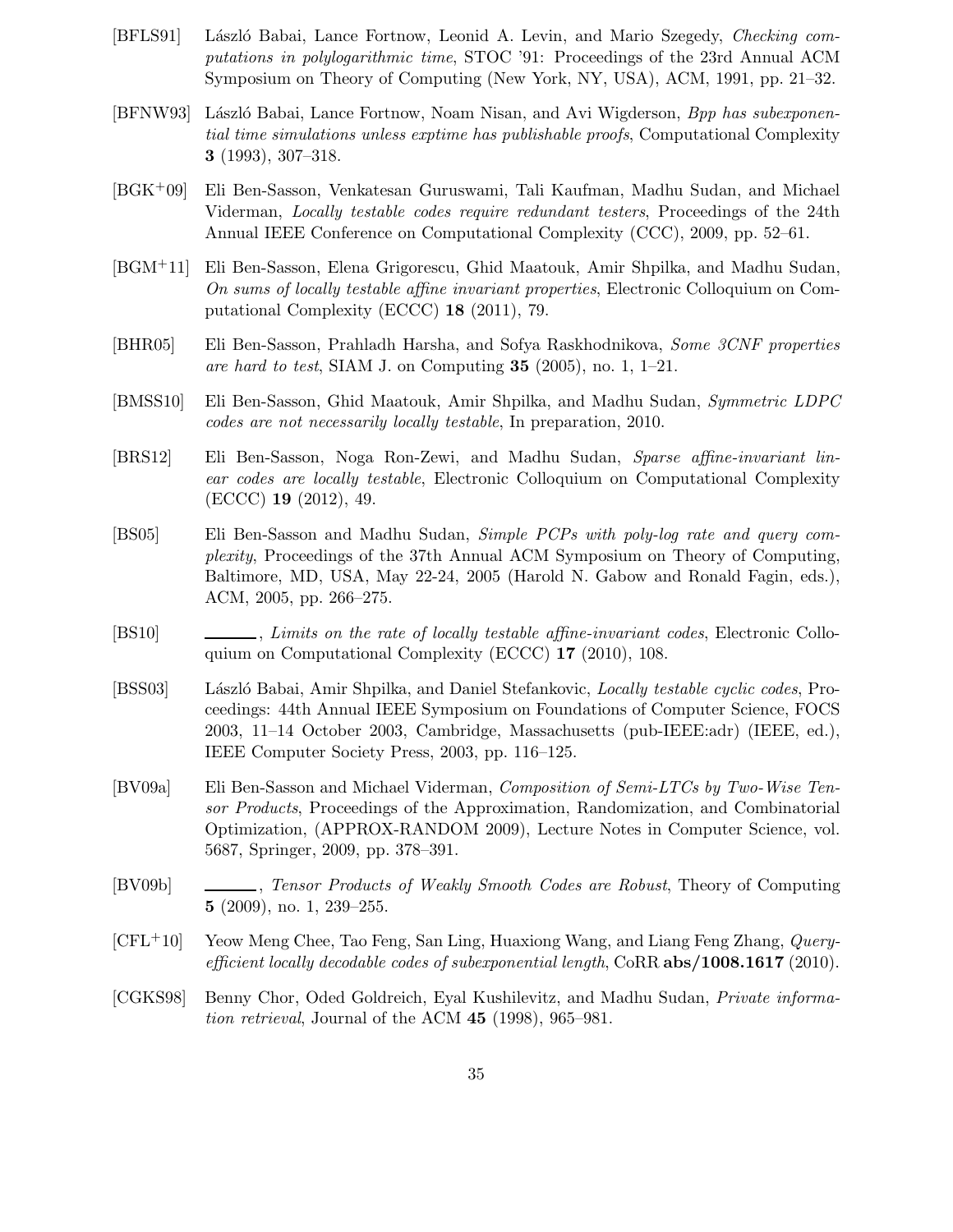[BFLS91] László Babai, Lance Fortnow, Leonid A. Levin, and Mario Szegedy, *Checking computations in polylogarithmic time*, STOC '91: Proceedings of the 23rd Annual ACM Symposium on Theory of Computing (New York, NY, USA), ACM, 1991, pp. 21–32.

[BFNW93] László Babai, Lance Fortnow, Noam Nisan, and Avi Wigderson, *Bpp has subexponential time simulations unless exptime has publishable proofs*, Computational Complexity **3** (1993), 307–318.

[BGK+09] Eli Ben-Sasson, Venkatesan Guruswami, Tali Kaufman, Madhu Sudan, and Michael Viderman, *Locally testable codes require redundant testers*, Proceedings of the 24th Annual IEEE Conference on Computational Complexity (CCC), 2009, pp. 52–61.

[BGM+11] Eli Ben-Sasson, Elena Grigorescu, Ghid Maatouk, Amir Shpilka, and Madhu Sudan, *On sums of locally testable affine invariant properties*, Electronic Colloquium on Computational Complexity (ECCC) **18** (2011), 79.

[BHR05] Eli Ben-Sasson, Prahladh Harsha, and Sofya Raskhodnikova, *Some 3CNF properties are hard to test*, SIAM J. on Computing **35** (2005), no. 1, 1–21.

[BMSS10] Eli Ben-Sasson, Ghid Maatouk, Amir Shpilka, and Madhu Sudan, *Symmetric LDPC codes are not necessarily locally testable*, In preparation, 2010.

[BRS12] Eli Ben-Sasson, Noga Ron-Zewi, and Madhu Sudan, *Sparse affine-invariant linear codes are locally testable*, Electronic Colloquium on Computational Complexity (ECCC) **19** (2012), 49.

[BS05] Eli Ben-Sasson and Madhu Sudan, *Simple PCPs with poly-log rate and query complexity*, Proceedings of the 37th Annual ACM Symposium on Theory of Computing, Baltimore, MD, USA, May 22-24, 2005 (Harold N. Gabow and Ronald Fagin, eds.), ACM, 2005, pp. 266–275.

[BS10] ———, *Limits on the rate of locally testable affine-invariant codes*, Electronic Colloquium on Computational Complexity (ECCC) **17** (2010), 108.

[BSS03] László Babai, Amir Shpilka, and Daniel Stefankovic, *Locally testable cyclic codes*, Proceedings: 44th Annual IEEE Symposium on Foundations of Computer Science, FOCS 2003, 11–14 October 2003, Cambridge, Massachusetts (pub-IEEE:adr) (IEEE, ed.), IEEE Computer Society Press, 2003, pp. 116–125.

[BV09a] Eli Ben-Sasson and Michael Viderman, *Composition of Semi-LTCs by Two-Wise Tensor Products*, Proceedings of the Approximation, Randomization, and Combinatorial Optimization, (APPROX-RANDOM 2009), Lecture Notes in Computer Science, vol. 5687, Springer, 2009, pp. 378–391.

[BV09b] ———, *Tensor Products of Weakly Smooth Codes are Robust*, Theory of Computing **5** (2009), no. 1, 239–255.

[CFL+10] Yeow Meng Chee, Tao Feng, San Ling, Huaxiong Wang, and Liang Feng Zhang, *Query-efficient locally decodable codes of subexponential length*, CoRR **abs/1008.1617** (2010).

[CGKS98] Benny Chor, Oded Goldreich, Eyal Kushilevitz, and Madhu Sudan, *Private information retrieval*, Journal of the ACM **45** (1998), 965–981.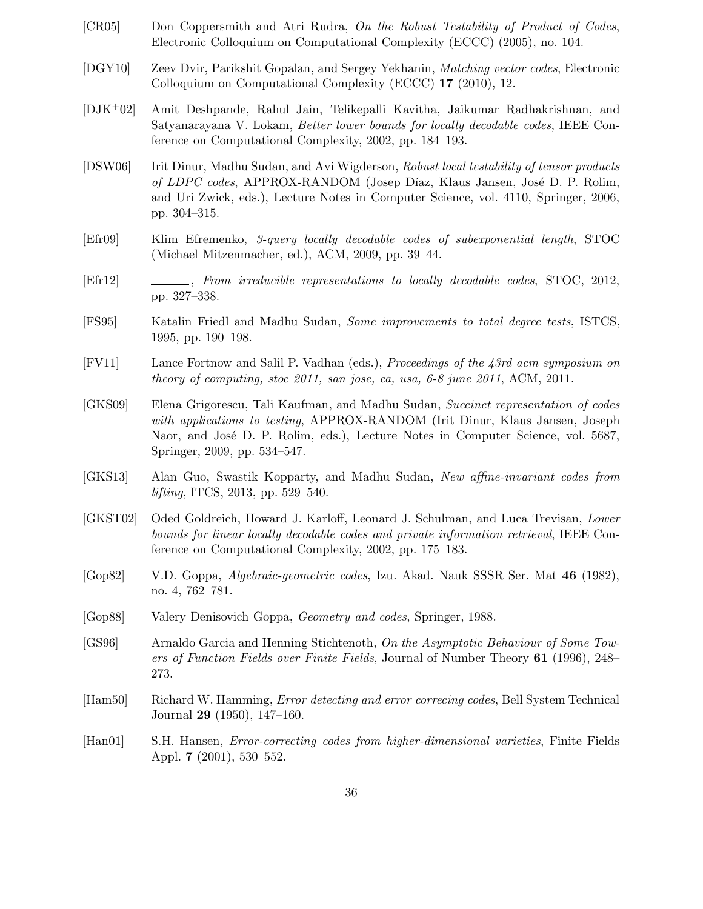[CR05] Don Coppersmith and Atri Rudra, *On the Robust Testability of Product of Codes*, Electronic Colloquium on Computational Complexity (ECCC) (2005), no. 104.

[DGY10] Zeev Dvir, Parikshit Gopalan, and Sergey Yekhanin, *Matching vector codes*, Electronic Colloquium on Computational Complexity (ECCC) **17** (2010), 12.

[DJK+02] Amit Deshpande, Rahul Jain, Telikepalli Kavitha, Jaikumar Radhakrishnan, and Satyanarayana V. Lokam, *Better lower bounds for locally decodable codes*, IEEE Conference on Computational Complexity, 2002, pp. 184–193.

[DSW06] Irit Dinur, Madhu Sudan, and Avi Wigderson, *Robust local testability of tensor products of LDPC codes*, APPROX-RANDOM (Josep Díaz, Klaus Jansen, José D. P. Rolim, and Uri Zwick, eds.), Lecture Notes in Computer Science, vol. 4110, Springer, 2006, pp. 304–315.

[Efr09] Klim Efremenko, *3-query locally decodable codes of subexponential length*, STOC (Michael Mitzenmacher, ed.), ACM, 2009, pp. 39–44.

[Efr12] ______, *From irreducible representations to locally decodable codes*, STOC, 2012, pp. 327–338.

[FS95] Katalin Friedl and Madhu Sudan, *Some improvements to total degree tests*, ISTCS, 1995, pp. 190–198.

[FV11] Lance Fortnow and Salil P. Vadhan (eds.), *Proceedings of the 43rd acm symposium on theory of computing, stoc 2011, san jose, ca, usa, 6-8 june 2011*, ACM, 2011.

[GKS09] Elena Grigorescu, Tali Kaufman, and Madhu Sudan, *Succinct representation of codes with applications to testing*, APPROX-RANDOM (Irit Dinur, Klaus Jansen, Joseph Naor, and José D. P. Rolim, eds.), Lecture Notes in Computer Science, vol. 5687, Springer, 2009, pp. 534–547.

[GKS13] Alan Guo, Swastik Kopparty, and Madhu Sudan, *New affine-invariant codes from lifting*, ITCS, 2013, pp. 529–540.

[GKST02] Oded Goldreich, Howard J. Karloff, Leonard J. Schulman, and Luca Trevisan, *Lower bounds for linear locally decodable codes and private information retrieval*, IEEE Conference on Computational Complexity, 2002, pp. 175–183.

[Gop82] V.D. Goppa, *Algebraic-geometric codes*, Izu. Akad. Nauk SSSR Ser. Mat **46** (1982), no. 4, 762–781.

[Gop88] Valery Denisovich Goppa, *Geometry and codes*, Springer, 1988.

[GS96] Arnaldo Garcia and Henning Stichtenoth, *On the Asymptotic Behaviour of Some Towers of Function Fields over Finite Fields*, Journal of Number Theory **61** (1996), 248–273.

[Ham50] Richard W. Hamming, *Error detecting and error correcing codes*, Bell System Technical Journal **29** (1950), 147–160.

[Han01] S.H. Hansen, *Error-correcting codes from higher-dimensional varieties*, Finite Fields Appl. **7** (2001), 530–552.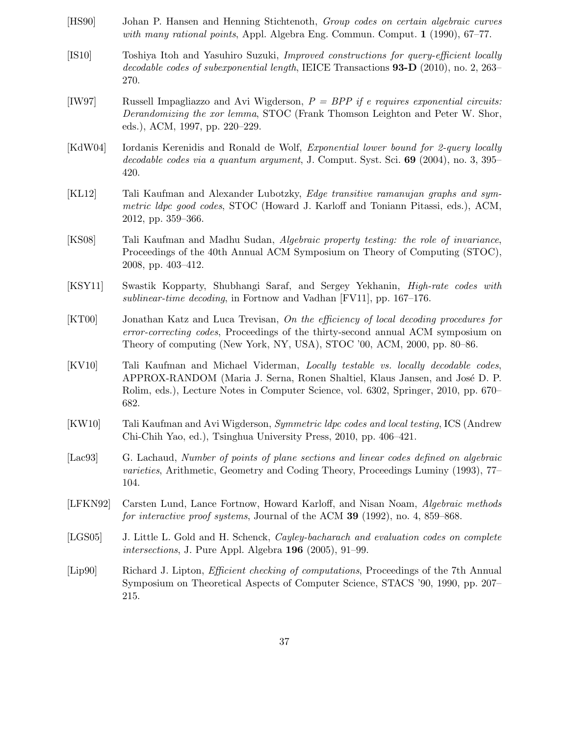[HS90] Johan P. Hansen and Henning Stichtenoth, *Group codes on certain algebraic curves with many rational points*, Appl. Algebra Eng. Commun. Comput. **1** (1990), 67–77.

[IS10] Toshiya Itoh and Yasuhiro Suzuki, *Improved constructions for query-efficient locally decodable codes of subexponential length*, IEICE Transactions **93-D** (2010), no. 2, 263–270.

[IW97] Russell Impagliazzo and Avi Wigderson, *$P = BPP$ if e requires exponential circuits: Derandomizing the xor lemma*, STOC (Frank Thomson Leighton and Peter W. Shor, eds.), ACM, 1997, pp. 220–229.

[KdW04] Iordanis Kerenidis and Ronald de Wolf, *Exponential lower bound for 2-query locally decodable codes via a quantum argument*, J. Comput. Syst. Sci. **69** (2004), no. 3, 395–420.

[KL12] Tali Kaufman and Alexander Lubotzky, *Edge transitive ramanujan graphs and symmetric ldpc good codes*, STOC (Howard J. Karloff and Toniann Pitassi, eds.), ACM, 2012, pp. 359–366.

[KS08] Tali Kaufman and Madhu Sudan, *Algebraic property testing: the role of invariance*, Proceedings of the 40th Annual ACM Symposium on Theory of Computing (STOC), 2008, pp. 403–412.

[KSY11] Swastik Kopparty, Shubhangi Saraf, and Sergey Yekhanin, *High-rate codes with sublinear-time decoding*, in Fortnow and Vadhan [FV11], pp. 167–176.

[KT00] Jonathan Katz and Luca Trevisan, *On the efficiency of local decoding procedures for error-correcting codes*, Proceedings of the thirty-second annual ACM symposium on Theory of computing (New York, NY, USA), STOC '00, ACM, 2000, pp. 80–86.

[KV10] Tali Kaufman and Michael Viderman, *Locally testable vs. locally decodable codes*, APPROX-RANDOM (Maria J. Serna, Ronen Shaltiel, Klaus Jansen, and José D. P. Rolim, eds.), Lecture Notes in Computer Science, vol. 6302, Springer, 2010, pp. 670–682.

[KW10] Tali Kaufman and Avi Wigderson, *Symmetric ldpc codes and local testing*, ICS (Andrew Chi-Chih Yao, ed.), Tsinghua University Press, 2010, pp. 406–421.

[Lac93] G. Lachaud, *Number of points of plane sections and linear codes defined on algebraic varieties*, Arithmetic, Geometry and Coding Theory, Proceedings Luminy (1993), 77–104.

[LFKN92] Carsten Lund, Lance Fortnow, Howard Karloff, and Nisan Noam, *Algebraic methods for interactive proof systems*, Journal of the ACM **39** (1992), no. 4, 859–868.

[LGS05] J. Little L. Gold and H. Schenck, *Cayley-bacharach and evaluation codes on complete intersections*, J. Pure Appl. Algebra **196** (2005), 91–99.

[Lip90] Richard J. Lipton, *Efficient checking of computations*, Proceedings of the 7th Annual Symposium on Theoretical Aspects of Computer Science, STACS '90, 1990, pp. 207–215.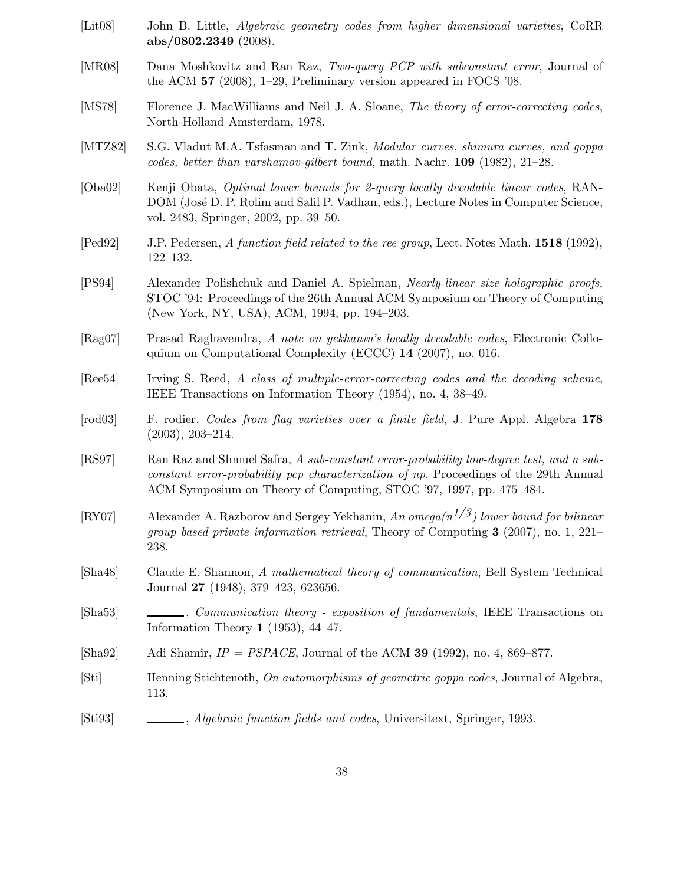[Lit08] John B. Little, *Algebraic geometry codes from higher dimensional varieties*, CoRR **abs/0802.2349** (2008).

[MR08] Dana Moshkovitz and Ran Raz, *Two-query PCP with subconstant error*, Journal of the ACM **57** (2008), 1–29, Preliminary version appeared in FOCS '08.

[MS78] Florence J. MacWilliams and Neil J. A. Sloane, *The theory of error-correcting codes*, North-Holland Amsterdam, 1978.

[MTZ82] S.G. Vladut M.A. Tsfasman and T. Zink, *Modular curves, shimura curves, and goppa codes, better than varshamov-gilbert bound*, math. Nachr. **109** (1982), 21–28.

[Oba02] Kenji Obata, *Optimal lower bounds for 2-query locally decodable linear codes*, RANDOM (José D. P. Rolim and Salil P. Vadhan, eds.), Lecture Notes in Computer Science, vol. 2483, Springer, 2002, pp. 39–50.

[Ped92] J.P. Pedersen, *A function field related to the ree group*, Lect. Notes Math. **1518** (1992), 122–132.

[PS94] Alexander Polishchuk and Daniel A. Spielman, *Nearly-linear size holographic proofs*, STOC '94: Proceedings of the 26th Annual ACM Symposium on Theory of Computing (New York, NY, USA), ACM, 1994, pp. 194–203.

[Rag07] Prasad Raghavendra, *A note on yekhanin's locally decodable codes*, Electronic Colloquium on Computational Complexity (ECCC) **14** (2007), no. 016.

[Ree54] Irving S. Reed, *A class of multiple-error-correcting codes and the decoding scheme*, IEEE Transactions on Information Theory (1954), no. 4, 38–49.

[rod03] F. rodier, *Codes from flag varieties over a finite field*, J. Pure Appl. Algebra **178** (2003), 203–214.

[RS97] Ran Raz and Shmuel Safra, *A sub-constant error-probability low-degree test, and a sub-constant error-probability pcp characterization of np*, Proceedings of the 29th Annual ACM Symposium on Theory of Computing, STOC '97, 1997, pp. 475–484.

[RY07] Alexander A. Razborov and Sergey Yekhanin, *An omega($n^{1/3}$) lower bound for bilinear group based private information retrieval*, Theory of Computing **3** (2007), no. 1, 221–238.

[Sha48] Claude E. Shannon, *A mathematical theory of communication*, Bell System Technical Journal **27** (1948), 379–423, 623656.

[Sha53] ______, *Communication theory - exposition of fundamentals*, IEEE Transactions on Information Theory **1** (1953), 44–47.

[Sha92] Adi Shamir, *IP = PSPACE*, Journal of the ACM **39** (1992), no. 4, 869–877.

[Sti] Henning Stichtenoth, *On automorphisms of geometric goppa codes*, Journal of Algebra, 113.

[Sti93] ______, *Algebraic function fields and codes*, Universitext, Springer, 1993.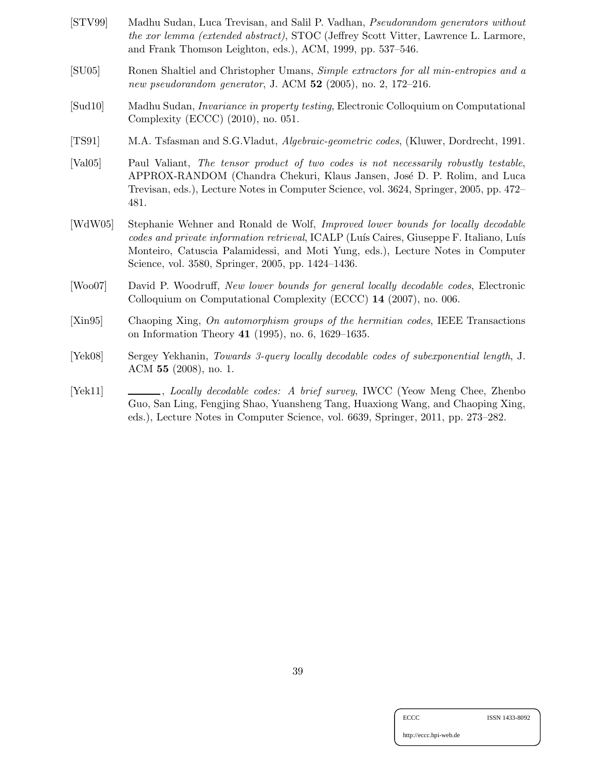[STV99] Madhu Sudan, Luca Trevisan, and Salil P. Vadhan, *Pseudorandom generators without the xor lemma (extended abstract)*, STOC (Jeffrey Scott Vitter, Lawrence L. Larmore, and Frank Thomson Leighton, eds.), ACM, 1999, pp. 537–546.

[SU05] Ronen Shaltiel and Christopher Umans, *Simple extractors for all min-entropies and a new pseudorandom generator*, J. ACM **52** (2005), no. 2, 172–216.

[Sud10] Madhu Sudan, *Invariance in property testing*, Electronic Colloquium on Computational Complexity (ECCC) (2010), no. 051.

[TS91] M.A. Tsfasman and S.G.Vladut, *Algebraic-geometric codes*, (Kluwer, Dordrecht, 1991.

[Val05] Paul Valiant, *The tensor product of two codes is not necessarily robustly testable*, APPROX-RANDOM (Chandra Chekuri, Klaus Jansen, José D. P. Rolim, and Luca Trevisan, eds.), Lecture Notes in Computer Science, vol. 3624, Springer, 2005, pp. 472–481.

[WdW05] Stephanie Wehner and Ronald de Wolf, *Improved lower bounds for locally decodable codes and private information retrieval*, ICALP (Luís Caires, Giuseppe F. Italiano, Luís Monteiro, Catuscia Palamidessi, and Moti Yung, eds.), Lecture Notes in Computer Science, vol. 3580, Springer, 2005, pp. 1424–1436.

[Woo07] David P. Woodruff, *New lower bounds for general locally decodable codes*, Electronic Colloquium on Computational Complexity (ECCC) **14** (2007), no. 006.

[Xin95] Chaoping Xing, *On automorphism groups of the hermitian codes*, IEEE Transactions on Information Theory **41** (1995), no. 6, 1629–1635.

[Yek08] Sergey Yekhanin, *Towards 3-query locally decodable codes of subexponential length*, J. ACM **55** (2008), no. 1.

[Yek11] ______, *Locally decodable codes: A brief survey*, IWCC (Yeow Meng Chee, Zhenbo Guo, San Ling, Fengjing Shao, Yuansheng Tang, Huaxiong Wang, and Chaoping Xing, eds.), Lecture Notes in Computer Science, vol. 6639, Springer, 2011, pp. 273–282.

ECCC ISSN 1433-8092

http://eccc.hpi-web.de